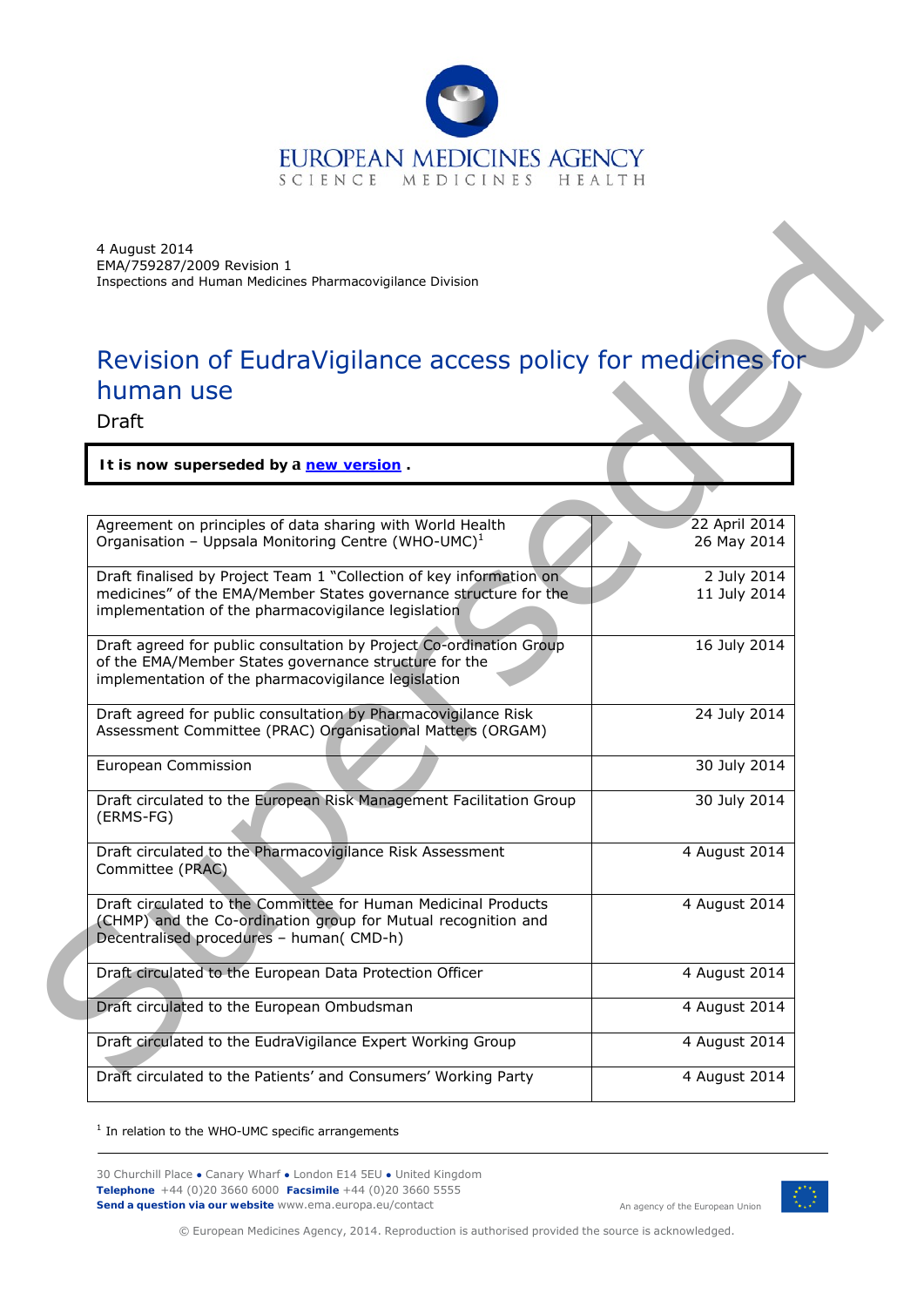EUROPEAN MEDICINES AGENCY
SCIENCE MEDICINES HEALTH

4 August 2014
EMA/759287/2009 Revision 1
Inspections and Human Medicines Pharmacovigilance Division

# Revision of EudraVigilance access policy for medicines for human use

Draft

**It is now superseded by a new version.**

| | |
|---|---|
| Agreement on principles of data sharing with World Health Organisation – Uppsala Monitoring Centre (WHO-UMC)[1] | 22 April 2014<br>26 May 2014 |
| Draft finalised by Project Team 1 "Collection of key information on medicines" of the EMA/Member States governance structure for the implementation of the pharmacovigilance legislation | 2 July 2014<br>11 July 2014 |
| Draft agreed for public consultation by Project Co-ordination Group of the EMA/Member States governance structure for the implementation of the pharmacovigilance legislation | 16 July 2014 |
| Draft agreed for public consultation by Pharmacovigilance Risk Assessment Committee (PRAC) Organisational Matters (ORGAM) | 24 July 2014 |
| European Commission | 30 July 2014 |
| Draft circulated to the European Risk Management Facilitation Group (ERMS-FG) | 30 July 2014 |
| Draft circulated to the Pharmacovigilance Risk Assessment Committee (PRAC) | 4 August 2014 |
| Draft circulated to the Committee for Human Medicinal Products (CHMP) and the Co-ordination group for Mutual recognition and Decentralised procedures – human( CMD-h) | 4 August 2014 |
| Draft circulated to the European Data Protection Officer | 4 August 2014 |
| Draft circulated to the European Ombudsman | 4 August 2014 |
| Draft circulated to the EudraVigilance Expert Working Group | 4 August 2014 |
| Draft circulated to the Patients' and Consumers' Working Party | 4 August 2014 |

[1] In relation to the WHO-UMC specific arrangements

30 Churchill Place ● Canary Wharf ● London E14 5EU ● United Kingdom
**Telephone** +44 (0)20 3660 6000 **Facsimile** +44 (0)20 3660 5555
**Send a question via our website** www.ema.europa.eu/contact

An agency of the European Union

© European Medicines Agency, 2014. Reproduction is authorised provided the source is acknowledged.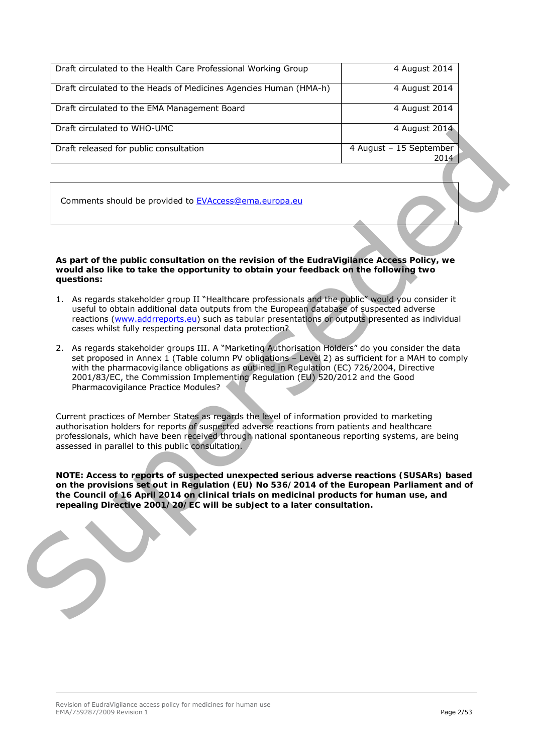| | |
|---|---|
| Draft circulated to the Health Care Professional Working Group | 4 August 2014 |
| Draft circulated to the Heads of Medicines Agencies Human (HMA-h) | 4 August 2014 |
| Draft circulated to the EMA Management Board | 4 August 2014 |
| Draft circulated to WHO-UMC | 4 August 2014 |
| Draft released for public consultation | 4 August – 15 September 2014 |

Comments should be provided to EVAccess@ema.europa.eu

**As part of the public consultation on the revision of the EudraVigilance Access Policy, we would also like to take the opportunity to obtain your feedback on the following two questions:**

1. As regards stakeholder group II "Healthcare professionals and the public" would you consider it useful to obtain additional data outputs from the European database of suspected adverse reactions (www.addrreports.eu) such as tabular presentations or outputs presented as individual cases whilst fully respecting personal data protection?
2. As regards stakeholder groups III. A "Marketing Authorisation Holders" do you consider the data set proposed in Annex 1 (Table column PV obligations – Level 2) as sufficient for a MAH to comply with the pharmacovigilance obligations as outlined in Regulation (EC) 726/2004, Directive 2001/83/EC, the Commission Implementing Regulation (EU) 520/2012 and the Good Pharmacovigilance Practice Modules?

Current practices of Member States as regards the level of information provided to marketing authorisation holders for reports of suspected adverse reactions from patients and healthcare professionals, which have been received through national spontaneous reporting systems, are being assessed in parallel to this public consultation.

**NOTE: Access to reports of suspected unexpected serious adverse reactions (SUSARs) based on the provisions set out in Regulation (EU) No 536/2014 of the European Parliament and of the Council of 16 April 2014 on clinical trials on medicinal products for human use, and repealing Directive 2001/20/EC will be subject to a later consultation.**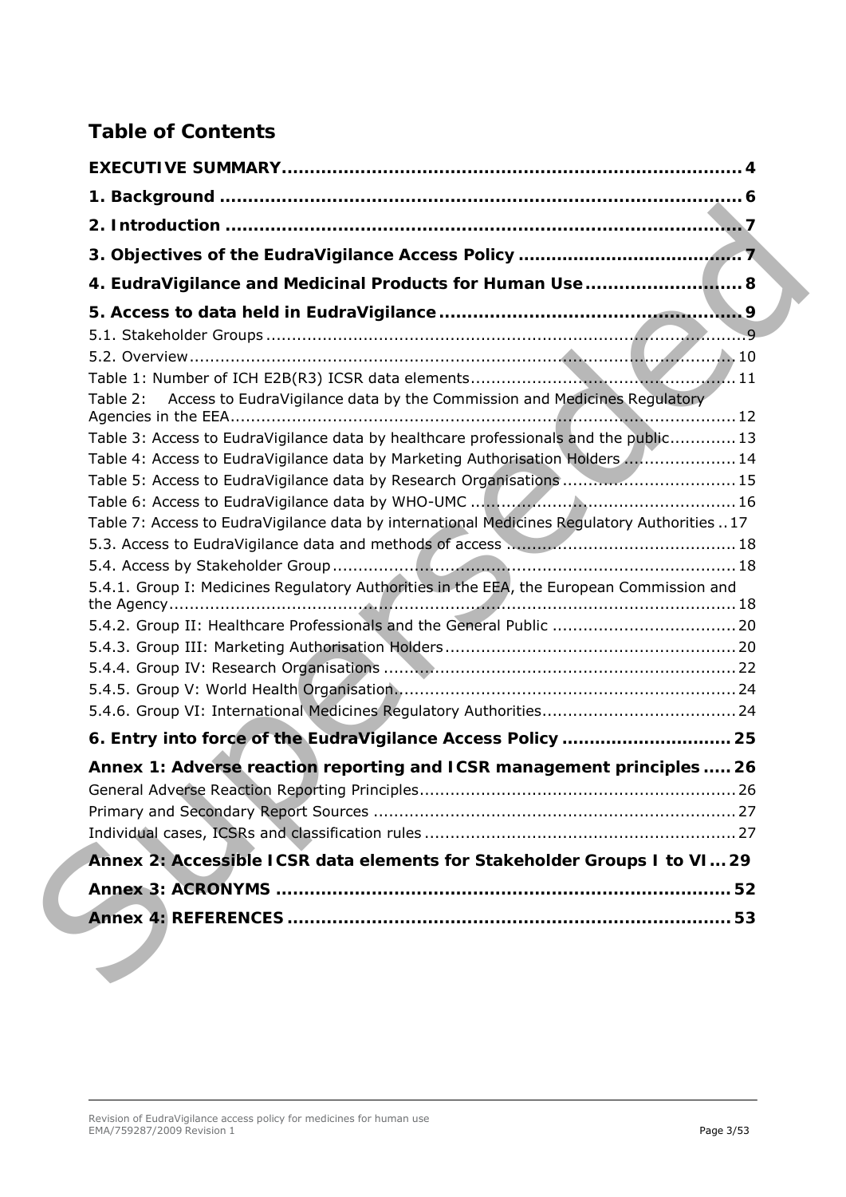## Table of Contents

**EXECUTIVE SUMMARY** ..... 4

**1. Background** ..... 6

**2. Introduction** ..... 7

**3. Objectives of the EudraVigilance Access Policy** ..... 7

**4. EudraVigilance and Medicinal Products for Human Use** ..... 8

**5. Access to data held in EudraVigilance** ..... 9

5.1. Stakeholder Groups ..... 9

5.2. Overview ..... 10

Table 1: Number of ICH E2B(R3) ICSR data elements ..... 11

Table 2: Access to EudraVigilance data by the Commission and Medicines Regulatory Agencies in the EEA ..... 12

Table 3: Access to EudraVigilance data by healthcare professionals and the public ..... 13

Table 4: Access to EudraVigilance data by Marketing Authorisation Holders ..... 14

Table 5: Access to EudraVigilance data by Research Organisations ..... 15

Table 6: Access to EudraVigilance data by WHO-UMC ..... 16

Table 7: Access to EudraVigilance data by international Medicines Regulatory Authorities ..... 17

5.3. Access to EudraVigilance data and methods of access ..... 18

5.4. Access by Stakeholder Group ..... 18

5.4.1. Group I: Medicines Regulatory Authorities in the EEA, the European Commission and the Agency ..... 18

5.4.2. Group II: Healthcare Professionals and the General Public ..... 20

5.4.3. Group III: Marketing Authorisation Holders ..... 20

5.4.4. Group IV: Research Organisations ..... 22

5.4.5. Group V: World Health Organisation ..... 24

5.4.6. Group VI: International Medicines Regulatory Authorities ..... 24

**6. Entry into force of the EudraVigilance Access Policy** ..... 25

**Annex 1: Adverse reaction reporting and ICSR management principles** ..... 26

General Adverse Reaction Reporting Principles ..... 26

Primary and Secondary Report Sources ..... 27

Individual cases, ICSRs and classification rules ..... 27

**Annex 2: Accessible ICSR data elements for Stakeholder Groups I to VI** ..... 29

**Annex 3: ACRONYMS** ..... 52

**Annex 4: REFERENCES** ..... 53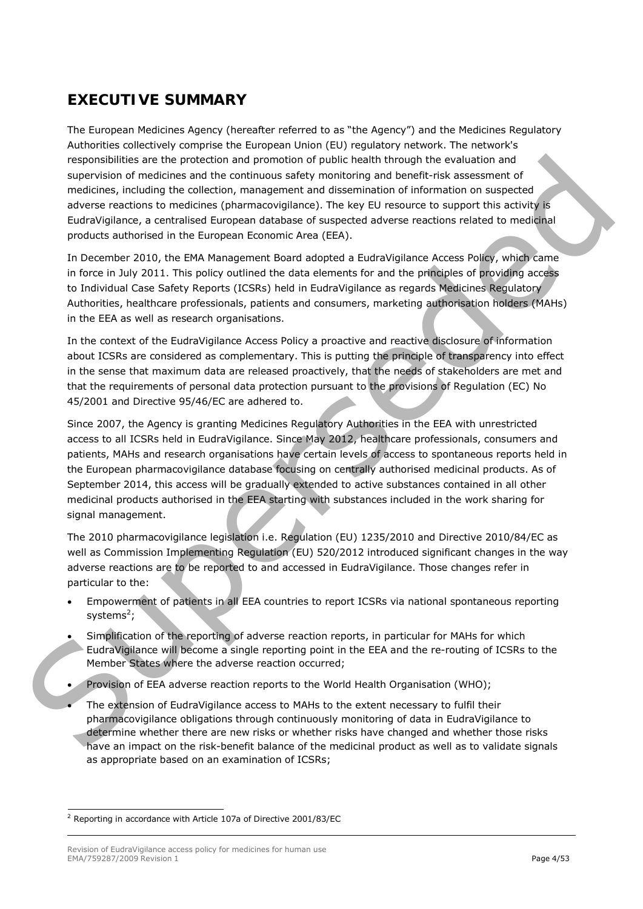# EXECUTIVE SUMMARY

The European Medicines Agency (hereafter referred to as "the Agency") and the Medicines Regulatory Authorities collectively comprise the European Union (EU) regulatory network. The network's responsibilities are the protection and promotion of public health through the evaluation and supervision of medicines and the continuous safety monitoring and benefit-risk assessment of medicines, including the collection, management and dissemination of information on suspected adverse reactions to medicines (pharmacovigilance). The key EU resource to support this activity is EudraVigilance, a centralised European database of suspected adverse reactions related to medicinal products authorised in the European Economic Area (EEA).

In December 2010, the EMA Management Board adopted a EudraVigilance Access Policy, which came in force in July 2011. This policy outlined the data elements for and the principles of providing access to Individual Case Safety Reports (ICSRs) held in EudraVigilance as regards Medicines Regulatory Authorities, healthcare professionals, patients and consumers, marketing authorisation holders (MAHs) in the EEA as well as research organisations.

In the context of the EudraVigilance Access Policy a proactive and reactive disclosure of information about ICSRs are considered as complementary. This is putting the principle of transparency into effect in the sense that maximum data are released proactively, that the needs of stakeholders are met and that the requirements of personal data protection pursuant to the provisions of Regulation (EC) No 45/2001 and Directive 95/46/EC are adhered to.

Since 2007, the Agency is granting Medicines Regulatory Authorities in the EEA with unrestricted access to all ICSRs held in EudraVigilance. Since May 2012, healthcare professionals, consumers and patients, MAHs and research organisations have certain levels of access to spontaneous reports held in the European pharmacovigilance database focusing on centrally authorised medicinal products. As of September 2014, this access will be gradually extended to active substances contained in all other medicinal products authorised in the EEA starting with substances included in the work sharing for signal management.

The 2010 pharmacovigilance legislation i.e. Regulation (EU) 1235/2010 and Directive 2010/84/EC as well as Commission Implementing Regulation (EU) 520/2012 introduced significant changes in the way adverse reactions are to be reported to and accessed in EudraVigilance. Those changes refer in particular to the:

- Empowerment of patients in all EEA countries to report ICSRs via national spontaneous reporting systems[2];
- Simplification of the reporting of adverse reaction reports, in particular for MAHs for which EudraVigilance will become a single reporting point in the EEA and the re-routing of ICSRs to the Member States where the adverse reaction occurred;
- Provision of EEA adverse reaction reports to the World Health Organisation (WHO);
- The extension of EudraVigilance access to MAHs to the extent necessary to fulfil their pharmacovigilance obligations through continuously monitoring of data in EudraVigilance to determine whether there are new risks or whether risks have changed and whether those risks have an impact on the risk-benefit balance of the medicinal product as well as to validate signals as appropriate based on an examination of ICSRs;

[2] Reporting in accordance with Article 107a of Directive 2001/83/EC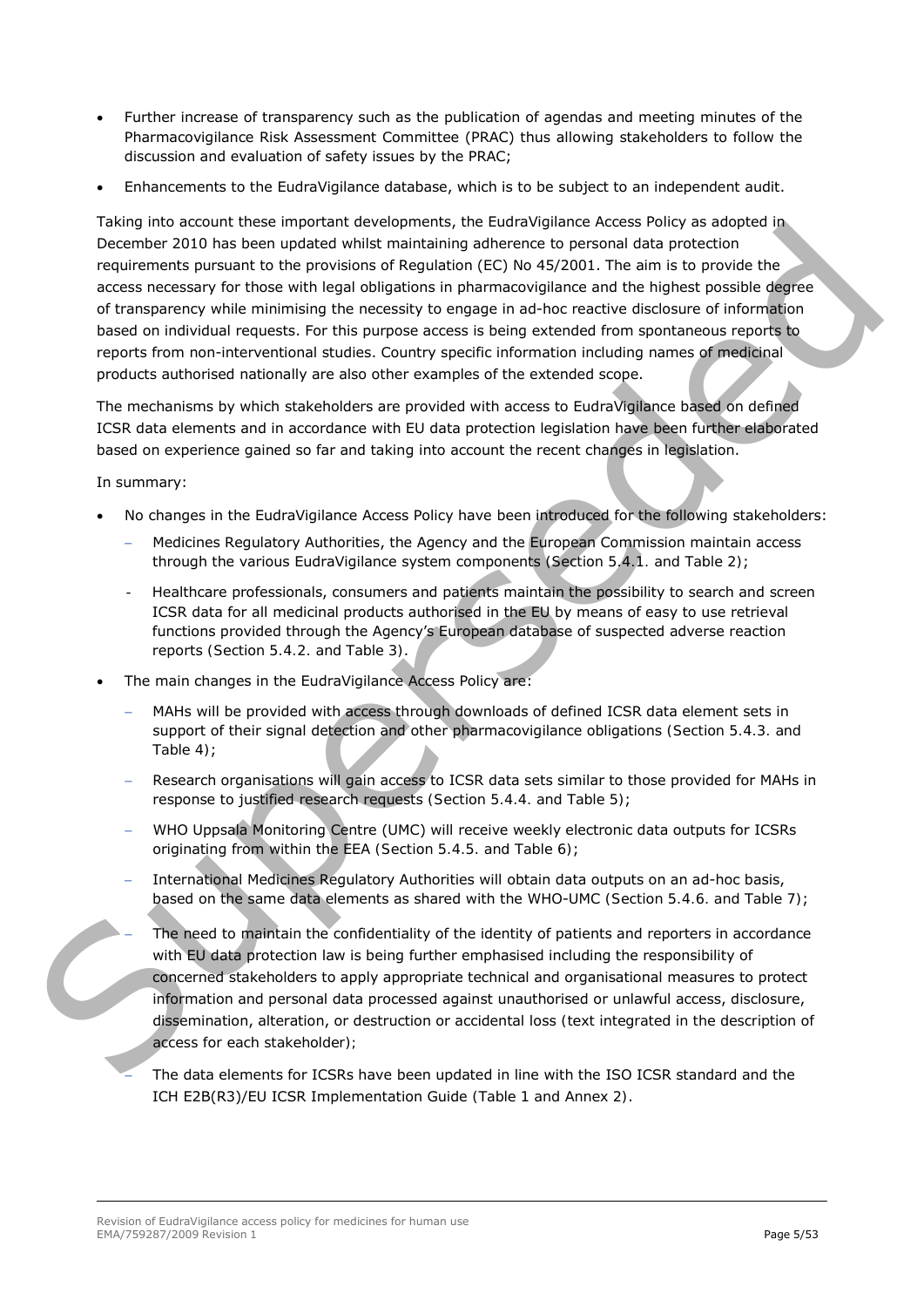- Further increase of transparency such as the publication of agendas and meeting minutes of the Pharmacovigilance Risk Assessment Committee (PRAC) thus allowing stakeholders to follow the discussion and evaluation of safety issues by the PRAC;
- Enhancements to the EudraVigilance database, which is to be subject to an independent audit.

Taking into account these important developments, the EudraVigilance Access Policy as adopted in December 2010 has been updated whilst maintaining adherence to personal data protection requirements pursuant to the provisions of Regulation (EC) No 45/2001. The aim is to provide the access necessary for those with legal obligations in pharmacovigilance and the highest possible degree of transparency while minimising the necessity to engage in ad-hoc reactive disclosure of information based on individual requests. For this purpose access is being extended from spontaneous reports to reports from non-interventional studies. Country specific information including names of medicinal products authorised nationally are also other examples of the extended scope.

The mechanisms by which stakeholders are provided with access to EudraVigilance based on defined ICSR data elements and in accordance with EU data protection legislation have been further elaborated based on experience gained so far and taking into account the recent changes in legislation.

In summary:

- No changes in the EudraVigilance Access Policy have been introduced for the following stakeholders:
  - Medicines Regulatory Authorities, the Agency and the European Commission maintain access through the various EudraVigilance system components (Section 5.4.1. and Table 2);
  - Healthcare professionals, consumers and patients maintain the possibility to search and screen ICSR data for all medicinal products authorised in the EU by means of easy to use retrieval functions provided through the Agency's European database of suspected adverse reaction reports (Section 5.4.2. and Table 3).
- The main changes in the EudraVigilance Access Policy are:
  - MAHs will be provided with access through downloads of defined ICSR data element sets in support of their signal detection and other pharmacovigilance obligations (Section 5.4.3. and Table 4);
  - Research organisations will gain access to ICSR data sets similar to those provided for MAHs in response to justified research requests (Section 5.4.4. and Table 5);
  - WHO Uppsala Monitoring Centre (UMC) will receive weekly electronic data outputs for ICSRs originating from within the EEA (Section 5.4.5. and Table 6);
  - International Medicines Regulatory Authorities will obtain data outputs on an ad-hoc basis, based on the same data elements as shared with the WHO-UMC (Section 5.4.6. and Table 7);
  - The need to maintain the confidentiality of the identity of patients and reporters in accordance with EU data protection law is being further emphasised including the responsibility of concerned stakeholders to apply appropriate technical and organisational measures to protect information and personal data processed against unauthorised or unlawful access, disclosure, dissemination, alteration, or destruction or accidental loss (text integrated in the description of access for each stakeholder);
  - The data elements for ICSRs have been updated in line with the ISO ICSR standard and the ICH E2B(R3)/EU ICSR Implementation Guide (Table 1 and Annex 2).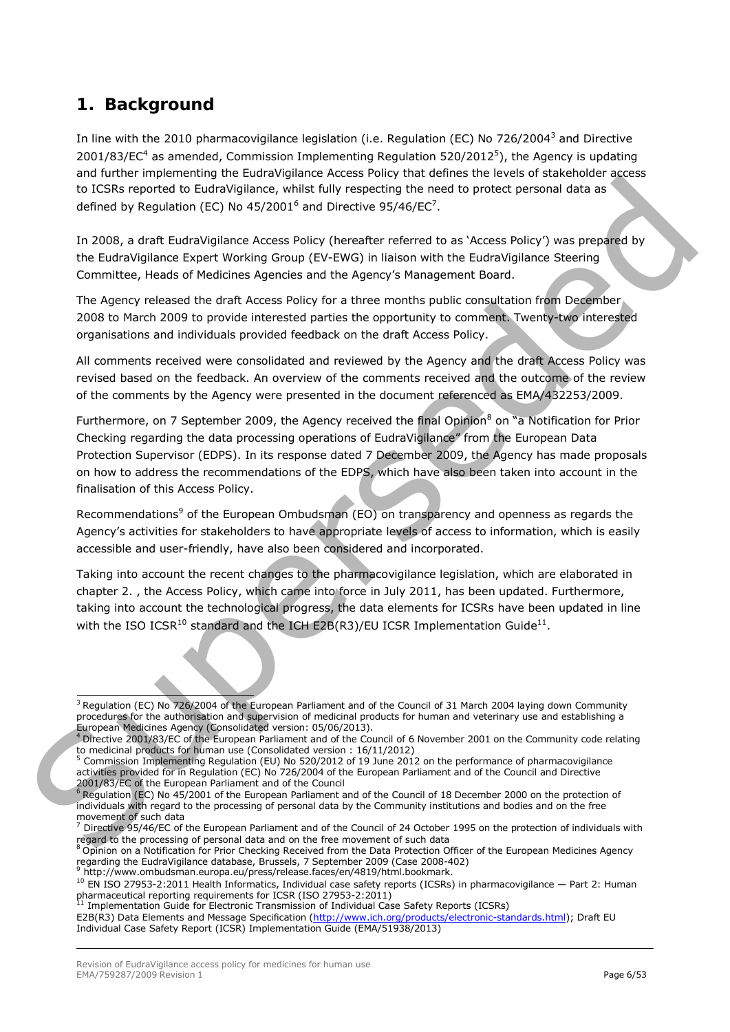# 1. Background

In line with the 2010 pharmacovigilance legislation (i.e. Regulation (EC) No 726/2004[3] and Directive 2001/83/EC[4] as amended, Commission Implementing Regulation 520/2012[5]), the Agency is updating and further implementing the EudraVigilance Access Policy that defines the levels of stakeholder access to ICSRs reported to EudraVigilance, whilst fully respecting the need to protect personal data as defined by Regulation (EC) No 45/2001[6] and Directive 95/46/EC[7].

In 2008, a draft EudraVigilance Access Policy (hereafter referred to as 'Access Policy') was prepared by the EudraVigilance Expert Working Group (EV-EWG) in liaison with the EudraVigilance Steering Committee, Heads of Medicines Agencies and the Agency's Management Board.

The Agency released the draft Access Policy for a three months public consultation from December 2008 to March 2009 to provide interested parties the opportunity to comment. Twenty-two interested organisations and individuals provided feedback on the draft Access Policy.

All comments received were consolidated and reviewed by the Agency and the draft Access Policy was revised based on the feedback. An overview of the comments received and the outcome of the review of the comments by the Agency were presented in the document referenced as EMA/432253/2009.

Furthermore, on 7 September 2009, the Agency received the final Opinion[8] on "a Notification for Prior Checking regarding the data processing operations of EudraVigilance" from the European Data Protection Supervisor (EDPS). In its response dated 7 December 2009, the Agency has made proposals on how to address the recommendations of the EDPS, which have also been taken into account in the finalisation of this Access Policy.

Recommendations[9] of the European Ombudsman (EO) on transparency and openness as regards the Agency's activities for stakeholders to have appropriate levels of access to information, which is easily accessible and user-friendly, have also been considered and incorporated.

Taking into account the recent changes to the pharmacovigilance legislation, which are elaborated in chapter 2. , the Access Policy, which came into force in July 2011, has been updated. Furthermore, taking into account the technological progress, the data elements for ICSRs have been updated in line with the ISO ICSR[10] standard and the ICH E2B(R3)/EU ICSR Implementation Guide[11].

---

[3] Regulation (EC) No 726/2004 of the European Parliament and of the Council of 31 March 2004 laying down Community procedures for the authorisation and supervision of medicinal products for human and veterinary use and establishing a European Medicines Agency (Consolidated version: 05/06/2013).

[4] Directive 2001/83/EC of the European Parliament and of the Council of 6 November 2001 on the Community code relating to medicinal products for human use (Consolidated version : 16/11/2012)

[5] Commission Implementing Regulation (EU) No 520/2012 of 19 June 2012 on the performance of pharmacovigilance activities provided for in Regulation (EC) No 726/2004 of the European Parliament and of the Council and Directive 2001/83/EC of the European Parliament and of the Council

[6] Regulation (EC) No 45/2001 of the European Parliament and of the Council of 18 December 2000 on the protection of individuals with regard to the processing of personal data by the Community institutions and bodies and on the free movement of such data

[7] Directive 95/46/EC of the European Parliament and of the Council of 24 October 1995 on the protection of individuals with regard to the processing of personal data and on the free movement of such data

[8] Opinion on a Notification for Prior Checking Received from the Data Protection Officer of the European Medicines Agency regarding the EudraVigilance database, Brussels, 7 September 2009 (Case 2008-402)

[9] http://www.ombudsman.europa.eu/press/release.faces/en/4819/html.bookmark.

[10] EN ISO 27953-2:2011 Health Informatics, Individual case safety reports (ICSRs) in pharmacovigilance — Part 2: Human pharmaceutical reporting requirements for ICSR (ISO 27953-2:2011)

[11] Implementation Guide for Electronic Transmission of Individual Case Safety Reports (ICSRs) E2B(R3) Data Elements and Message Specification (http://www.ich.org/products/electronic-standards.html); Draft EU Individual Case Safety Report (ICSR) Implementation Guide (EMA/51938/2013)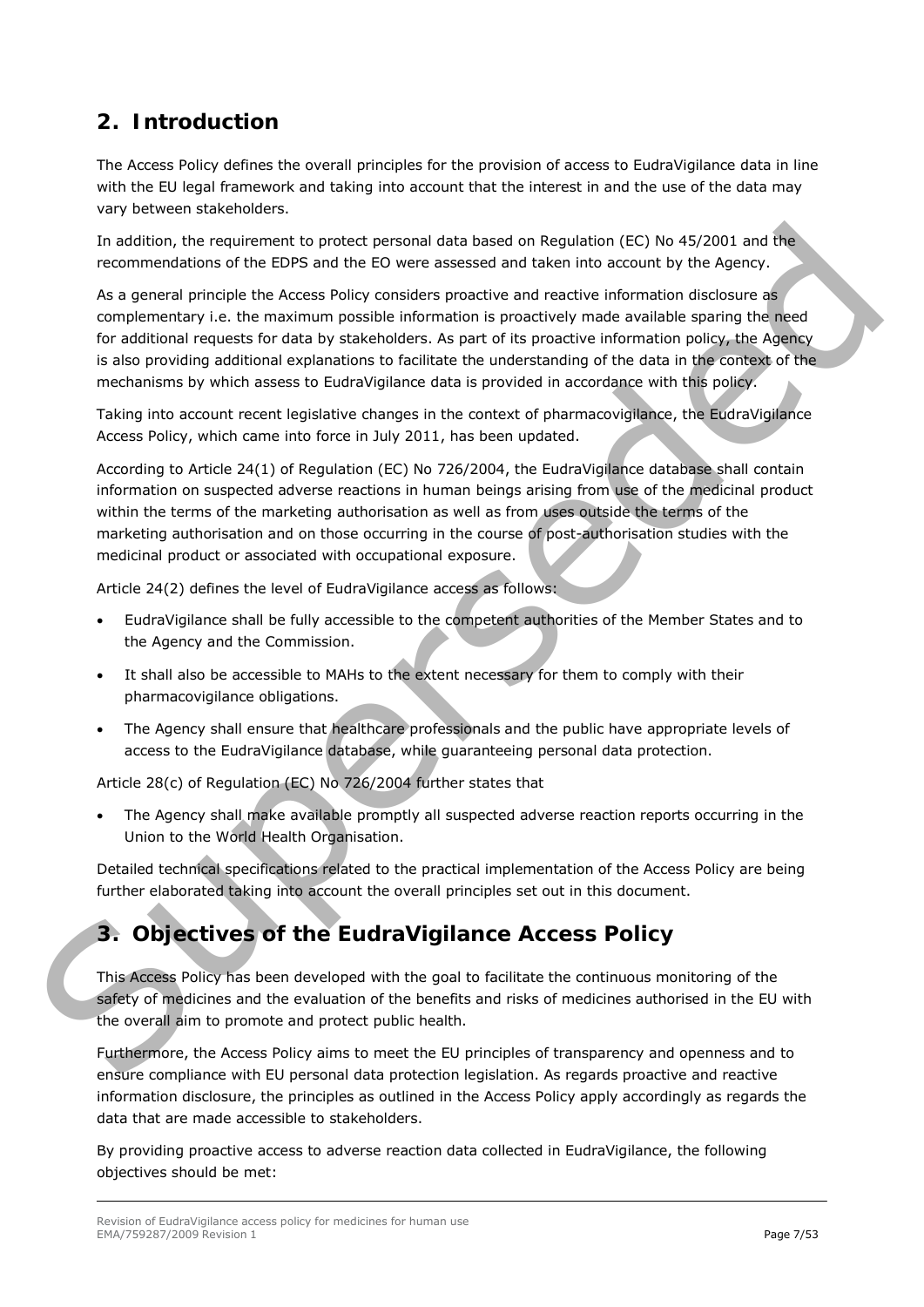## 2. Introduction

The Access Policy defines the overall principles for the provision of access to EudraVigilance data in line with the EU legal framework and taking into account that the interest in and the use of the data may vary between stakeholders.

In addition, the requirement to protect personal data based on Regulation (EC) No 45/2001 and the recommendations of the EDPS and the EO were assessed and taken into account by the Agency.

As a general principle the Access Policy considers proactive and reactive information disclosure as complementary i.e. the maximum possible information is proactively made available sparing the need for additional requests for data by stakeholders. As part of its proactive information policy, the Agency is also providing additional explanations to facilitate the understanding of the data in the context of the mechanisms by which assess to EudraVigilance data is provided in accordance with this policy.

Taking into account recent legislative changes in the context of pharmacovigilance, the EudraVigilance Access Policy, which came into force in July 2011, has been updated.

According to Article 24(1) of Regulation (EC) No 726/2004, the EudraVigilance database shall contain information on suspected adverse reactions in human beings arising from use of the medicinal product within the terms of the marketing authorisation as well as from uses outside the terms of the marketing authorisation and on those occurring in the course of post-authorisation studies with the medicinal product or associated with occupational exposure.

Article 24(2) defines the level of EudraVigilance access as follows:

- EudraVigilance shall be fully accessible to the competent authorities of the Member States and to the Agency and the Commission.
- It shall also be accessible to MAHs to the extent necessary for them to comply with their pharmacovigilance obligations.
- The Agency shall ensure that healthcare professionals and the public have appropriate levels of access to the EudraVigilance database, while guaranteeing personal data protection.

Article 28(c) of Regulation (EC) No 726/2004 further states that

- The Agency shall make available promptly all suspected adverse reaction reports occurring in the Union to the World Health Organisation.

Detailed technical specifications related to the practical implementation of the Access Policy are being further elaborated taking into account the overall principles set out in this document.

## 3. Objectives of the EudraVigilance Access Policy

This Access Policy has been developed with the goal to facilitate the continuous monitoring of the safety of medicines and the evaluation of the benefits and risks of medicines authorised in the EU with the overall aim to promote and protect public health.

Furthermore, the Access Policy aims to meet the EU principles of transparency and openness and to ensure compliance with EU personal data protection legislation. As regards proactive and reactive information disclosure, the principles as outlined in the Access Policy apply accordingly as regards the data that are made accessible to stakeholders.

By providing proactive access to adverse reaction data collected in EudraVigilance, the following objectives should be met: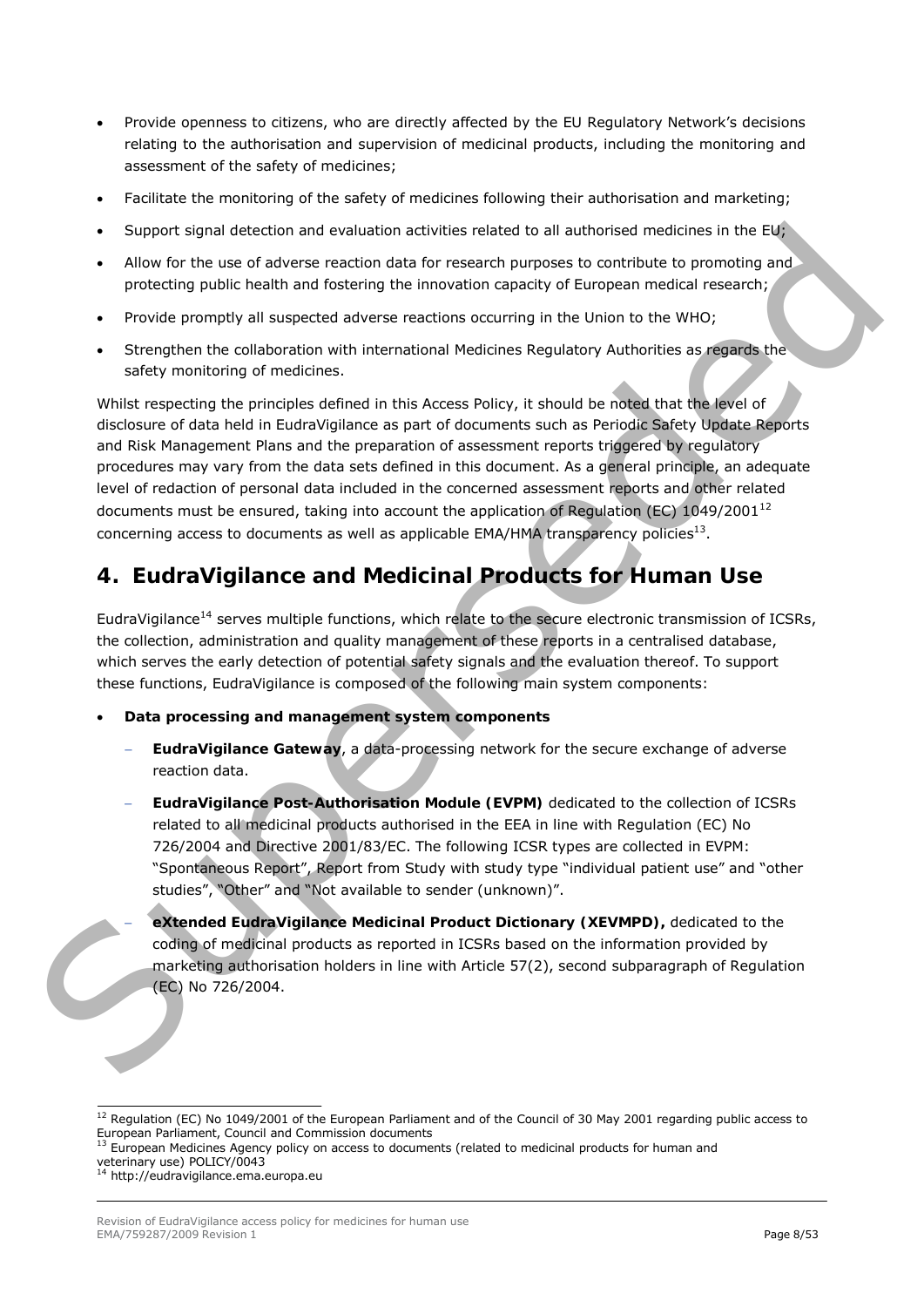- Provide openness to citizens, who are directly affected by the EU Regulatory Network's decisions relating to the authorisation and supervision of medicinal products, including the monitoring and assessment of the safety of medicines;
- Facilitate the monitoring of the safety of medicines following their authorisation and marketing;
- Support signal detection and evaluation activities related to all authorised medicines in the EU;
- Allow for the use of adverse reaction data for research purposes to contribute to promoting and protecting public health and fostering the innovation capacity of European medical research;
- Provide promptly all suspected adverse reactions occurring in the Union to the WHO;
- Strengthen the collaboration with international Medicines Regulatory Authorities as regards the safety monitoring of medicines.

Whilst respecting the principles defined in this Access Policy, it should be noted that the level of disclosure of data held in EudraVigilance as part of documents such as Periodic Safety Update Reports and Risk Management Plans and the preparation of assessment reports triggered by regulatory procedures may vary from the data sets defined in this document. As a general principle, an adequate level of redaction of personal data included in the concerned assessment reports and other related documents must be ensured, taking into account the application of Regulation (EC) 1049/2001[12] concerning access to documents as well as applicable EMA/HMA transparency policies[13].

## 4. EudraVigilance and Medicinal Products for Human Use

EudraVigilance[14] serves multiple functions, which relate to the secure electronic transmission of ICSRs, the collection, administration and quality management of these reports in a centralised database, which serves the early detection of potential safety signals and the evaluation thereof. To support these functions, EudraVigilance is composed of the following main system components:

- **Data processing and management system components**
  - **EudraVigilance Gateway**, a data-processing network for the secure exchange of adverse reaction data.
  - **EudraVigilance Post-Authorisation Module (EVPM)** dedicated to the collection of ICSRs related to all medicinal products authorised in the EEA in line with Regulation (EC) No 726/2004 and Directive 2001/83/EC. The following ICSR types are collected in EVPM: "Spontaneous Report", Report from Study with study type "individual patient use" and "other studies", "Other" and "Not available to sender (unknown)".
  - **eXtended EudraVigilance Medicinal Product Dictionary (XEVMPD),** dedicated to the coding of medicinal products as reported in ICSRs based on the information provided by marketing authorisation holders in line with Article 57(2), second subparagraph of Regulation (EC) No 726/2004.

[12] Regulation (EC) No 1049/2001 of the European Parliament and of the Council of 30 May 2001 regarding public access to European Parliament, Council and Commission documents

[13] European Medicines Agency policy on access to documents (related to medicinal products for human and veterinary use) POLICY/0043

[14] http://eudravigilance.ema.europa.eu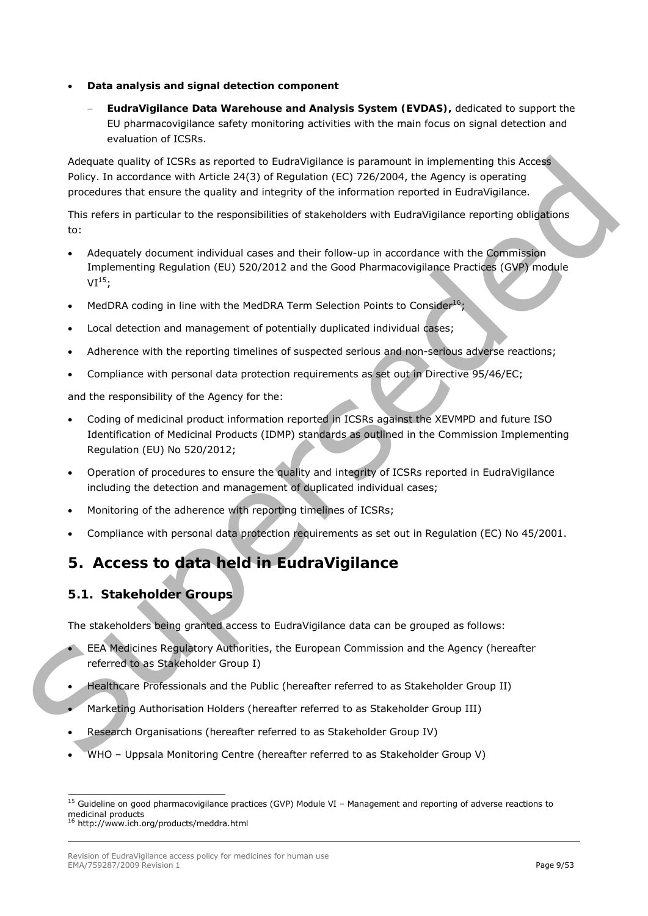- **Data analysis and signal detection component**
  - **EudraVigilance Data Warehouse and Analysis System (EVDAS),** dedicated to support the EU pharmacovigilance safety monitoring activities with the main focus on signal detection and evaluation of ICSRs.

Adequate quality of ICSRs as reported to EudraVigilance is paramount in implementing this Access Policy. In accordance with Article 24(3) of Regulation (EC) 726/2004, the Agency is operating procedures that ensure the quality and integrity of the information reported in EudraVigilance.

This refers in particular to the responsibilities of stakeholders with EudraVigilance reporting obligations to:

- Adequately document individual cases and their follow-up in accordance with the Commission Implementing Regulation (EU) 520/2012 and the Good Pharmacovigilance Practices (GVP) module VI[15];
- MedDRA coding in line with the MedDRA Term Selection Points to Consider[16];
- Local detection and management of potentially duplicated individual cases;
- Adherence with the reporting timelines of suspected serious and non-serious adverse reactions;
- Compliance with personal data protection requirements as set out in Directive 95/46/EC;

and the responsibility of the Agency for the:

- Coding of medicinal product information reported in ICSRs against the XEVMPD and future ISO Identification of Medicinal Products (IDMP) standards as outlined in the Commission Implementing Regulation (EU) No 520/2012;
- Operation of procedures to ensure the quality and integrity of ICSRs reported in EudraVigilance including the detection and management of duplicated individual cases;
- Monitoring of the adherence with reporting timelines of ICSRs;
- Compliance with personal data protection requirements as set out in Regulation (EC) No 45/2001.

# 5. Access to data held in EudraVigilance

## 5.1. Stakeholder Groups

The stakeholders being granted access to EudraVigilance data can be grouped as follows:

- EEA Medicines Regulatory Authorities, the European Commission and the Agency (hereafter referred to as Stakeholder Group I)
- Healthcare Professionals and the Public (hereafter referred to as Stakeholder Group II)
- Marketing Authorisation Holders (hereafter referred to as Stakeholder Group III)
- Research Organisations (hereafter referred to as Stakeholder Group IV)
- WHO – Uppsala Monitoring Centre (hereafter referred to as Stakeholder Group V)

[15] Guideline on good pharmacovigilance practices (GVP) Module VI – Management and reporting of adverse reactions to medicinal products

[16] http://www.ich.org/products/meddra.html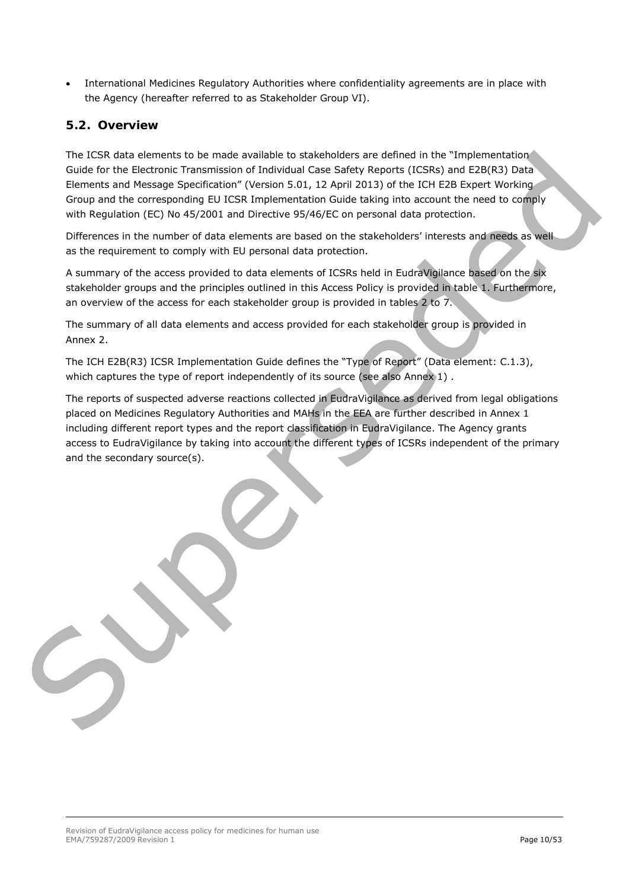- International Medicines Regulatory Authorities where confidentiality agreements are in place with the Agency (hereafter referred to as Stakeholder Group VI).

## 5.2. Overview

The ICSR data elements to be made available to stakeholders are defined in the "Implementation Guide for the Electronic Transmission of Individual Case Safety Reports (ICSRs) and E2B(R3) Data Elements and Message Specification" (Version 5.01, 12 April 2013) of the ICH E2B Expert Working Group and the corresponding EU ICSR Implementation Guide taking into account the need to comply with Regulation (EC) No 45/2001 and Directive 95/46/EC on personal data protection.

Differences in the number of data elements are based on the stakeholders' interests and needs as well as the requirement to comply with EU personal data protection.

A summary of the access provided to data elements of ICSRs held in EudraVigilance based on the six stakeholder groups and the principles outlined in this Access Policy is provided in table 1. Furthermore, an overview of the access for each stakeholder group is provided in tables 2 to 7.

The summary of all data elements and access provided for each stakeholder group is provided in Annex 2.

The ICH E2B(R3) ICSR Implementation Guide defines the "Type of Report" (Data element: C.1.3), which captures the type of report independently of its source (see also Annex 1) .

The reports of suspected adverse reactions collected in EudraVigilance as derived from legal obligations placed on Medicines Regulatory Authorities and MAHs in the EEA are further described in Annex 1 including different report types and the report classification in EudraVigilance. The Agency grants access to EudraVigilance by taking into account the different types of ICSRs independent of the primary and the secondary source(s).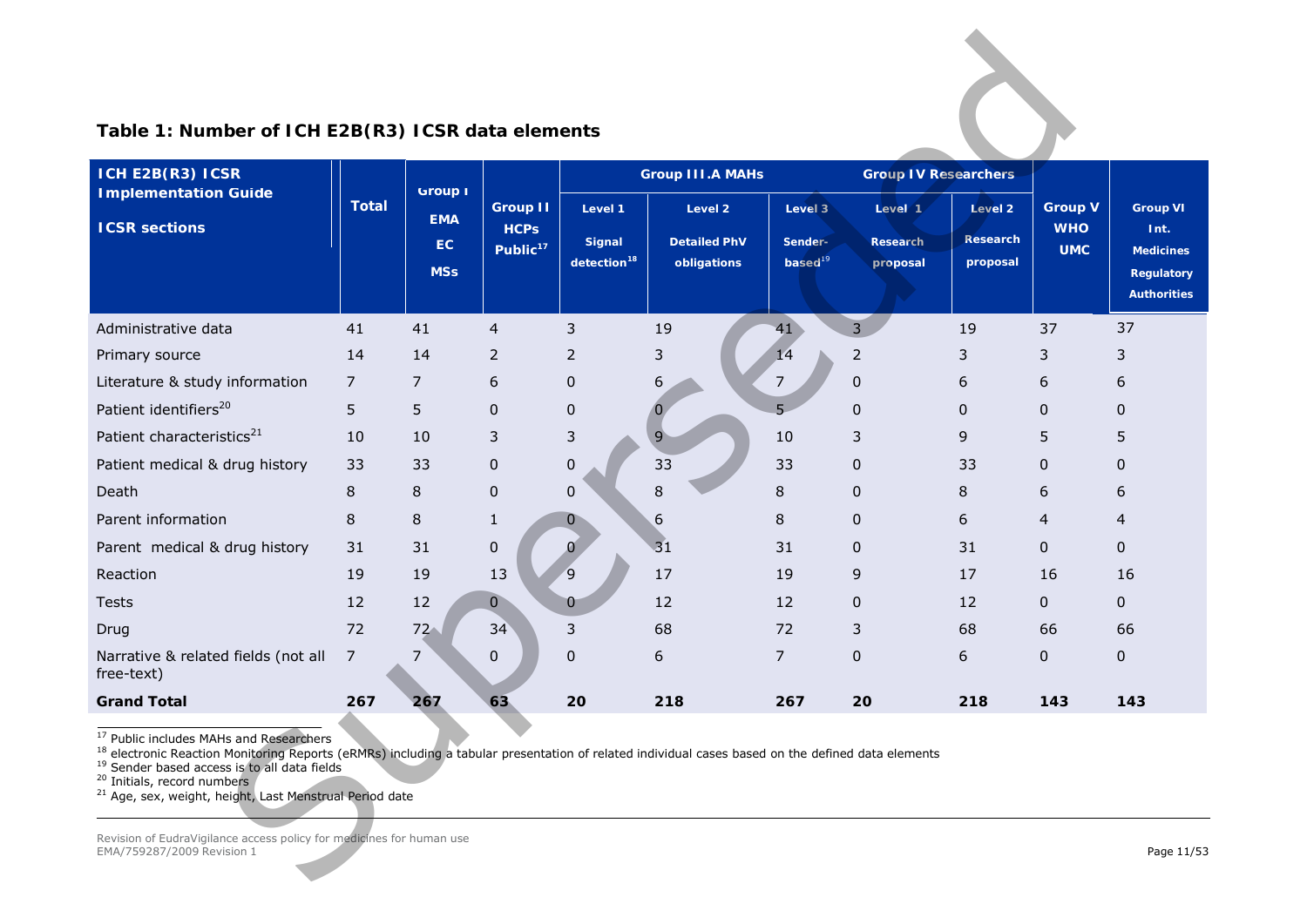**Table 1: Number of ICH E2B(R3) ICSR data elements**

| ICH E2B(R3) ICSR Implementation Guide ICSR sections | Total | Group I EMA EC MSs | Group II HCPs Public[17] | Group III.A MAHs | | | Group IV Researchers | | Group V WHO UMC | Group VI Int. Medicines Regulatory Authorities |
|---|---|---|---|---|---|---|---|---|---|---|
| | | | | Level 1 Signal detection[18] | Level 2 Detailed PhV obligations | Level 3 Sender-based[19] | Level 1 Research proposal | Level 2 Research proposal | | |
| Administrative data | 41 | 41 | 4 | 3 | 19 | 41 | 3 | 19 | 37 | 37 |
| Primary source | 14 | 14 | 2 | 2 | 3 | 14 | 2 | 3 | 3 | 3 |
| Literature & study information | 7 | 7 | 6 | 0 | 6 | 7 | 0 | 6 | 6 | 6 |
| Patient identifiers[20] | 5 | 5 | 0 | 0 | 0 | 5 | 0 | 0 | 0 | 0 |
| Patient characteristics[21] | 10 | 10 | 3 | 3 | 9 | 10 | 3 | 9 | 5 | 5 |
| Patient medical & drug history | 33 | 33 | 0 | 0 | 33 | 33 | 0 | 33 | 0 | 0 |
| Death | 8 | 8 | 0 | 0 | 8 | 8 | 0 | 8 | 6 | 6 |
| Parent information | 8 | 8 | 1 | 0 | 6 | 8 | 0 | 6 | 4 | 4 |
| Parent medical & drug history | 31 | 31 | 0 | 0 | 31 | 31 | 0 | 31 | 0 | 0 |
| Reaction | 19 | 19 | 13 | 9 | 17 | 19 | 9 | 17 | 16 | 16 |
| Tests | 12 | 12 | 0 | 0 | 12 | 12 | 0 | 12 | 0 | 0 |
| Drug | 72 | 72 | 34 | 3 | 68 | 72 | 3 | 68 | 66 | 66 |
| Narrative & related fields (not all free-text) | 7 | 7 | 0 | 0 | 6 | 7 | 0 | 6 | 0 | 0 |
| **Grand Total** | **267** | **267** | **63** | **20** | **218** | **267** | **20** | **218** | **143** | **143** |

[17] Public includes MAHs and Researchers

[18] electronic Reaction Monitoring Reports (eRMRs) including a tabular presentation of related individual cases based on the defined data elements

[19] Sender based access is to all data fields

[20] Initials, record numbers

[21] Age, sex, weight, height, Last Menstrual Period date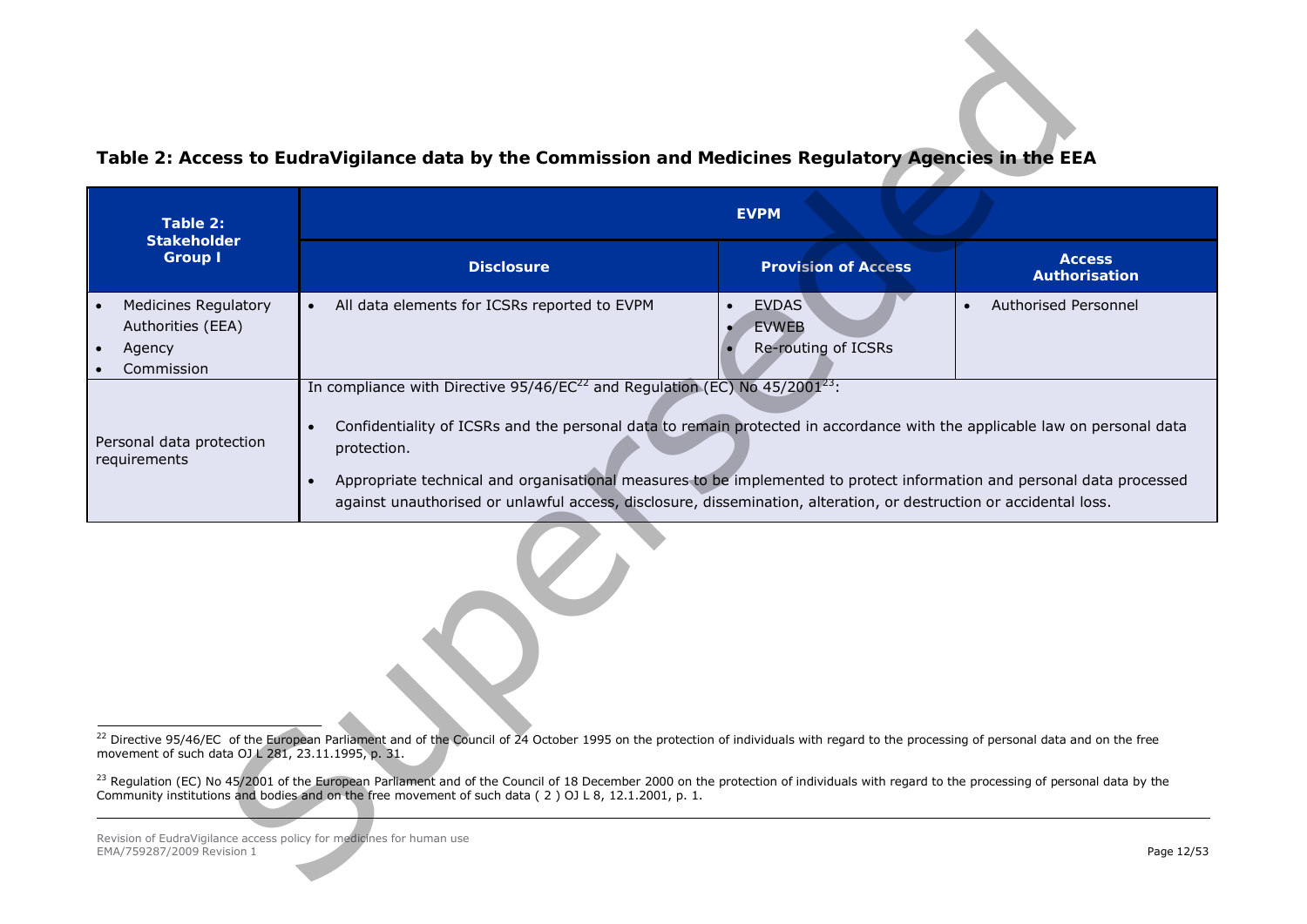**Table 2: Access to EudraVigilance data by the Commission and Medicines Regulatory Agencies in the EEA**

| Table 2: Stakeholder Group I | EVPM | | |
|---|---|---|---|
| | **Disclosure** | **Provision of Access** | **Access Authorisation** |
| • Medicines Regulatory Authorities (EEA)<br>• Agency<br>• Commission | • All data elements for ICSRs reported to EVPM | • EVDAS<br>• EVWEB<br>• Re-routing of ICSRs | • Authorised Personnel |
| Personal data protection requirements | In compliance with Directive 95/46/EC[22] and Regulation (EC) No 45/2001[23]:<br>• Confidentiality of ICSRs and the personal data to remain protected in accordance with the applicable law on personal data protection.<br>• Appropriate technical and organisational measures to be implemented to protect information and personal data processed against unauthorised or unlawful access, disclosure, dissemination, alteration, or destruction or accidental loss. | | |

[22] Directive 95/46/EC of the European Parliament and of the Council of 24 October 1995 on the protection of individuals with regard to the processing of personal data and on the free movement of such data OJ L 281, 23.11.1995, p. 31.

[23] Regulation (EC) No 45/2001 of the European Parliament and of the Council of 18 December 2000 on the protection of individuals with regard to the processing of personal data by the Community institutions and bodies and on the free movement of such data ( 2 ) OJ L 8, 12.1.2001, p. 1.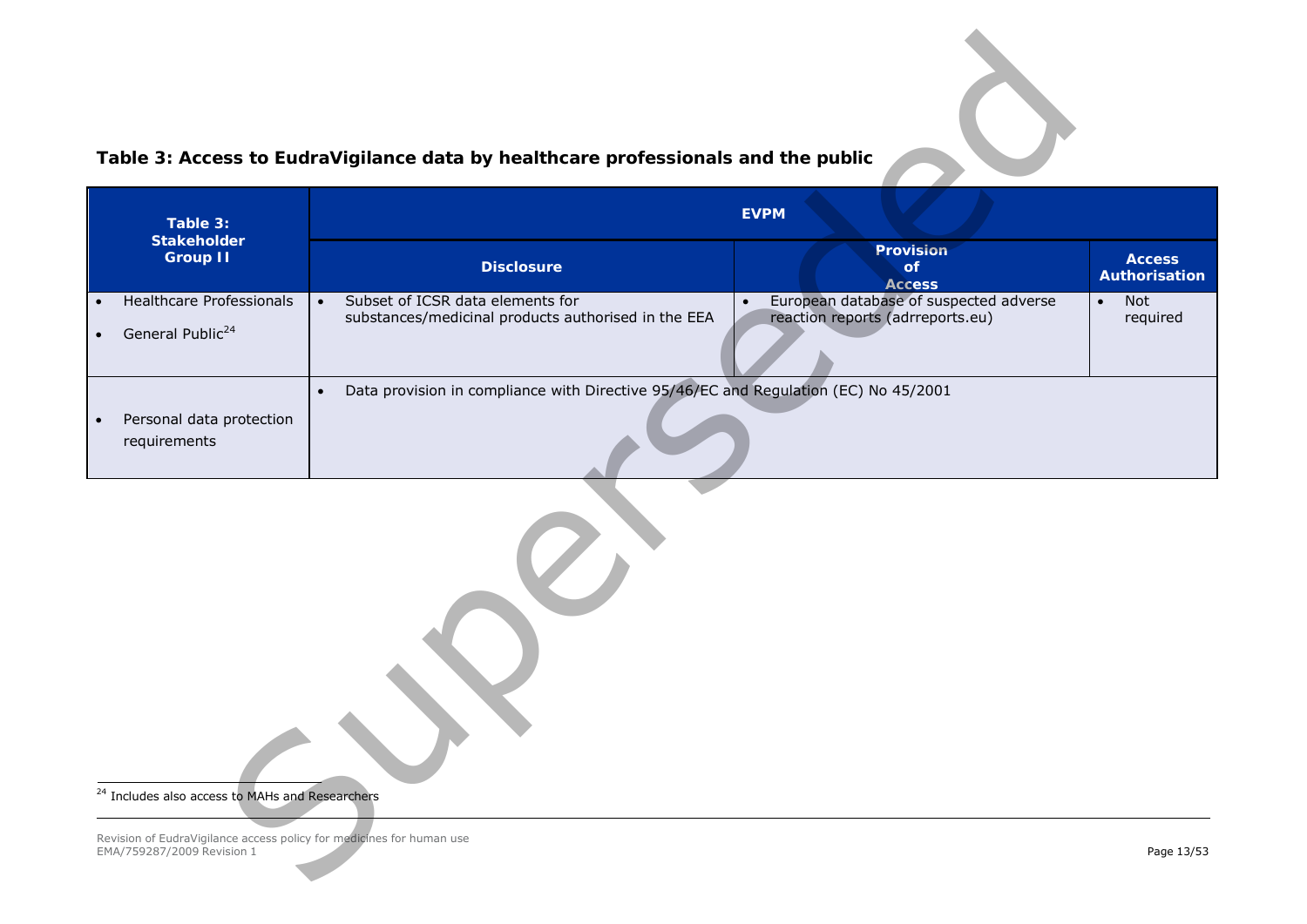**Table 3: Access to EudraVigilance data by healthcare professionals and the public**

| Table 3: Stakeholder Group II | EVPM | | |
|---|---|---|---|
| | **Disclosure** | **Provision of Access** | **Access Authorisation** |
| • Healthcare Professionals<br>• General Public[24] | • Subset of ICSR data elements for substances/medicinal products authorised in the EEA | • European database of suspected adverse reaction reports (adrreports.eu) | • Not required |
| • Personal data protection requirements | • Data provision in compliance with Directive 95/46/EC and Regulation (EC) No 45/2001 | | |

[24] Includes also access to MAHs and Researchers

Superseded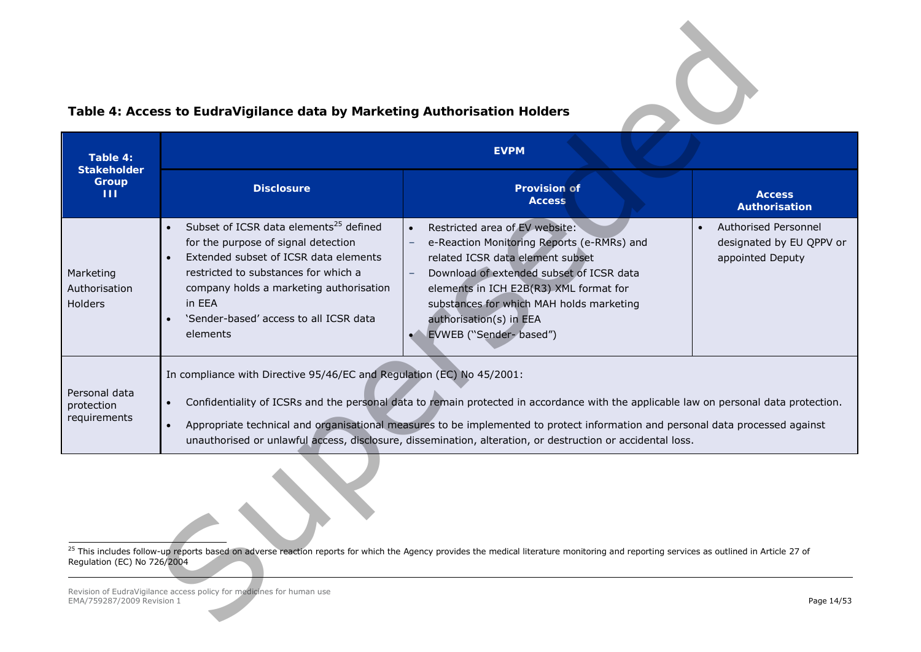**Table 4: Access to EudraVigilance data by Marketing Authorisation Holders**

| Table 4: Stakeholder Group III | EVPM | | |
|---|---|---|---|
| | **Disclosure** | **Provision of Access** | **Access Authorisation** |
| Marketing Authorisation Holders | • Subset of ICSR data elements[25] defined for the purpose of signal detection<br>• Extended subset of ICSR data elements restricted to substances for which a company holds a marketing authorisation in EEA<br>• 'Sender-based' access to all ICSR data elements | • Restricted area of EV website:<br>– e-Reaction Monitoring Reports (e-RMRs) and related ICSR data element subset<br>– Download of extended subset of ICSR data elements in ICH E2B(R3) XML format for substances for which MAH holds marketing authorisation(s) in EEA<br>• EVWEB ("Sender- based") | • Authorised Personnel designated by EU QPPV or appointed Deputy |
| Personal data protection requirements | In compliance with Directive 95/46/EC and Regulation (EC) No 45/2001:<br>• Confidentiality of ICSRs and the personal data to remain protected in accordance with the applicable law on personal data protection.<br>• Appropriate technical and organisational measures to be implemented to protect information and personal data processed against unauthorised or unlawful access, disclosure, dissemination, alteration, or destruction or accidental loss. | | |

[25] This includes follow-up reports based on adverse reaction reports for which the Agency provides the medical literature monitoring and reporting services as outlined in Article 27 of Regulation (EC) No 726/2004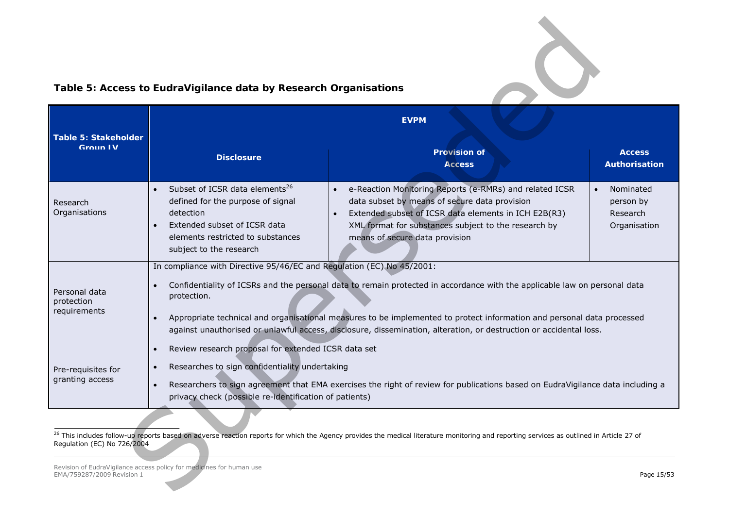**Table 5: Access to EudraVigilance data by Research Organisations**

| Table 5: Stakeholder Group IV | EVPM | | |
|---|---|---|---|
| | **Disclosure** | **Provision of Access** | **Access Authorisation** |
| Research Organisations | • Subset of ICSR data elements[26] defined for the purpose of signal detection<br>• Extended subset of ICSR data elements restricted to substances subject to the research | • e-Reaction Monitoring Reports (e-RMRs) and related ICSR data subset by means of secure data provision<br>• Extended subset of ICSR data elements in ICH E2B(R3) XML format for substances subject to the research by means of secure data provision | • Nominated person by Research Organisation |
| Personal data protection requirements | In compliance with Directive 95/46/EC and Regulation (EC) No 45/2001:<br>• Confidentiality of ICSRs and the personal data to remain protected in accordance with the applicable law on personal data protection.<br>• Appropriate technical and organisational measures to be implemented to protect information and personal data processed against unauthorised or unlawful access, disclosure, dissemination, alteration, or destruction or accidental loss. | | |
| Pre-requisites for granting access | • Review research proposal for extended ICSR data set<br>• Researches to sign confidentiality undertaking<br>• Researchers to sign agreement that EMA exercises the right of review for publications based on EudraVigilance data including a privacy check (possible re-identification of patients) | | |

[26] This includes follow-up reports based on adverse reaction reports for which the Agency provides the medical literature monitoring and reporting services as outlined in Article 27 of Regulation (EC) No 726/2004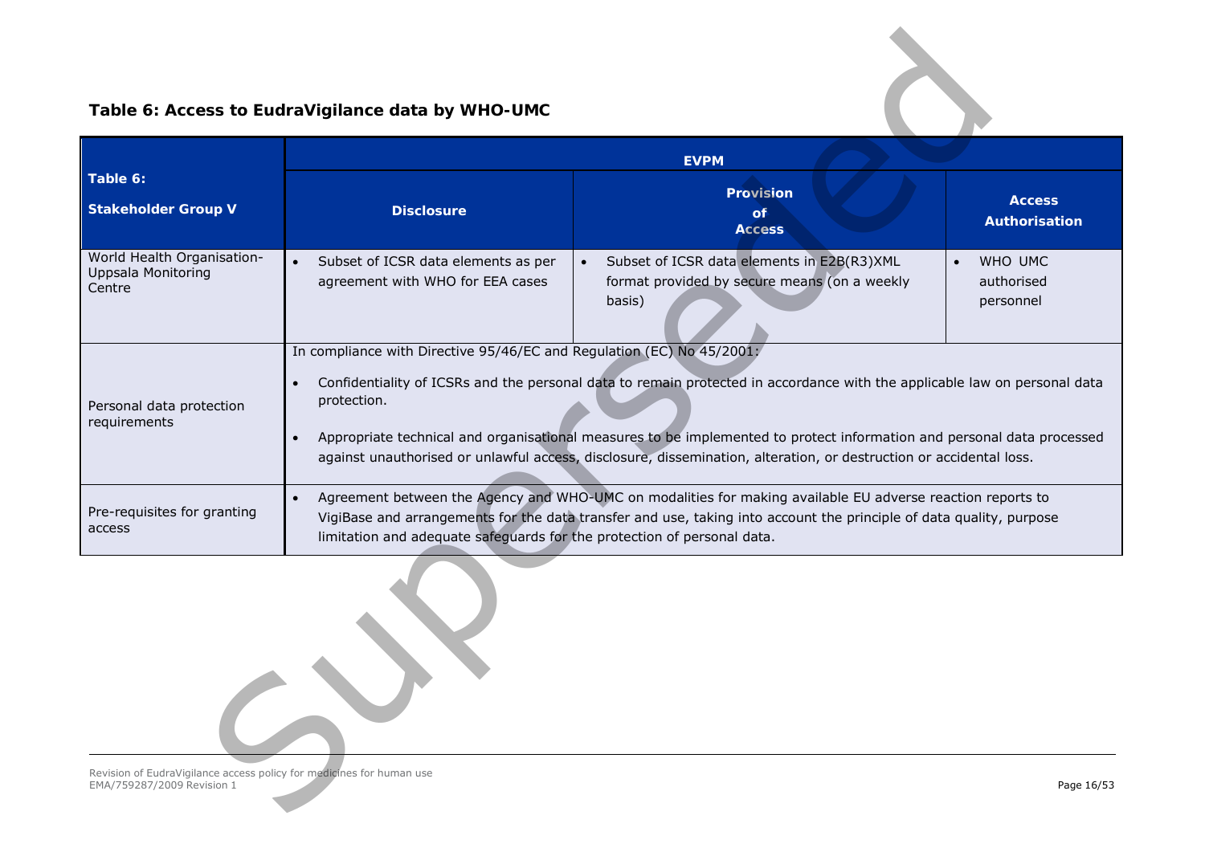**Table 6: Access to EudraVigilance data by WHO-UMC**

| Table 6:<br><br>Stakeholder Group V | EVPM | | |
|---|---|---|---|
| | Disclosure | Provision of Access | Access Authorisation |
| World Health Organisation-Uppsala Monitoring Centre | • Subset of ICSR data elements as per agreement with WHO for EEA cases | • Subset of ICSR data elements in E2B(R3)XML format provided by secure means (on a weekly basis) | • WHO UMC authorised personnel |
| Personal data protection requirements | In compliance with Directive 95/46/EC and Regulation (EC) No 45/2001:<br>• Confidentiality of ICSRs and the personal data to remain protected in accordance with the applicable law on personal data protection.<br>• Appropriate technical and organisational measures to be implemented to protect information and personal data processed against unauthorised or unlawful access, disclosure, dissemination, alteration, or destruction or accidental loss. | | |
| Pre-requisites for granting access | • Agreement between the Agency and WHO-UMC on modalities for making available EU adverse reaction reports to VigiBase and arrangements for the data transfer and use, taking into account the principle of data quality, purpose limitation and adequate safeguards for the protection of personal data. | | |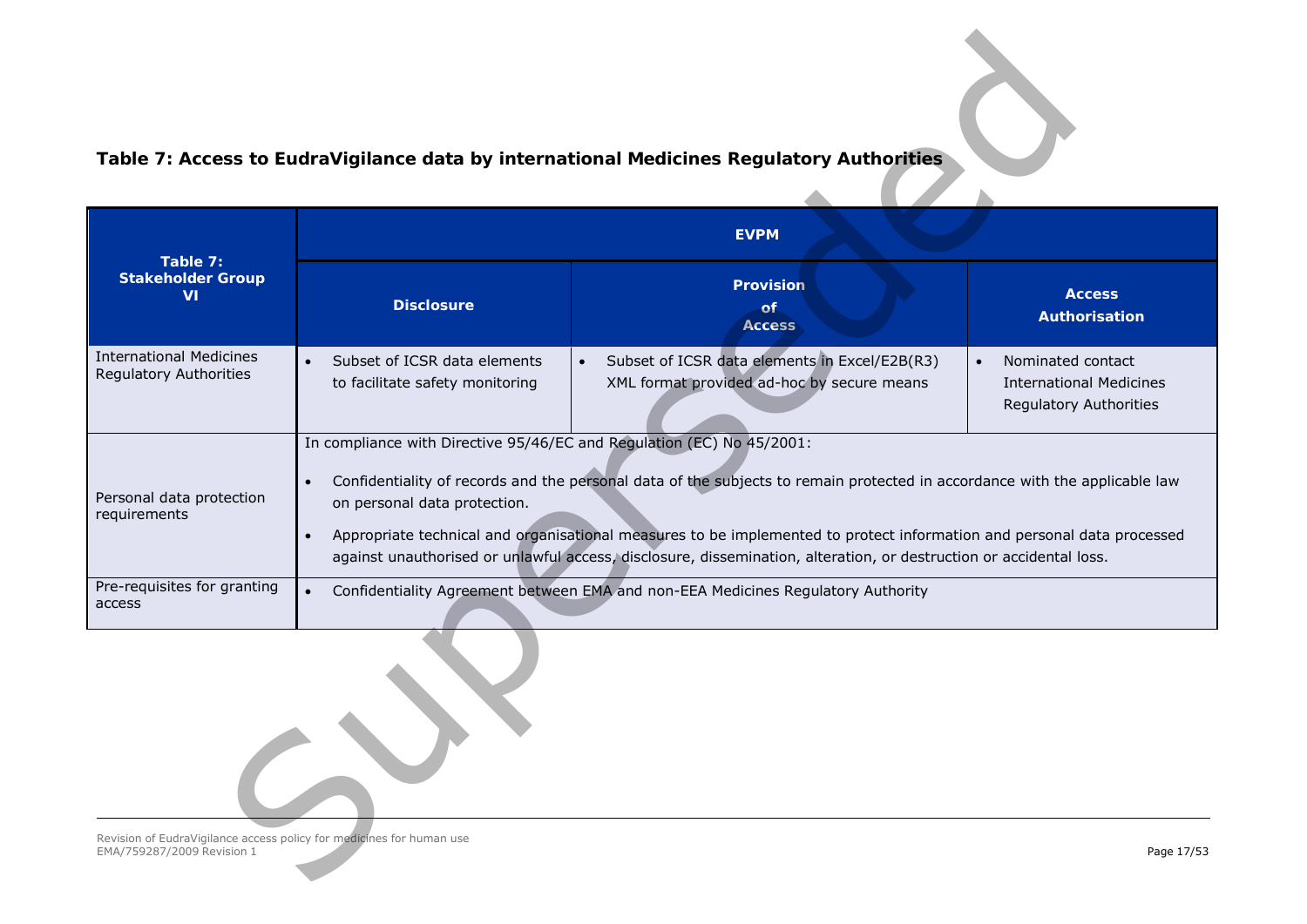**Table 7: Access to EudraVigilance data by international Medicines Regulatory Authorities**

| Table 7: Stakeholder Group VI | EVPM | | |
|---|---|---|---|
| | **Disclosure** | **Provision of Access** | **Access Authorisation** |
| International Medicines Regulatory Authorities | • Subset of ICSR data elements to facilitate safety monitoring | • Subset of ICSR data elements in Excel/E2B(R3) XML format provided ad-hoc by secure means | • Nominated contact International Medicines Regulatory Authorities |
| Personal data protection requirements | In compliance with Directive 95/46/EC and Regulation (EC) No 45/2001:<br>• Confidentiality of records and the personal data of the subjects to remain protected in accordance with the applicable law on personal data protection.<br>• Appropriate technical and organisational measures to be implemented to protect information and personal data processed against unauthorised or unlawful access, disclosure, dissemination, alteration, or destruction or accidental loss. | | |
| Pre-requisites for granting access | • Confidentiality Agreement between EMA and non-EEA Medicines Regulatory Authority | | |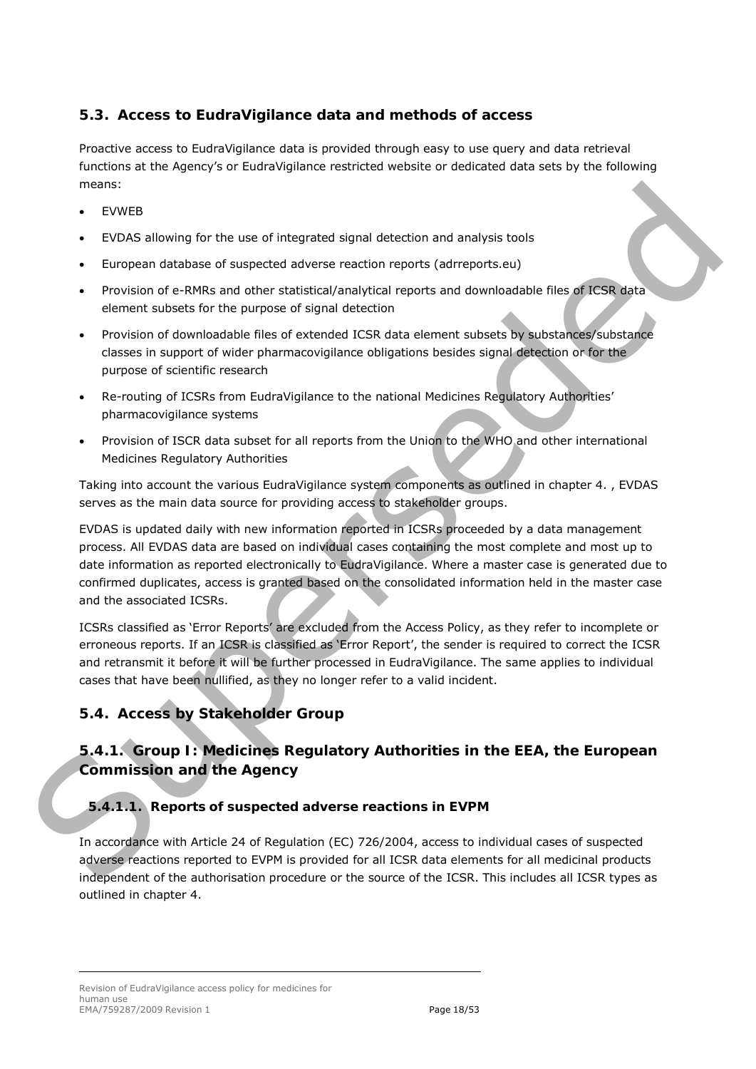## 5.3. Access to EudraVigilance data and methods of access

Proactive access to EudraVigilance data is provided through easy to use query and data retrieval functions at the Agency's or EudraVigilance restricted website or dedicated data sets by the following means:

- EVWEB
- EVDAS allowing for the use of integrated signal detection and analysis tools
- European database of suspected adverse reaction reports (adrreports.eu)
- Provision of e-RMRs and other statistical/analytical reports and downloadable files of ICSR data element subsets for the purpose of signal detection
- Provision of downloadable files of extended ICSR data element subsets by substances/substance classes in support of wider pharmacovigilance obligations besides signal detection or for the purpose of scientific research
- Re-routing of ICSRs from EudraVigilance to the national Medicines Regulatory Authorities' pharmacovigilance systems
- Provision of ISCR data subset for all reports from the Union to the WHO and other international Medicines Regulatory Authorities

Taking into account the various EudraVigilance system components as outlined in chapter 4. , EVDAS serves as the main data source for providing access to stakeholder groups.

EVDAS is updated daily with new information reported in ICSRs proceeded by a data management process. All EVDAS data are based on individual cases containing the most complete and most up to date information as reported electronically to EudraVigilance. Where a master case is generated due to confirmed duplicates, access is granted based on the consolidated information held in the master case and the associated ICSRs.

ICSRs classified as 'Error Reports' are excluded from the Access Policy, as they refer to incomplete or erroneous reports. If an ICSR is classified as 'Error Report', the sender is required to correct the ICSR and retransmit it before it will be further processed in EudraVigilance. The same applies to individual cases that have been nullified, as they no longer refer to a valid incident.

## 5.4. Access by Stakeholder Group

### 5.4.1. Group I: Medicines Regulatory Authorities in the EEA, the European Commission and the Agency

#### 5.4.1.1. Reports of suspected adverse reactions in EVPM

In accordance with Article 24 of Regulation (EC) 726/2004, access to individual cases of suspected adverse reactions reported to EVPM is provided for all ICSR data elements for all medicinal products independent of the authorisation procedure or the source of the ICSR. This includes all ICSR types as outlined in chapter 4.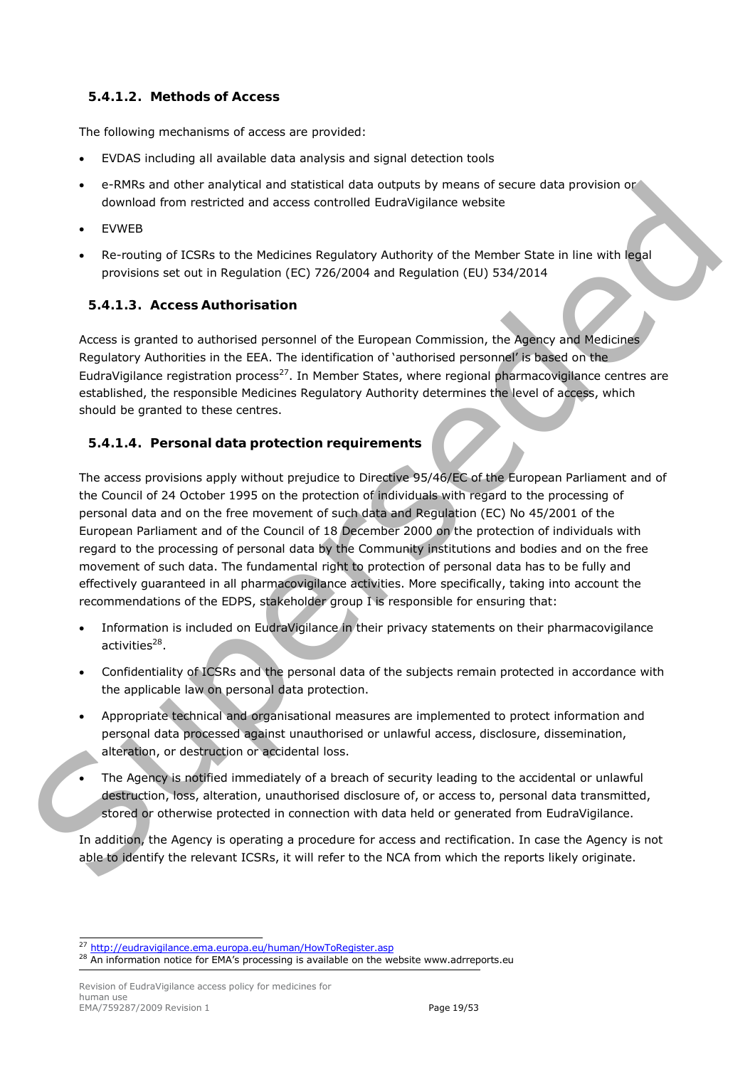### 5.4.1.2. Methods of Access

The following mechanisms of access are provided:

- EVDAS including all available data analysis and signal detection tools
- e-RMRs and other analytical and statistical data outputs by means of secure data provision or download from restricted and access controlled EudraVigilance website
- EVWEB
- Re-routing of ICSRs to the Medicines Regulatory Authority of the Member State in line with legal provisions set out in Regulation (EC) 726/2004 and Regulation (EU) 534/2014

### 5.4.1.3. Access Authorisation

Access is granted to authorised personnel of the European Commission, the Agency and Medicines Regulatory Authorities in the EEA. The identification of 'authorised personnel' is based on the EudraVigilance registration process[27]. In Member States, where regional pharmacovigilance centres are established, the responsible Medicines Regulatory Authority determines the level of access, which should be granted to these centres.

### 5.4.1.4. Personal data protection requirements

The access provisions apply without prejudice to Directive 95/46/EC of the European Parliament and of the Council of 24 October 1995 on the protection of individuals with regard to the processing of personal data and on the free movement of such data and Regulation (EC) No 45/2001 of the European Parliament and of the Council of 18 December 2000 on the protection of individuals with regard to the processing of personal data by the Community institutions and bodies and on the free movement of such data. The fundamental right to protection of personal data has to be fully and effectively guaranteed in all pharmacovigilance activities. More specifically, taking into account the recommendations of the EDPS, stakeholder group I is responsible for ensuring that:

- Information is included on EudraVigilance in their privacy statements on their pharmacovigilance activities[28].
- Confidentiality of ICSRs and the personal data of the subjects remain protected in accordance with the applicable law on personal data protection.
- Appropriate technical and organisational measures are implemented to protect information and personal data processed against unauthorised or unlawful access, disclosure, dissemination, alteration, or destruction or accidental loss.
- The Agency is notified immediately of a breach of security leading to the accidental or unlawful destruction, loss, alteration, unauthorised disclosure of, or access to, personal data transmitted, stored or otherwise protected in connection with data held or generated from EudraVigilance.

In addition, the Agency is operating a procedure for access and rectification. In case the Agency is not able to identify the relevant ICSRs, it will refer to the NCA from which the reports likely originate.

[27] http://eudravigilance.ema.europa.eu/human/HowToRegister.asp

[28] An information notice for EMA's processing is available on the website www.adrreports.eu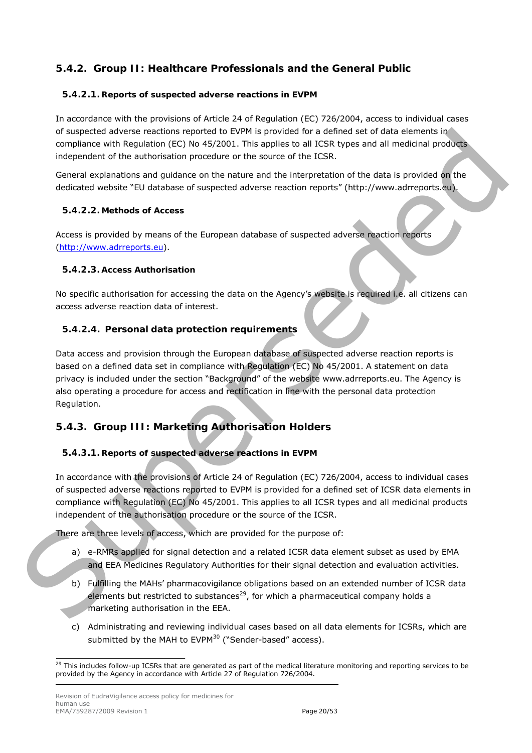### 5.4.2. Group II: Healthcare Professionals and the General Public

#### 5.4.2.1. Reports of suspected adverse reactions in EVPM

In accordance with the provisions of Article 24 of Regulation (EC) 726/2004, access to individual cases of suspected adverse reactions reported to EVPM is provided for a defined set of data elements in compliance with Regulation (EC) No 45/2001. This applies to all ICSR types and all medicinal products independent of the authorisation procedure or the source of the ICSR.

General explanations and guidance on the nature and the interpretation of the data is provided on the dedicated website "EU database of suspected adverse reaction reports" (http://www.adrreports.eu).

#### 5.4.2.2. Methods of Access

Access is provided by means of the European database of suspected adverse reaction reports (http://www.adrreports.eu).

#### 5.4.2.3. Access Authorisation

No specific authorisation for accessing the data on the Agency's website is required i.e. all citizens can access adverse reaction data of interest.

#### 5.4.2.4. Personal data protection requirements

Data access and provision through the European database of suspected adverse reaction reports is based on a defined data set in compliance with Regulation (EC) No 45/2001. A statement on data privacy is included under the section "Background" of the website www.adrreports.eu. The Agency is also operating a procedure for access and rectification in line with the personal data protection Regulation.

### 5.4.3. Group III: Marketing Authorisation Holders

#### 5.4.3.1. Reports of suspected adverse reactions in EVPM

In accordance with the provisions of Article 24 of Regulation (EC) 726/2004, access to individual cases of suspected adverse reactions reported to EVPM is provided for a defined set of ICSR data elements in compliance with Regulation (EC) No 45/2001. This applies to all ICSR types and all medicinal products independent of the authorisation procedure or the source of the ICSR.

There are three levels of access, which are provided for the purpose of:

a) e-RMRs applied for signal detection and a related ICSR data element subset as used by EMA and EEA Medicines Regulatory Authorities for their signal detection and evaluation activities.

b) Fulfilling the MAHs' pharmacovigilance obligations based on an extended number of ICSR data elements but restricted to substances[29], for which a pharmaceutical company holds a marketing authorisation in the EEA.

c) Administrating and reviewing individual cases based on all data elements for ICSRs, which are submitted by the MAH to EVPM[30] ("Sender-based" access).

[29] This includes follow-up ICSRs that are generated as part of the medical literature monitoring and reporting services to be provided by the Agency in accordance with Article 27 of Regulation 726/2004.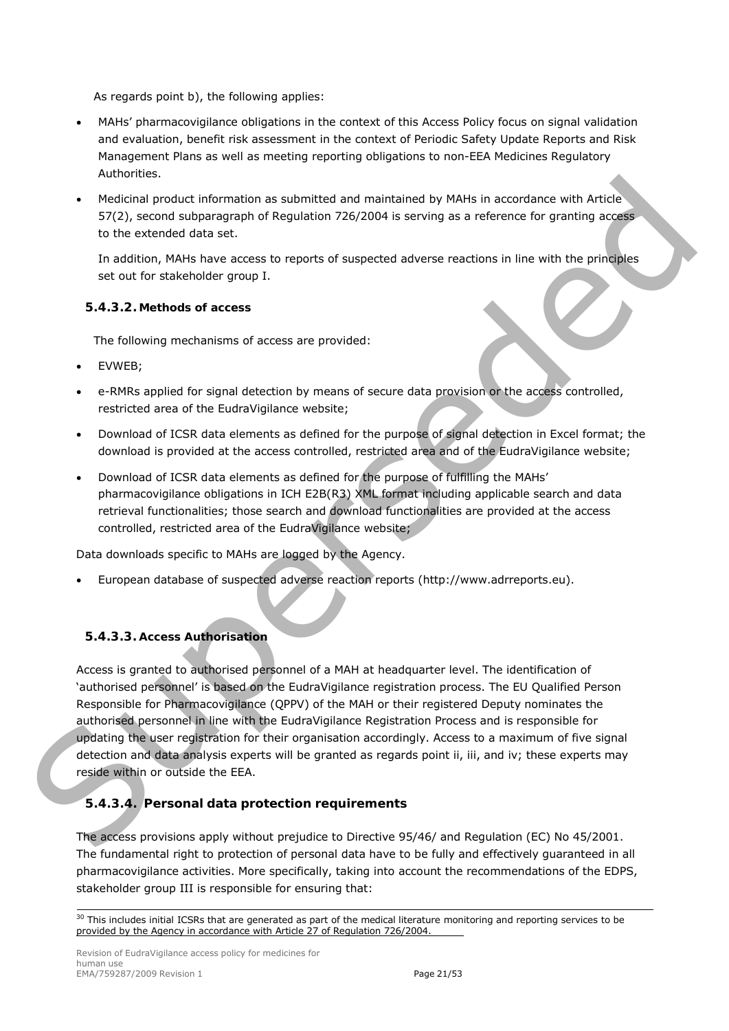As regards point b), the following applies:

- MAHs' pharmacovigilance obligations in the context of this Access Policy focus on signal validation and evaluation, benefit risk assessment in the context of Periodic Safety Update Reports and Risk Management Plans as well as meeting reporting obligations to non-EEA Medicines Regulatory Authorities.
- Medicinal product information as submitted and maintained by MAHs in accordance with Article 57(2), second subparagraph of Regulation 726/2004 is serving as a reference for granting access to the extended data set.

  In addition, MAHs have access to reports of suspected adverse reactions in line with the principles set out for stakeholder group I.

#### 5.4.3.2. Methods of access

The following mechanisms of access are provided:

- EVWEB;
- e-RMRs applied for signal detection by means of secure data provision or the access controlled, restricted area of the EudraVigilance website;
- Download of ICSR data elements as defined for the purpose of signal detection in Excel format; the download is provided at the access controlled, restricted area and of the EudraVigilance website;
- Download of ICSR data elements as defined for the purpose of fulfilling the MAHs' pharmacovigilance obligations in ICH E2B(R3) XML format including applicable search and data retrieval functionalities; those search and download functionalities are provided at the access controlled, restricted area of the EudraVigilance website;

Data downloads specific to MAHs are logged by the Agency.

- European database of suspected adverse reaction reports (http://www.adrreports.eu).

#### 5.4.3.3. Access Authorisation

Access is granted to authorised personnel of a MAH at headquarter level. The identification of 'authorised personnel' is based on the EudraVigilance registration process. The EU Qualified Person Responsible for Pharmacovigilance (QPPV) of the MAH or their registered Deputy nominates the authorised personnel in line with the EudraVigilance Registration Process and is responsible for updating the user registration for their organisation accordingly. Access to a maximum of five signal detection and data analysis experts will be granted as regards point ii, iii, and iv; these experts may reside within or outside the EEA.

#### 5.4.3.4. Personal data protection requirements

The access provisions apply without prejudice to Directive 95/46/ and Regulation (EC) No 45/2001. The fundamental right to protection of personal data have to be fully and effectively guaranteed in all pharmacovigilance activities. More specifically, taking into account the recommendations of the EDPS, stakeholder group III is responsible for ensuring that:

[30] This includes initial ICSRs that are generated as part of the medical literature monitoring and reporting services to be provided by the Agency in accordance with Article 27 of Regulation 726/2004.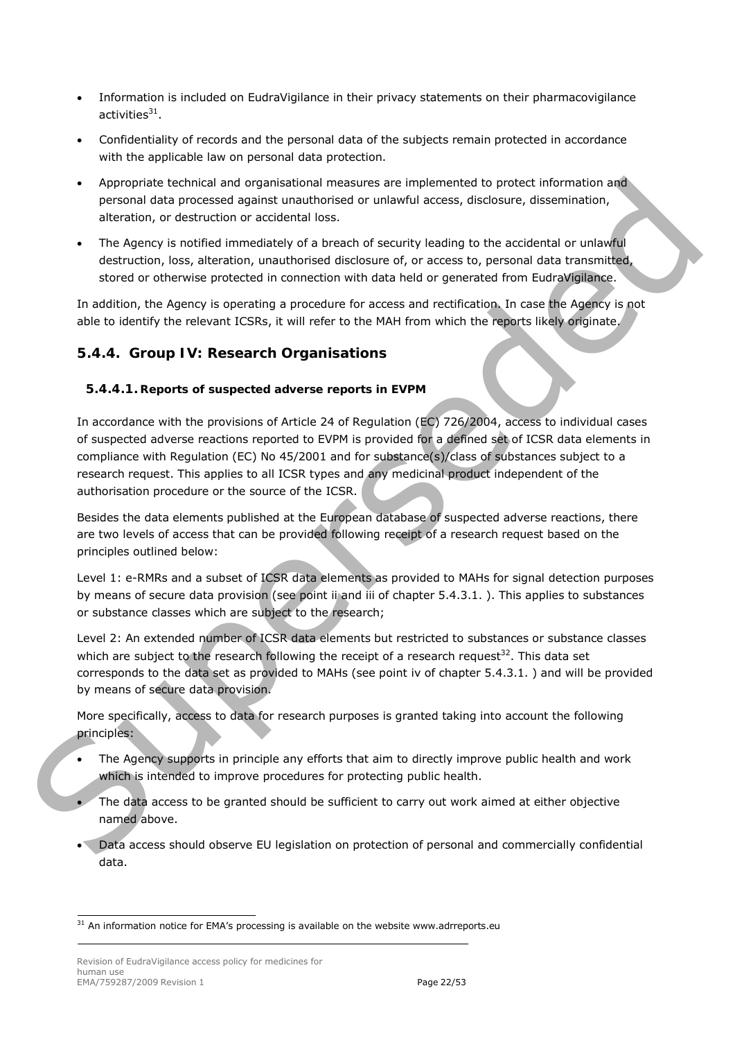- Information is included on EudraVigilance in their privacy statements on their pharmacovigilance activities[31].
- Confidentiality of records and the personal data of the subjects remain protected in accordance with the applicable law on personal data protection.
- Appropriate technical and organisational measures are implemented to protect information and personal data processed against unauthorised or unlawful access, disclosure, dissemination, alteration, or destruction or accidental loss.
- The Agency is notified immediately of a breach of security leading to the accidental or unlawful destruction, loss, alteration, unauthorised disclosure of, or access to, personal data transmitted, stored or otherwise protected in connection with data held or generated from EudraVigilance.

In addition, the Agency is operating a procedure for access and rectification. In case the Agency is not able to identify the relevant ICSRs, it will refer to the MAH from which the reports likely originate.

## 5.4.4. Group IV: Research Organisations

### 5.4.4.1. Reports of suspected adverse reports in EVPM

In accordance with the provisions of Article 24 of Regulation (EC) 726/2004, access to individual cases of suspected adverse reactions reported to EVPM is provided for a defined set of ICSR data elements in compliance with Regulation (EC) No 45/2001 and for substance(s)/class of substances subject to a research request. This applies to all ICSR types and any medicinal product independent of the authorisation procedure or the source of the ICSR.

Besides the data elements published at the European database of suspected adverse reactions, there are two levels of access that can be provided following receipt of a research request based on the principles outlined below:

Level 1: e-RMRs and a subset of ICSR data elements as provided to MAHs for signal detection purposes by means of secure data provision (see point ii and iii of chapter 5.4.3.1. ). This applies to substances or substance classes which are subject to the research;

Level 2: An extended number of ICSR data elements but restricted to substances or substance classes which are subject to the research following the receipt of a research request[32]. This data set corresponds to the data set as provided to MAHs (see point iv of chapter 5.4.3.1. ) and will be provided by means of secure data provision.

More specifically, access to data for research purposes is granted taking into account the following principles:

- The Agency supports in principle any efforts that aim to directly improve public health and work which is intended to improve procedures for protecting public health.
- The data access to be granted should be sufficient to carry out work aimed at either objective named above.
- Data access should observe EU legislation on protection of personal and commercially confidential data.

---

[31] An information notice for EMA's processing is available on the website www.adrreports.eu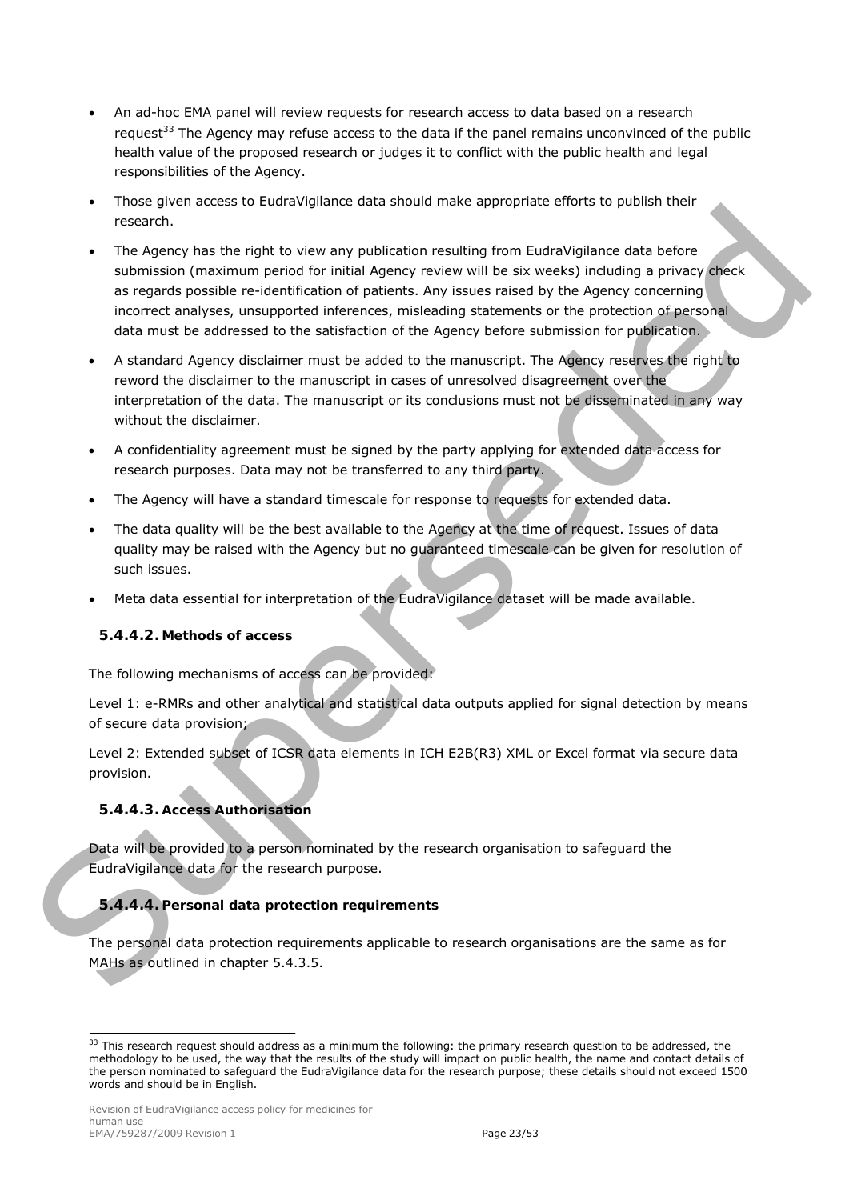- An ad-hoc EMA panel will review requests for research access to data based on a research request[33] The Agency may refuse access to the data if the panel remains unconvinced of the public health value of the proposed research or judges it to conflict with the public health and legal responsibilities of the Agency.
- Those given access to EudraVigilance data should make appropriate efforts to publish their research.
- The Agency has the right to view any publication resulting from EudraVigilance data before submission (maximum period for initial Agency review will be six weeks) including a privacy check as regards possible re-identification of patients. Any issues raised by the Agency concerning incorrect analyses, unsupported inferences, misleading statements or the protection of personal data must be addressed to the satisfaction of the Agency before submission for publication.
- A standard Agency disclaimer must be added to the manuscript. The Agency reserves the right to reword the disclaimer to the manuscript in cases of unresolved disagreement over the interpretation of the data. The manuscript or its conclusions must not be disseminated in any way without the disclaimer.
- A confidentiality agreement must be signed by the party applying for extended data access for research purposes. Data may not be transferred to any third party.
- The Agency will have a standard timescale for response to requests for extended data.
- The data quality will be the best available to the Agency at the time of request. Issues of data quality may be raised with the Agency but no guaranteed timescale can be given for resolution of such issues.
- Meta data essential for interpretation of the EudraVigilance dataset will be made available.

#### 5.4.4.2. Methods of access

The following mechanisms of access can be provided:

Level 1: e-RMRs and other analytical and statistical data outputs applied for signal detection by means of secure data provision;

Level 2: Extended subset of ICSR data elements in ICH E2B(R3) XML or Excel format via secure data provision.

#### 5.4.4.3. Access Authorisation

Data will be provided to a person nominated by the research organisation to safeguard the EudraVigilance data for the research purpose.

#### 5.4.4.4. Personal data protection requirements

The personal data protection requirements applicable to research organisations are the same as for MAHs as outlined in chapter 5.4.3.5.

[33] This research request should address as a minimum the following: the primary research question to be addressed, the methodology to be used, the way that the results of the study will impact on public health, the name and contact details of the person nominated to safeguard the EudraVigilance data for the research purpose; these details should not exceed 1500 words and should be in English.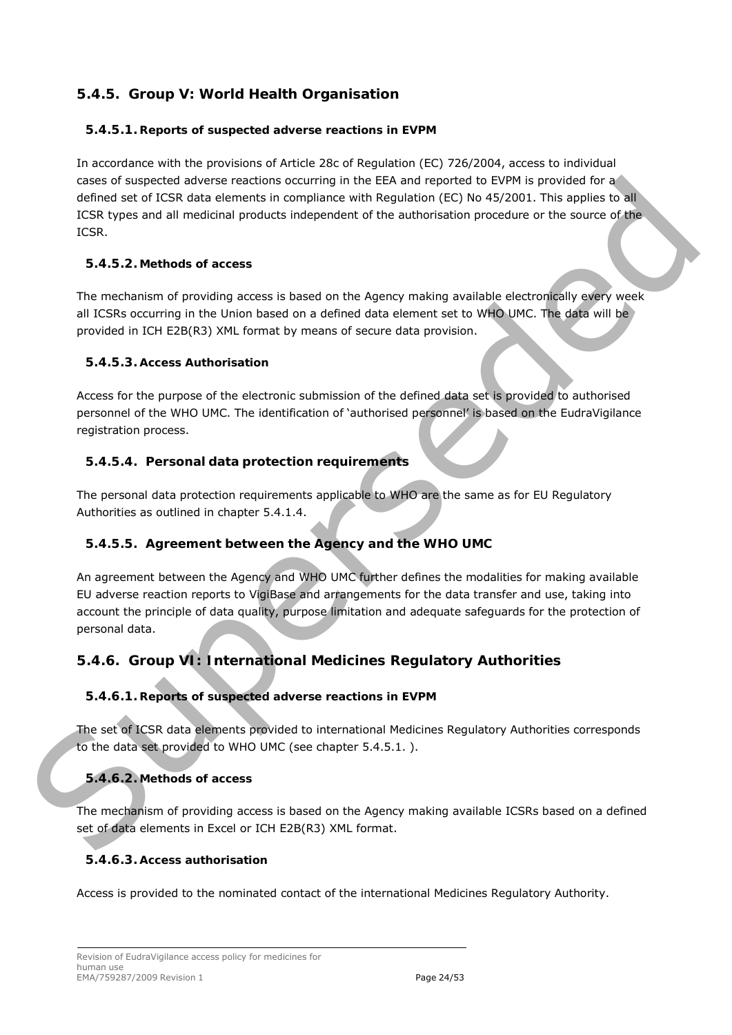## 5.4.5. Group V: World Health Organisation

### 5.4.5.1. Reports of suspected adverse reactions in EVPM

In accordance with the provisions of Article 28c of Regulation (EC) 726/2004, access to individual cases of suspected adverse reactions occurring in the EEA and reported to EVPM is provided for a defined set of ICSR data elements in compliance with Regulation (EC) No 45/2001. This applies to all ICSR types and all medicinal products independent of the authorisation procedure or the source of the ICSR.

### 5.4.5.2. Methods of access

The mechanism of providing access is based on the Agency making available electronically every week all ICSRs occurring in the Union based on a defined data element set to WHO UMC. The data will be provided in ICH E2B(R3) XML format by means of secure data provision.

### 5.4.5.3. Access Authorisation

Access for the purpose of the electronic submission of the defined data set is provided to authorised personnel of the WHO UMC. The identification of 'authorised personnel' is based on the EudraVigilance registration process.

### 5.4.5.4. Personal data protection requirements

The personal data protection requirements applicable to WHO are the same as for EU Regulatory Authorities as outlined in chapter 5.4.1.4.

### 5.4.5.5. Agreement between the Agency and the WHO UMC

An agreement between the Agency and WHO UMC further defines the modalities for making available EU adverse reaction reports to VigiBase and arrangements for the data transfer and use, taking into account the principle of data quality, purpose limitation and adequate safeguards for the protection of personal data.

## 5.4.6. Group VI: International Medicines Regulatory Authorities

### 5.4.6.1. Reports of suspected adverse reactions in EVPM

The set of ICSR data elements provided to international Medicines Regulatory Authorities corresponds to the data set provided to WHO UMC (see chapter 5.4.5.1. ).

### 5.4.6.2. Methods of access

The mechanism of providing access is based on the Agency making available ICSRs based on a defined set of data elements in Excel or ICH E2B(R3) XML format.

### 5.4.6.3. Access authorisation

Access is provided to the nominated contact of the international Medicines Regulatory Authority.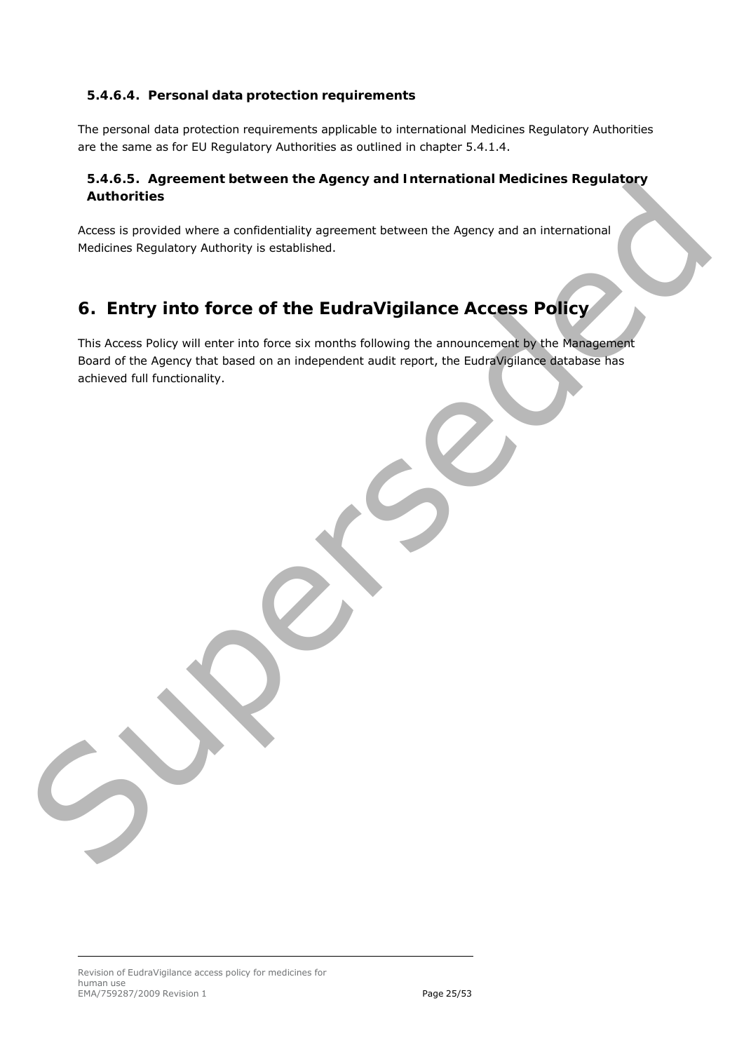#### 5.4.6.4. Personal data protection requirements

The personal data protection requirements applicable to international Medicines Regulatory Authorities are the same as for EU Regulatory Authorities as outlined in chapter 5.4.1.4.

#### 5.4.6.5. Agreement between the Agency and International Medicines Regulatory Authorities

Access is provided where a confidentiality agreement between the Agency and an international Medicines Regulatory Authority is established.

# 6. Entry into force of the EudraVigilance Access Policy

This Access Policy will enter into force six months following the announcement by the Management Board of the Agency that based on an independent audit report, the EudraVigilance database has achieved full functionality.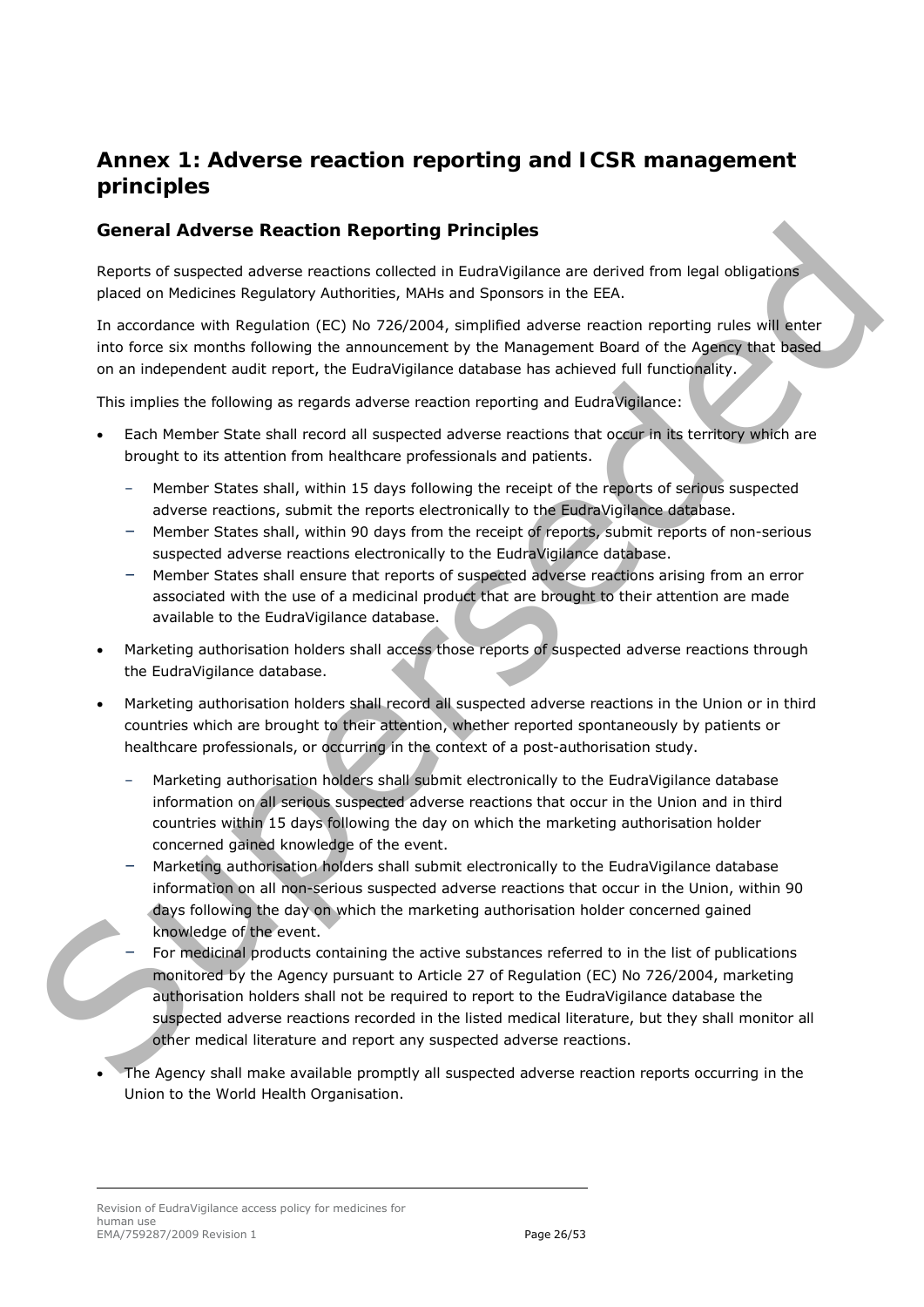# Annex 1: Adverse reaction reporting and ICSR management principles

## General Adverse Reaction Reporting Principles

Reports of suspected adverse reactions collected in EudraVigilance are derived from legal obligations placed on Medicines Regulatory Authorities, MAHs and Sponsors in the EEA.

In accordance with Regulation (EC) No 726/2004, simplified adverse reaction reporting rules will enter into force six months following the announcement by the Management Board of the Agency that based on an independent audit report, the EudraVigilance database has achieved full functionality.

This implies the following as regards adverse reaction reporting and EudraVigilance:

- Each Member State shall record all suspected adverse reactions that occur in its territory which are brought to its attention from healthcare professionals and patients.
  - Member States shall, within 15 days following the receipt of the reports of serious suspected adverse reactions, submit the reports electronically to the EudraVigilance database.
  - Member States shall, within 90 days from the receipt of reports, submit reports of non-serious suspected adverse reactions electronically to the EudraVigilance database.
  - Member States shall ensure that reports of suspected adverse reactions arising from an error associated with the use of a medicinal product that are brought to their attention are made available to the EudraVigilance database.
- Marketing authorisation holders shall access those reports of suspected adverse reactions through the EudraVigilance database.
- Marketing authorisation holders shall record all suspected adverse reactions in the Union or in third countries which are brought to their attention, whether reported spontaneously by patients or healthcare professionals, or occurring in the context of a post-authorisation study.
  - Marketing authorisation holders shall submit electronically to the EudraVigilance database information on all serious suspected adverse reactions that occur in the Union and in third countries within 15 days following the day on which the marketing authorisation holder concerned gained knowledge of the event.
  - Marketing authorisation holders shall submit electronically to the EudraVigilance database information on all non-serious suspected adverse reactions that occur in the Union, within 90 days following the day on which the marketing authorisation holder concerned gained knowledge of the event.
  - For medicinal products containing the active substances referred to in the list of publications monitored by the Agency pursuant to Article 27 of Regulation (EC) No 726/2004, marketing authorisation holders shall not be required to report to the EudraVigilance database the suspected adverse reactions recorded in the listed medical literature, but they shall monitor all other medical literature and report any suspected adverse reactions.
- The Agency shall make available promptly all suspected adverse reaction reports occurring in the Union to the World Health Organisation.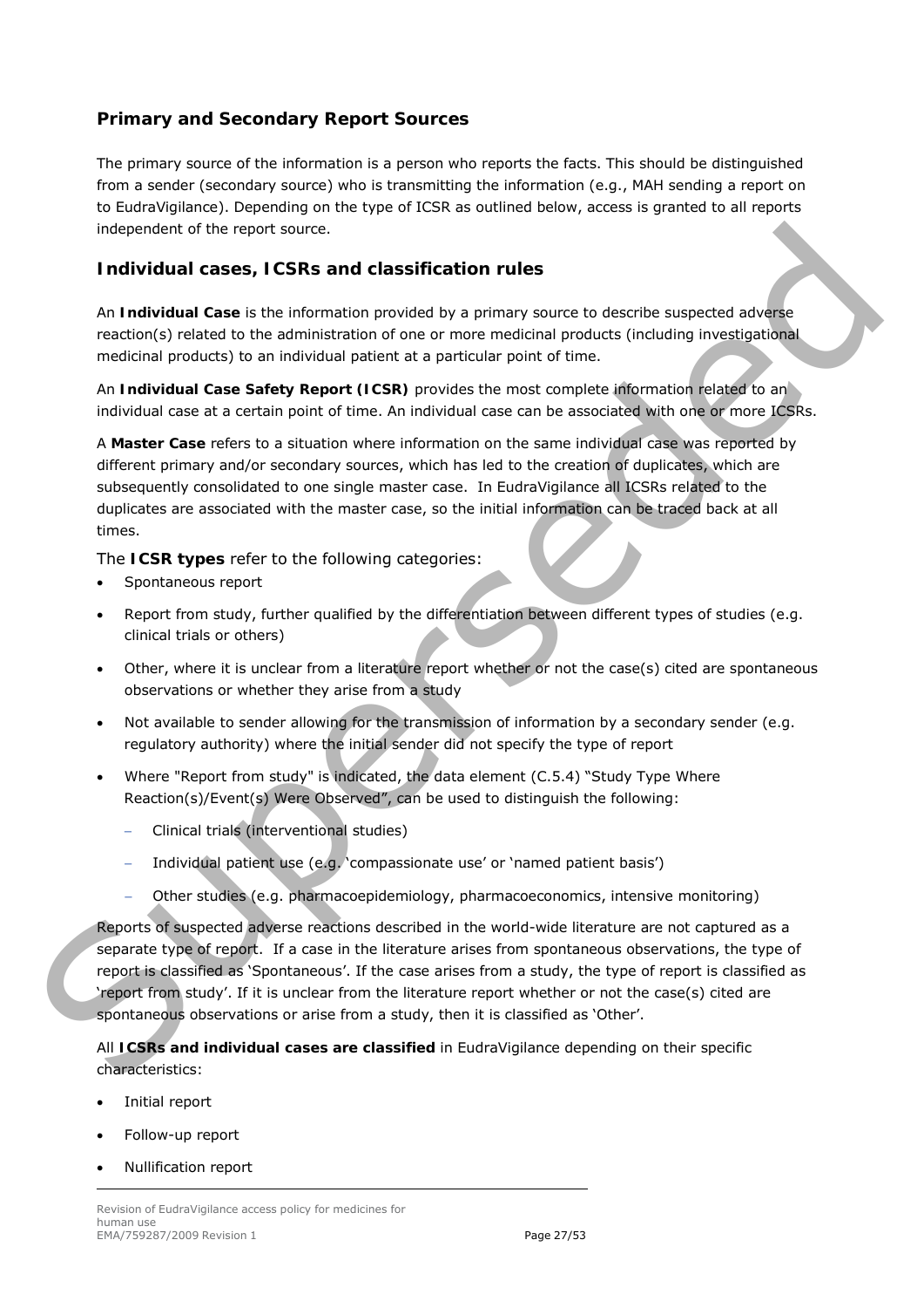## Primary and Secondary Report Sources

The primary source of the information is a person who reports the facts. This should be distinguished from a sender (secondary source) who is transmitting the information (e.g., MAH sending a report on to EudraVigilance). Depending on the type of ICSR as outlined below, access is granted to all reports independent of the report source.

## Individual cases, ICSRs and classification rules

An **Individual Case** is the information provided by a primary source to describe suspected adverse reaction(s) related to the administration of one or more medicinal products (including investigational medicinal products) to an individual patient at a particular point of time.

An **Individual Case Safety Report (ICSR)** provides the most complete information related to an individual case at a certain point of time. An individual case can be associated with one or more ICSRs.

A **Master Case** refers to a situation where information on the same individual case was reported by different primary and/or secondary sources, which has led to the creation of duplicates, which are subsequently consolidated to one single master case. In EudraVigilance all ICSRs related to the duplicates are associated with the master case, so the initial information can be traced back at all times.

The **ICSR types** refer to the following categories:

- Spontaneous report
- Report from study, further qualified by the differentiation between different types of studies (e.g. clinical trials or others)
- Other, where it is unclear from a literature report whether or not the case(s) cited are spontaneous observations or whether they arise from a study
- Not available to sender allowing for the transmission of information by a secondary sender (e.g. regulatory authority) where the initial sender did not specify the type of report
- Where "Report from study" is indicated, the data element (C.5.4) "Study Type Where Reaction(s)/Event(s) Were Observed", can be used to distinguish the following:
  - Clinical trials (interventional studies)
  - Individual patient use (e.g. 'compassionate use' or 'named patient basis')
  - Other studies (e.g. pharmacoepidemiology, pharmacoeconomics, intensive monitoring)

Reports of suspected adverse reactions described in the world-wide literature are not captured as a separate type of report. If a case in the literature arises from spontaneous observations, the type of report is classified as 'Spontaneous'. If the case arises from a study, the type of report is classified as 'report from study'. If it is unclear from the literature report whether or not the case(s) cited are spontaneous observations or arise from a study, then it is classified as 'Other'.

All **ICSRs and individual cases are classified** in EudraVigilance depending on their specific characteristics:

- Initial report
- Follow-up report
- Nullification report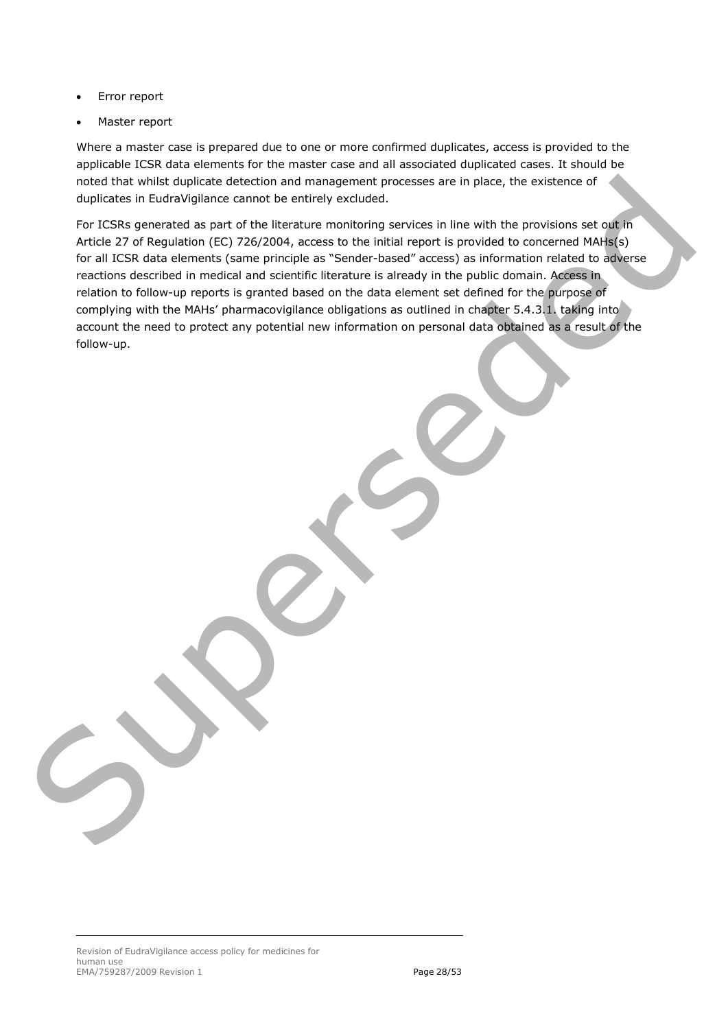- Error report
- Master report

Where a master case is prepared due to one or more confirmed duplicates, access is provided to the applicable ICSR data elements for the master case and all associated duplicated cases. It should be noted that whilst duplicate detection and management processes are in place, the existence of duplicates in EudraVigilance cannot be entirely excluded.

For ICSRs generated as part of the literature monitoring services in line with the provisions set out in Article 27 of Regulation (EC) 726/2004, access to the initial report is provided to concerned MAHs(s) for all ICSR data elements (same principle as "Sender-based" access) as information related to adverse reactions described in medical and scientific literature is already in the public domain. Access in relation to follow-up reports is granted based on the data element set defined for the purpose of complying with the MAHs' pharmacovigilance obligations as outlined in chapter 5.4.3.1. taking into account the need to protect any potential new information on personal data obtained as a result of the follow-up.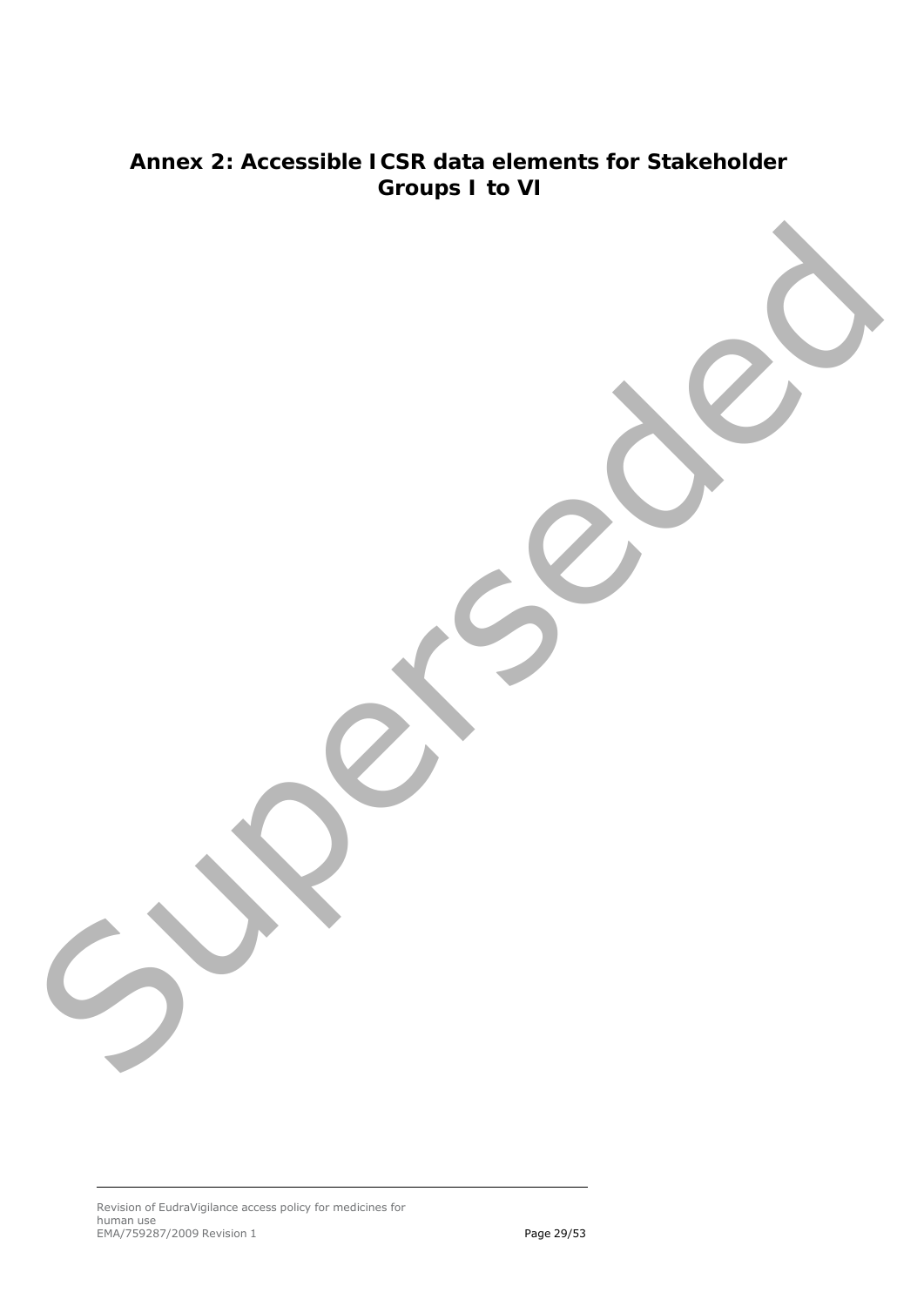# Annex 2: Accessible ICSR data elements for Stakeholder Groups I to VI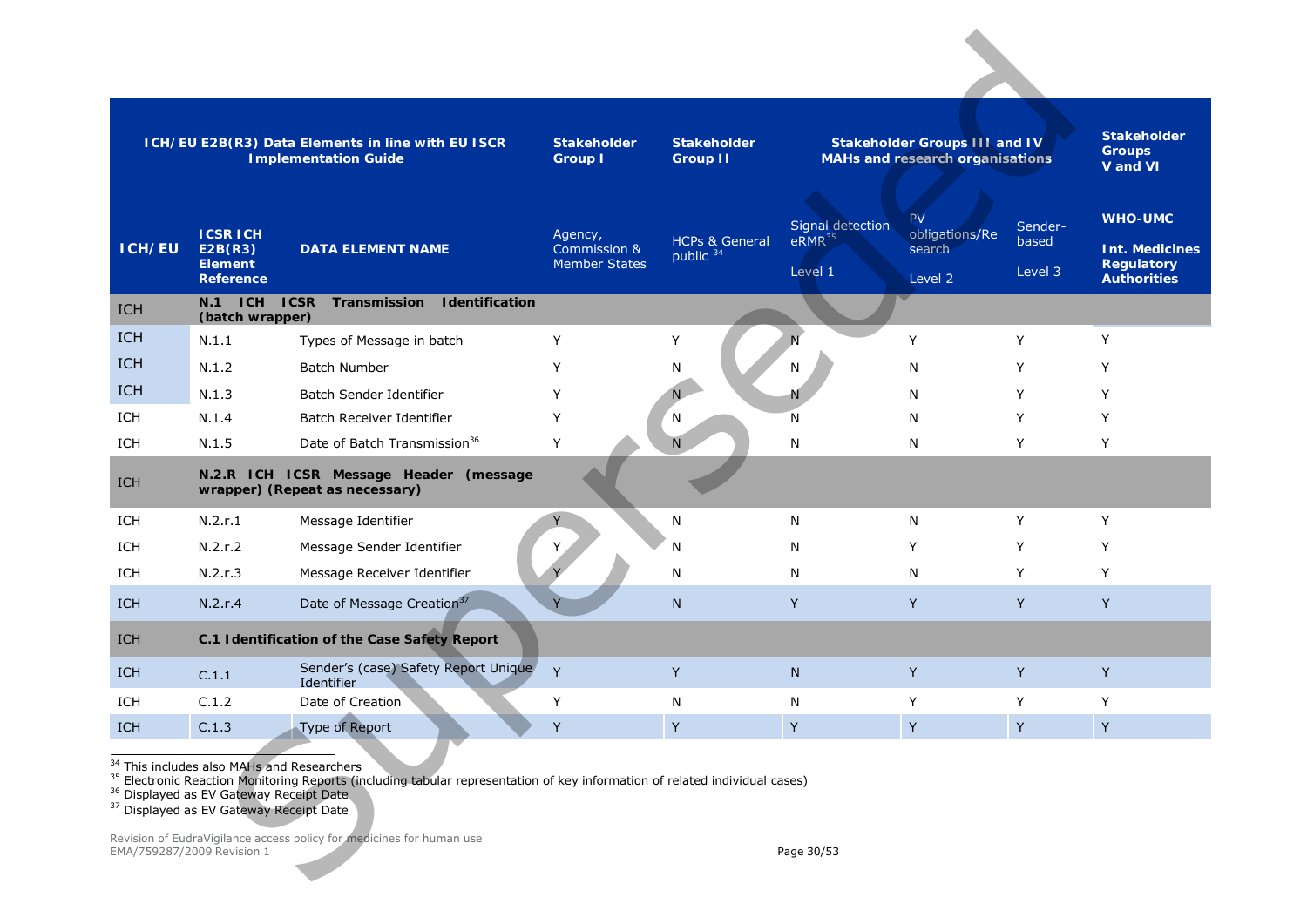| ICH/EU E2B(R3) Data Elements in line with EU ICSR Implementation Guide | | | Stakeholder Group I | Stakeholder Group II | Stakeholder Groups III and IV MAHs and research organisations | | | Stakeholder Groups V and VI |
|---|---|---|---|---|---|---|---|---|
| **ICH/EU** | **ICSR ICH E2B(R3) Element Reference** | **DATA ELEMENT NAME** | Agency, Commission & Member States | HCPs & General public [34] | Signal detection eRMR[35] Level 1 | PV obligations/Research Level 2 | Sender-based Level 3 | **WHO-UMC Int. Medicines Regulatory Authorities** |
| ICH | **N.1 ICH ICSR Transmission Identification (batch wrapper)** | | | | | | | |
| ICH | N.1.1 | Types of Message in batch | Y | Y | N | Y | Y | Y |
| ICH | N.1.2 | Batch Number | Y | N | N | N | Y | Y |
| ICH | N.1.3 | Batch Sender Identifier | Y | N | N | N | Y | Y |
| ICH | N.1.4 | Batch Receiver Identifier | Y | N | N | N | Y | Y |
| ICH | N.1.5 | Date of Batch Transmission[36] | Y | N | N | N | Y | Y |
| ICH | **N.2.R ICH ICSR Message Header (message wrapper) (Repeat as necessary)** | | | | | | | |
| ICH | N.2.r.1 | Message Identifier | Y | N | N | N | Y | Y |
| ICH | N.2.r.2 | Message Sender Identifier | Y | N | N | Y | Y | Y |
| ICH | N.2.r.3 | Message Receiver Identifier | Y | N | N | N | Y | Y |
| ICH | N.2.r.4 | Date of Message Creation[37] | Y | N | Y | Y | Y | Y |
| ICH | **C.1 Identification of the Case Safety Report** | | | | | | | |
| ICH | C.1.1 | Sender's (case) Safety Report Unique Identifier | Y | Y | N | Y | Y | Y |
| ICH | C.1.2 | Date of Creation | Y | N | N | Y | Y | Y |
| ICH | C.1.3 | Type of Report | Y | Y | Y | Y | Y | Y |

[34] This includes also MAHs and Researchers
[35] Electronic Reaction Monitoring Reports (including tabular representation of key information of related individual cases)
[36] Displayed as EV Gateway Receipt Date
[37] Displayed as EV Gateway Receipt Date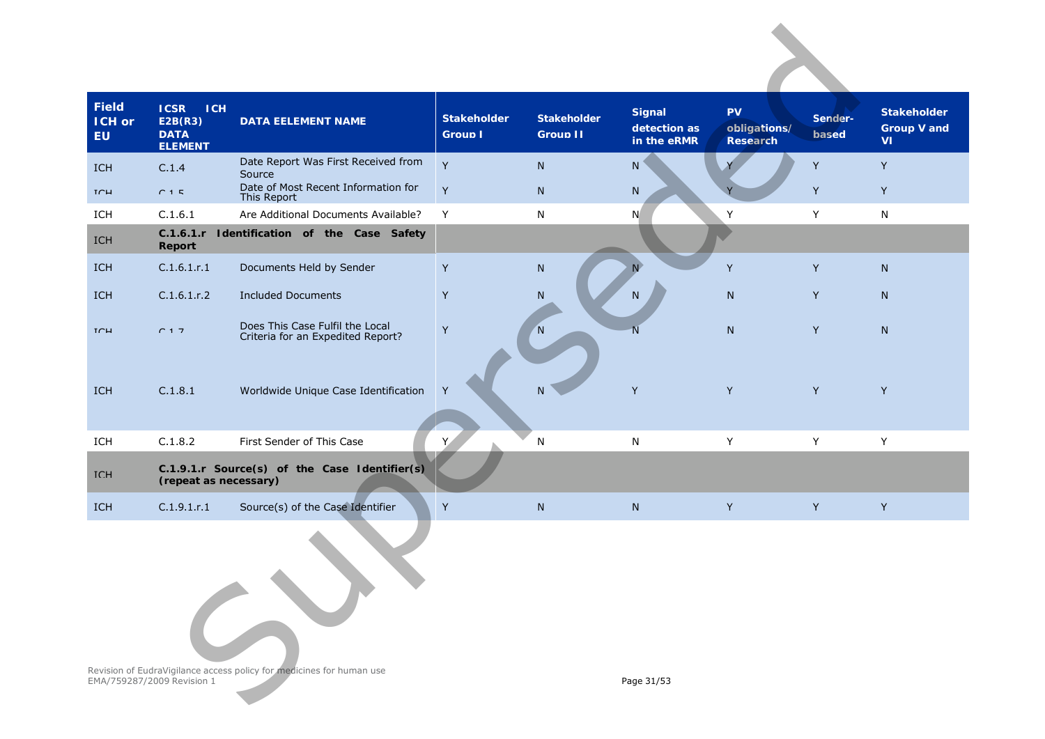| Field ICH or EU | ICSR ICH E2B(R3) DATA ELEMENT | DATA EELEMENT NAME | Stakeholder Group I | Stakeholder Group II | Signal detection as in the eRMR | PV obligations/ Research | Sender-based | Stakeholder Group V and VI |
|---|---|---|---|---|---|---|---|---|
| ICH | C.1.4 | Date Report Was First Received from Source | Y | N | N | Y | Y | Y |
| ICH | C.1.5 | Date of Most Recent Information for This Report | Y | N | N | Y | Y | Y |
| ICH | C.1.6.1 | Are Additional Documents Available? | Y | N | N | Y | Y | N |
| ICH | **C.1.6.1.r Identification of the Case Safety Report** | | | | | | | |
| ICH | C.1.6.1.r.1 | Documents Held by Sender | Y | N | N | Y | Y | N |
| ICH | C.1.6.1.r.2 | Included Documents | Y | N | N | N | Y | N |
| ICH | C.1.7 | Does This Case Fulfil the Local Criteria for an Expedited Report? | Y | N | N | N | Y | N |
| ICH | C.1.8.1 | Worldwide Unique Case Identification | Y | N | Y | Y | Y | Y |
| ICH | C.1.8.2 | First Sender of This Case | Y | N | N | Y | Y | Y |
| ICH | **C.1.9.1.r Source(s) of the Case Identifier(s) (repeat as necessary)** | | | | | | | |
| ICH | C.1.9.1.r.1 | Source(s) of the Case Identifier | Y | N | N | Y | Y | Y |

Revision of EudraVigilance access policy for medicines for human use
EMA/759287/2009 Revision 1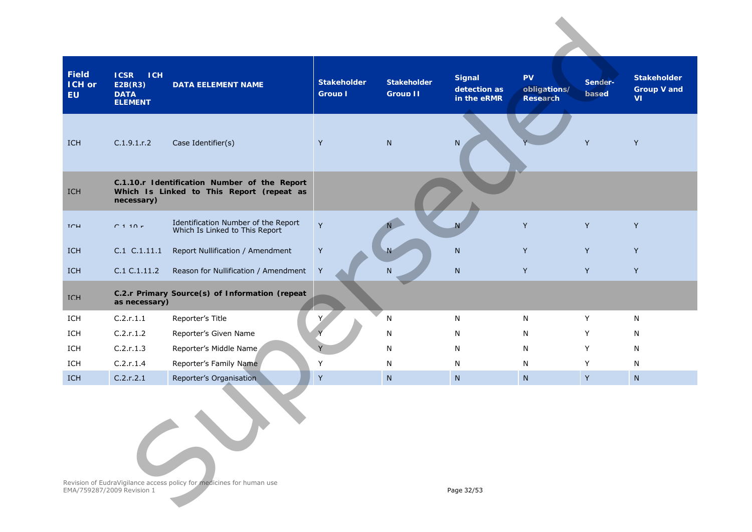| Field ICH or EU | ICSR ICH E2B(R3) DATA ELEMENT | DATA EELEMENT NAME | Stakeholder Group I | Stakeholder Group II | Signal detection as in the eRMR | PV obligations/ Research | Sender-based | Stakeholder Group V and VI |
|---|---|---|---|---|---|---|---|---|
| ICH | C.1.9.1.r.2 | Case Identifier(s) | Y | N | N | Y | Y | Y |
| ICH | **C.1.10.r Identification Number of the Report Which Is Linked to This Report (repeat as necessary)** | | | | | | | |
| ICH | C.1.10.r | Identification Number of the Report Which Is Linked to This Report | Y | N | N | Y | Y | Y |
| ICH | C.1 C.1.11.1 | Report Nullification / Amendment | Y | N | N | Y | Y | Y |
| ICH | C.1 C.1.11.2 | Reason for Nullification / Amendment | Y | N | N | Y | Y | Y |
| ICH | **C.2.r Primary Source(s) of Information (repeat as necessary)** | | | | | | | |
| ICH | C.2.r.1.1 | Reporter's Title | Y | N | N | N | Y | N |
| ICH | C.2.r.1.2 | Reporter's Given Name | Y | N | N | N | Y | N |
| ICH | C.2.r.1.3 | Reporter's Middle Name | Y | N | N | N | Y | N |
| ICH | C.2.r.1.4 | Reporter's Family Name | Y | N | N | N | Y | N |
| ICH | C.2.r.2.1 | Reporter's Organisation | Y | N | N | N | Y | N |

Revision of EudraVigilance access policy for medicines for human use
EMA/759287/2009 Revision 1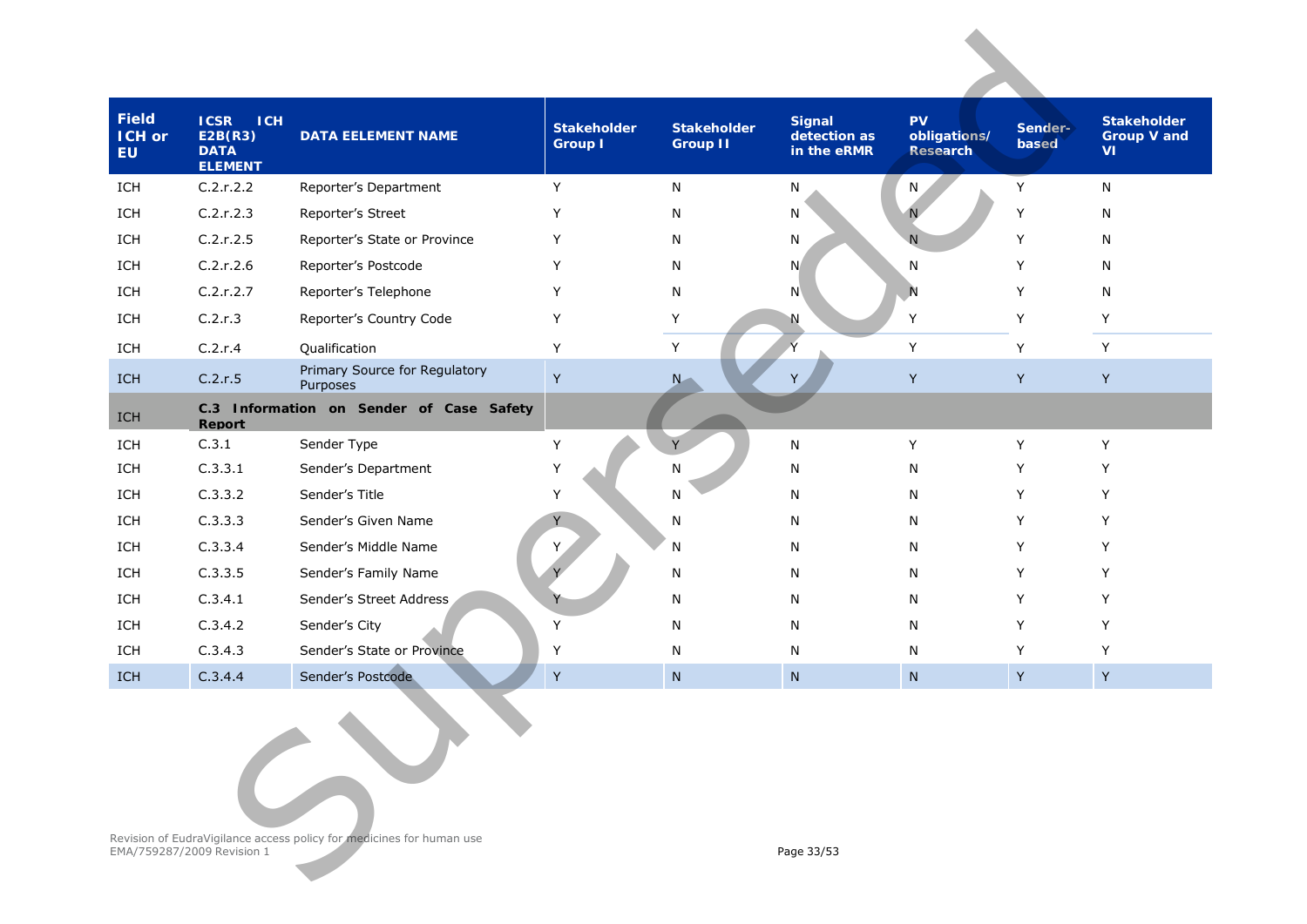| Field ICH or EU | ICSR ICH E2B(R3) DATA ELEMENT | DATA EELEMENT NAME | Stakeholder Group I | Stakeholder Group II | Signal detection as in the eRMR | PV obligations/ Research | Sender-based | Stakeholder Group V and VI |
|---|---|---|---|---|---|---|---|---|
| ICH | C.2.r.2.2 | Reporter's Department | Y | N | N | N | Y | N |
| ICH | C.2.r.2.3 | Reporter's Street | Y | N | N | N | Y | N |
| ICH | C.2.r.2.5 | Reporter's State or Province | Y | N | N | N | Y | N |
| ICH | C.2.r.2.6 | Reporter's Postcode | Y | N | N | N | Y | N |
| ICH | C.2.r.2.7 | Reporter's Telephone | Y | N | N | N | Y | N |
| ICH | C.2.r.3 | Reporter's Country Code | Y | Y | N | Y | Y | Y |
| ICH | C.2.r.4 | Qualification | Y | Y | Y | Y | Y | Y |
| ICH | C.2.r.5 | Primary Source for Regulatory Purposes | Y | N | Y | Y | Y | Y |
| ICH | **C.3 Information on Sender of Case Safety Report** | | | | | | | |
| ICH | C.3.1 | Sender Type | Y | Y | N | Y | Y | Y |
| ICH | C.3.3.1 | Sender's Department | Y | N | N | N | Y | Y |
| ICH | C.3.3.2 | Sender's Title | Y | N | N | N | Y | Y |
| ICH | C.3.3.3 | Sender's Given Name | Y | N | N | N | Y | Y |
| ICH | C.3.3.4 | Sender's Middle Name | Y | N | N | N | Y | Y |
| ICH | C.3.3.5 | Sender's Family Name | Y | N | N | N | Y | Y |
| ICH | C.3.4.1 | Sender's Street Address | Y | N | N | N | Y | Y |
| ICH | C.3.4.2 | Sender's City | Y | N | N | N | Y | Y |
| ICH | C.3.4.3 | Sender's State or Province | Y | N | N | N | Y | Y |
| ICH | C.3.4.4 | Sender's Postcode | Y | N | N | N | Y | Y |

Revision of EudraVigilance access policy for medicines for human use
EMA/759287/2009 Revision 1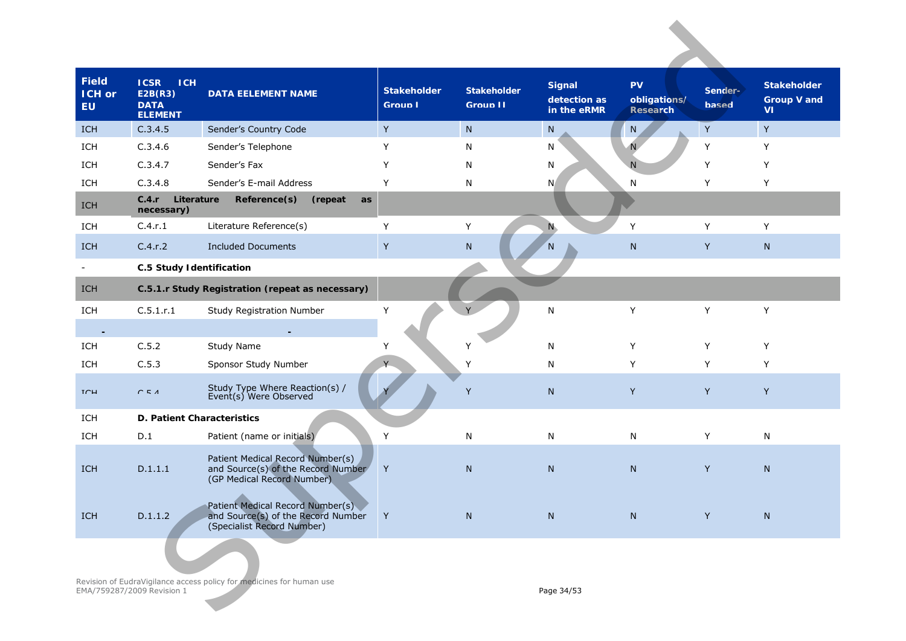| Field ICH or EU | ICSR ICH E2B(R3) DATA ELEMENT | DATA EELEMENT NAME | Stakeholder Group I | Stakeholder Group II | Signal detection as in the eRMR | PV obligations/ Research | Sender-based | Stakeholder Group V and VI |
|---|---|---|---|---|---|---|---|---|
| ICH | C.3.4.5 | Sender's Country Code | Y | N | N | N | Y | Y |
| ICH | C.3.4.6 | Sender's Telephone | Y | N | N | N | Y | Y |
| ICH | C.3.4.7 | Sender's Fax | Y | N | N | N | Y | Y |
| ICH | C.3.4.8 | Sender's E-mail Address | Y | N | N | N | Y | Y |
| ICH | **C.4.r Literature Reference(s) (repeat as necessary)** | | | | | | | |
| ICH | C.4.r.1 | Literature Reference(s) | Y | Y | N | Y | Y | Y |
| ICH | C.4.r.2 | Included Documents | Y | N | N | N | Y | N |
| - | **C.5 Study Identification** | | | | | | | |
| ICH | **C.5.1.r Study Registration (repeat as necessary)** | | | | | | | |
| ICH | C.5.1.r.1 | Study Registration Number | Y | Y | N | Y | Y | Y |
| - | | - | | | | | | |
| ICH | C.5.2 | Study Name | Y | Y | N | Y | Y | Y |
| ICH | C.5.3 | Sponsor Study Number | Y | Y | N | Y | Y | Y |
| ICH | C.5.4 | Study Type Where Reaction(s) / Event(s) Were Observed | Y | Y | N | Y | Y | Y |
| ICH | **D. Patient Characteristics** | | | | | | | |
| ICH | D.1 | Patient (name or initials) | Y | N | N | N | Y | N |
| ICH | D.1.1.1 | Patient Medical Record Number(s) and Source(s) of the Record Number (GP Medical Record Number) | Y | N | N | N | Y | N |
| ICH | D.1.1.2 | Patient Medical Record Number(s) and Source(s) of the Record Number (Specialist Record Number) | Y | N | N | N | Y | N |

Revision of EudraVigilance access policy for medicines for human use
EMA/759287/2009 Revision 1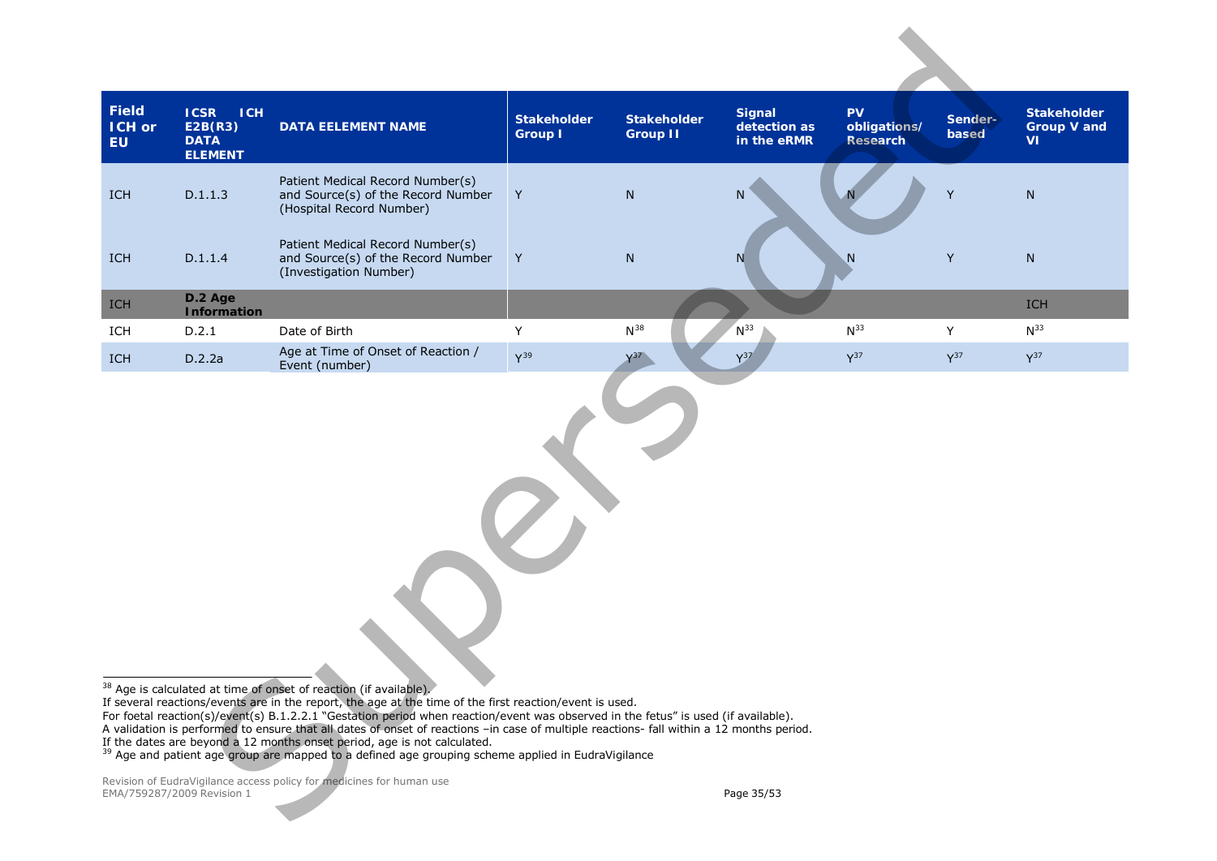| Field ICH or EU | ICSR ICH E2B(R3) DATA ELEMENT | DATA EELEMENT NAME | Stakeholder Group I | Stakeholder Group II | Signal detection as in the eRMR | PV obligations/ Research | Sender-based | Stakeholder Group V and VI |
|---|---|---|---|---|---|---|---|---|
| ICH | D.1.1.3 | Patient Medical Record Number(s) and Source(s) of the Record Number (Hospital Record Number) | Y | N | N | N | Y | N |
| ICH | D.1.1.4 | Patient Medical Record Number(s) and Source(s) of the Record Number (Investigation Number) | Y | N | N | N | Y | N |
| ICH | **D.2 Age Information** | | | | | | | ICH |
| ICH | D.2.1 | Date of Birth | Y | N[38] | N[33] | N[33] | Y | N[33] |
| ICH | D.2.2a | Age at Time of Onset of Reaction / Event (number) | Y[39] | Y[37] | Y[37] | Y[37] | Y[37] | Y[37] |

[38] Age is calculated at time of onset of reaction (if available).
If several reactions/events are in the report, the age at the time of the first reaction/event is used.
For foetal reaction(s)/event(s) B.1.2.2.1 "Gestation period when reaction/event was observed in the fetus" is used (if available).
A validation is performed to ensure that all dates of onset of reactions –in case of multiple reactions- fall within a 12 months period.
If the dates are beyond a 12 months onset period, age is not calculated.

[39] Age and patient age group are mapped to a defined age grouping scheme applied in EudraVigilance

Revision of EudraVigilance access policy for medicines for human use
EMA/759287/2009 Revision 1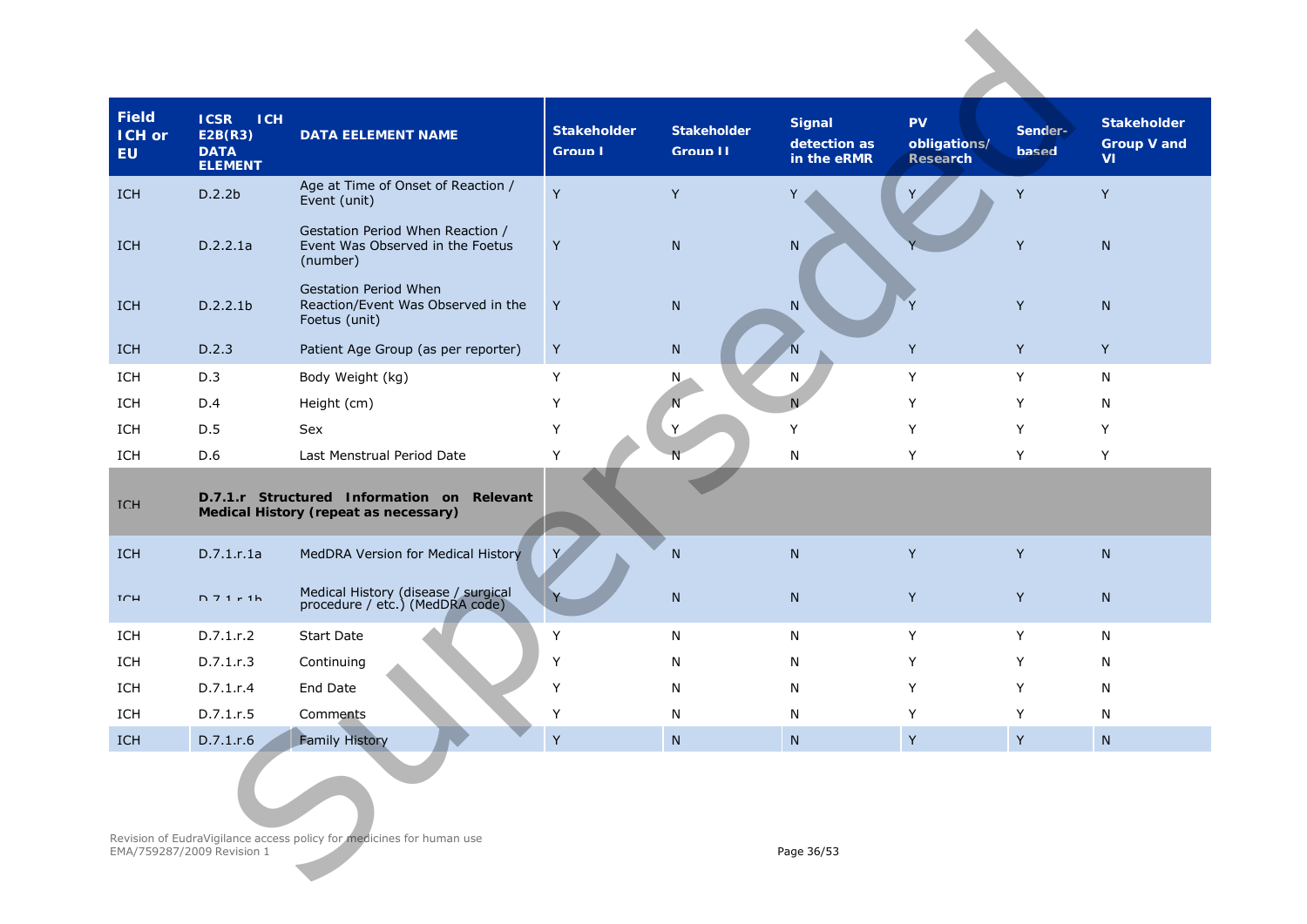| Field ICH or EU | ICSR ICH E2B(R3) DATA ELEMENT | DATA EELEMENT NAME | Stakeholder Group I | Stakeholder Group II | Signal detection as in the eRMR | PV obligations/ Research | Sender-based | Stakeholder Group V and VI |
|---|---|---|---|---|---|---|---|---|
| ICH | D.2.2b | Age at Time of Onset of Reaction / Event (unit) | Y | Y | Y | Y | Y | Y |
| ICH | D.2.2.1a | Gestation Period When Reaction / Event Was Observed in the Foetus (number) | Y | N | N | Y | Y | N |
| ICH | D.2.2.1b | Gestation Period When Reaction/Event Was Observed in the Foetus (unit) | Y | N | N | Y | Y | N |
| ICH | D.2.3 | Patient Age Group (as per reporter) | Y | N | N | Y | Y | Y |
| ICH | D.3 | Body Weight (kg) | Y | N | N | Y | Y | N |
| ICH | D.4 | Height (cm) | Y | N | N | Y | Y | N |
| ICH | D.5 | Sex | Y | Y | Y | Y | Y | Y |
| ICH | D.6 | Last Menstrual Period Date | Y | N | N | Y | Y | Y |
| ICH | **D.7.1.r Structured Information on Relevant Medical History (repeat as necessary)** | | | | | | | |
| ICH | D.7.1.r.1a | MedDRA Version for Medical History | Y | N | N | Y | Y | N |
| ICH | D.7.1.r.1b | Medical History (disease / surgical procedure / etc.) (MedDRA code) | Y | N | N | Y | Y | N |
| ICH | D.7.1.r.2 | Start Date | Y | N | N | Y | Y | N |
| ICH | D.7.1.r.3 | Continuing | Y | N | N | Y | Y | N |
| ICH | D.7.1.r.4 | End Date | Y | N | N | Y | Y | N |
| ICH | D.7.1.r.5 | Comments | Y | N | N | Y | Y | N |
| ICH | D.7.1.r.6 | Family History | Y | N | N | Y | Y | N |

Revision of EudraVigilance access policy for medicines for human use
EMA/759287/2009 Revision 1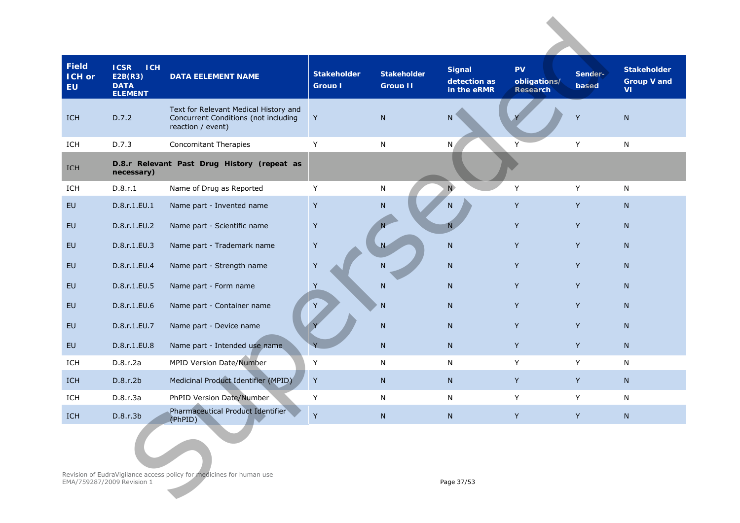| Field ICH or EU | ICSR ICH E2B(R3) DATA ELEMENT | DATA EELEMENT NAME | Stakeholder Group I | Stakeholder Group II | Signal detection as in the eRMR | PV obligations/ Research | Sender-based | Stakeholder Group V and VI |
|---|---|---|---|---|---|---|---|---|
| ICH | D.7.2 | Text for Relevant Medical History and Concurrent Conditions (not including reaction / event) | Y | N | N | Y | Y | N |
| ICH | D.7.3 | Concomitant Therapies | Y | N | N | Y | Y | N |
| ICH | **D.8.r Relevant Past Drug History (repeat as necessary)** | | | | | | | |
| ICH | D.8.r.1 | Name of Drug as Reported | Y | N | N | Y | Y | N |
| EU | D.8.r.1.EU.1 | Name part - Invented name | Y | N | N | Y | Y | N |
| EU | D.8.r.1.EU.2 | Name part - Scientific name | Y | N | N | Y | Y | N |
| EU | D.8.r.1.EU.3 | Name part - Trademark name | Y | N | N | Y | Y | N |
| EU | D.8.r.1.EU.4 | Name part - Strength name | Y | N | N | Y | Y | N |
| EU | D.8.r.1.EU.5 | Name part - Form name | Y | N | N | Y | Y | N |
| EU | D.8.r.1.EU.6 | Name part - Container name | Y | N | N | Y | Y | N |
| EU | D.8.r.1.EU.7 | Name part - Device name | Y | N | N | Y | Y | N |
| EU | D.8.r.1.EU.8 | Name part - Intended use name | Y | N | N | Y | Y | N |
| ICH | D.8.r.2a | MPID Version Date/Number | Y | N | N | Y | Y | N |
| ICH | D.8.r.2b | Medicinal Product Identifier (MPID) | Y | N | N | Y | Y | N |
| ICH | D.8.r.3a | PhPID Version Date/Number | Y | N | N | Y | Y | N |
| ICH | D.8.r.3b | Pharmaceutical Product Identifier (PhPID) | Y | N | N | Y | Y | N |

Revision of EudraVigilance access policy for medicines for human use
EMA/759287/2009 Revision 1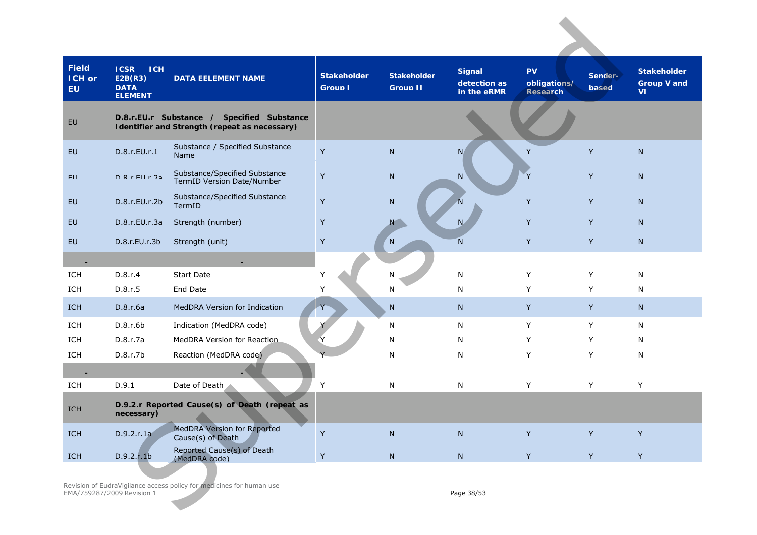| Field ICH or EU | ICSR ICH E2B(R3) DATA ELEMENT | DATA EELEMENT NAME | Stakeholder Group I | Stakeholder Group II | Signal detection as in the eRMR | PV obligations/ Research | Sender-based | Stakeholder Group V and VI |
|---|---|---|---|---|---|---|---|---|
| EU | **D.8.r.EU.r Substance / Specified Substance Identifier and Strength (repeat as necessary)** | | | | | | | |
| EU | D.8.r.EU.r.1 | Substance / Specified Substance Name | Y | N | N | Y | Y | N |
| EU | D.8.r.EU.r.2a | Substance/Specified Substance TermID Version Date/Number | Y | N | N | Y | Y | N |
| EU | D.8.r.EU.r.2b | Substance/Specified Substance TermID | Y | N | N | Y | Y | N |
| EU | D.8.r.EU.r.3a | Strength (number) | Y | N | N | Y | Y | N |
| EU | D.8.r.EU.r.3b | Strength (unit) | Y | N | N | Y | Y | N |
| - | | - | | | | | | |
| ICH | D.8.r.4 | Start Date | Y | N | N | Y | Y | N |
| ICH | D.8.r.5 | End Date | Y | N | N | Y | Y | N |
| ICH | D.8.r.6a | MedDRA Version for Indication | Y | N | N | Y | Y | N |
| ICH | D.8.r.6b | Indication (MedDRA code) | Y | N | N | Y | Y | N |
| ICH | D.8.r.7a | MedDRA Version for Reaction | Y | N | N | Y | Y | N |
| ICH | D.8.r.7b | Reaction (MedDRA code) | Y | N | N | Y | Y | N |
| - | | - | | | | | | |
| ICH | D.9.1 | Date of Death | Y | N | N | Y | Y | Y |
| ICH | **D.9.2.r Reported Cause(s) of Death (repeat as necessary)** | | | | | | | |
| ICH | D.9.2.r.1a | MedDRA Version for Reported Cause(s) of Death | Y | N | N | Y | Y | Y |
| ICH | D.9.2.r.1b | Reported Cause(s) of Death (MedDRA code) | Y | N | N | Y | Y | Y |

Revision of EudraVigilance access policy for medicines for human use
EMA/759287/2009 Revision 1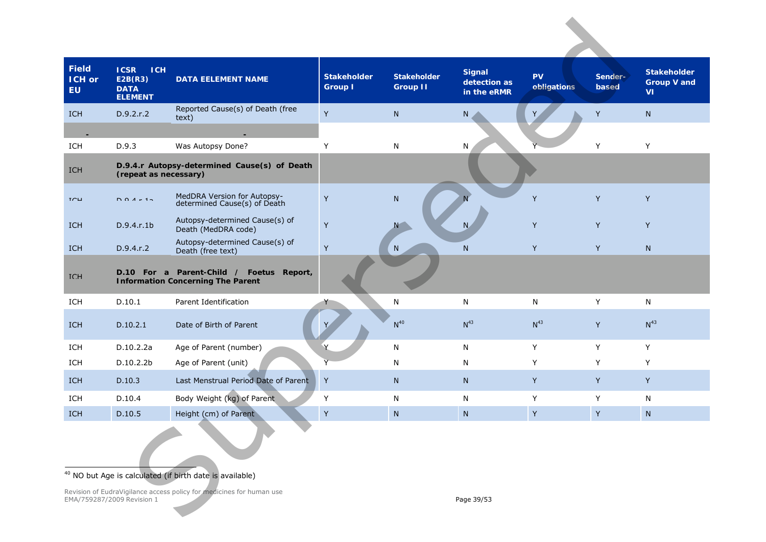| Field ICH or EU | ICSR ICH E2B(R3) DATA ELEMENT | DATA EELEMENT NAME | Stakeholder Group I | Stakeholder Group II | Signal detection as in the eRMR | PV obligations | Sender-based | Stakeholder Group V and VI |
|---|---|---|---|---|---|---|---|---|
| ICH | D.9.2.r.2 | Reported Cause(s) of Death (free text) | Y | N | N | Y | Y | N |
| - | - | | | | | | | |
| ICH | D.9.3 | Was Autopsy Done? | Y | N | N | Y | Y | Y |
| ICH | **D.9.4.r Autopsy-determined Cause(s) of Death (repeat as necessary)** | | | | | | | |
| ICH | D.9.4.r.1a | MedDRA Version for Autopsy-determined Cause(s) of Death | Y | N | N | Y | Y | Y |
| ICH | D.9.4.r.1b | Autopsy-determined Cause(s) of Death (MedDRA code) | Y | N | N | Y | Y | Y |
| ICH | D.9.4.r.2 | Autopsy-determined Cause(s) of Death (free text) | Y | N | N | Y | Y | N |
| ICH | **D.10 For a Parent-Child / Foetus Report, Information Concerning The Parent** | | | | | | | |
| ICH | D.10.1 | Parent Identification | Y | N | N | N | Y | N |
| ICH | D.10.2.1 | Date of Birth of Parent | Y | N[40] | N[43] | N[43] | Y | N[43] |
| ICH | D.10.2.2a | Age of Parent (number) | Y | N | N | Y | Y | Y |
| ICH | D.10.2.2b | Age of Parent (unit) | Y | N | N | Y | Y | Y |
| ICH | D.10.3 | Last Menstrual Period Date of Parent | Y | N | N | Y | Y | Y |
| ICH | D.10.4 | Body Weight (kg) of Parent | Y | N | N | Y | Y | N |
| ICH | D.10.5 | Height (cm) of Parent | Y | N | N | Y | Y | N |

[40] NO but Age is calculated (if birth date is available)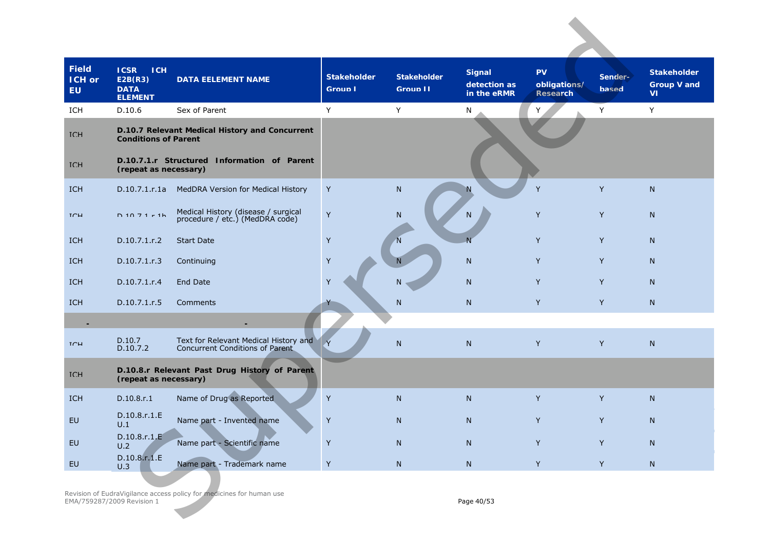| Field ICH or EU | ICSR ICH E2B(R3) DATA ELEMENT | DATA EELEMENT NAME | Stakeholder Group I | Stakeholder Group II | Signal detection as in the eRMR | PV obligations/ Research | Sender-based | Stakeholder Group V and VI |
|---|---|---|---|---|---|---|---|---|
| ICH | D.10.6 | Sex of Parent | Y | Y | N | Y | Y | Y |
| ICH | **D.10.7 Relevant Medical History and Concurrent Conditions of Parent** | | | | | | | |
| ICH | **D.10.7.1.r Structured Information of Parent (repeat as necessary)** | | | | | | | |
| ICH | D.10.7.1.r.1a | MedDRA Version for Medical History | Y | N | N | Y | Y | N |
| ICH | D.10.7.1.r.1b | Medical History (disease / surgical procedure / etc.) (MedDRA code) | Y | N | N | Y | Y | N |
| ICH | D.10.7.1.r.2 | Start Date | Y | N | N | Y | Y | N |
| ICH | D.10.7.1.r.3 | Continuing | Y | N | N | Y | Y | N |
| ICH | D.10.7.1.r.4 | End Date | Y | N | N | Y | Y | N |
| ICH | D.10.7.1.r.5 | Comments | Y | N | N | Y | Y | N |
| - | | - | | | | | | |
| ICH | D.10.7<br>D.10.7.2 | Text for Relevant Medical History and Concurrent Conditions of Parent | Y | N | N | Y | Y | N |
| ICH | **D.10.8.r Relevant Past Drug History of Parent (repeat as necessary)** | | | | | | | |
| ICH | D.10.8.r.1 | Name of Drug as Reported | Y | N | N | Y | Y | N |
| EU | D.10.8.r.1.EU.1 | Name part - Invented name | Y | N | N | Y | Y | N |
| EU | D.10.8.r.1.EU.2 | Name part - Scientific name | Y | N | N | Y | Y | N |
| EU | D.10.8.r.1.EU.3 | Name part - Trademark name | Y | N | N | Y | Y | N |

Revision of EudraVigilance access policy for medicines for human use
EMA/759287/2009 Revision 1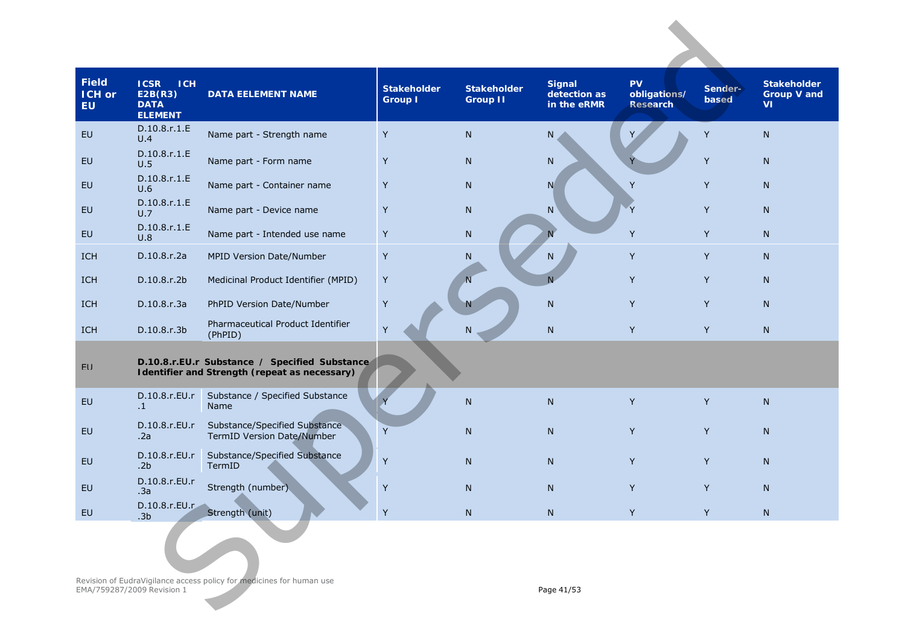| Field ICH or EU | ICSR ICH E2B(R3) DATA ELEMENT | DATA EELEMENT NAME | Stakeholder Group I | Stakeholder Group II | Signal detection as in the eRMR | PV obligations/ Research | Sender-based | Stakeholder Group V and VI |
|---|---|---|---|---|---|---|---|---|
| EU | D.10.8.r.1.EU.4 | Name part - Strength name | Y | N | N | Y | Y | N |
| EU | D.10.8.r.1.EU.5 | Name part - Form name | Y | N | N | Y | Y | N |
| EU | D.10.8.r.1.EU.6 | Name part - Container name | Y | N | N | Y | Y | N |
| EU | D.10.8.r.1.EU.7 | Name part - Device name | Y | N | N | Y | Y | N |
| EU | D.10.8.r.1.EU.8 | Name part - Intended use name | Y | N | N | Y | Y | N |
| ICH | D.10.8.r.2a | MPID Version Date/Number | Y | N | N | Y | Y | N |
| ICH | D.10.8.r.2b | Medicinal Product Identifier (MPID) | Y | N | N | Y | Y | N |
| ICH | D.10.8.r.3a | PhPID Version Date/Number | Y | N | N | Y | Y | N |
| ICH | D.10.8.r.3b | Pharmaceutical Product Identifier (PhPID) | Y | N | N | Y | Y | N |
| EU | **D.10.8.r.EU.r Substance / Specified Substance Identifier and Strength (repeat as necessary)** | | | | | | | |
| EU | D.10.8.r.EU.r.1 | Substance / Specified Substance Name | Y | N | N | Y | Y | N |
| EU | D.10.8.r.EU.r.2a | Substance/Specified Substance TermID Version Date/Number | Y | N | N | Y | Y | N |
| EU | D.10.8.r.EU.r.2b | Substance/Specified Substance TermID | Y | N | N | Y | Y | N |
| EU | D.10.8.r.EU.r.3a | Strength (number) | Y | N | N | Y | Y | N |
| EU | D.10.8.r.EU.r.3b | Strength (unit) | Y | N | N | Y | Y | N |

Revision of EudraVigilance access policy for medicines for human use
EMA/759287/2009 Revision 1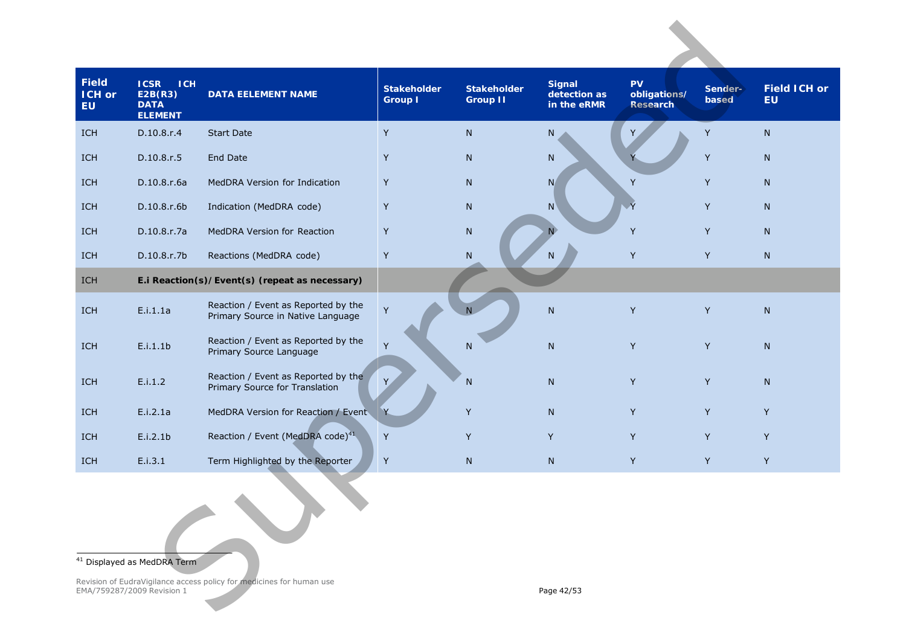| Field ICH or EU | ICSR ICH E2B(R3) DATA ELEMENT | DATA EELEMENT NAME | Stakeholder Group I | Stakeholder Group II | Signal detection as in the eRMR | PV obligations/ Research | Sender-based | Field ICH or EU |
|---|---|---|---|---|---|---|---|---|
| ICH | D.10.8.r.4 | Start Date | Y | N | N | Y | Y | N |
| ICH | D.10.8.r.5 | End Date | Y | N | N | Y | Y | N |
| ICH | D.10.8.r.6a | MedDRA Version for Indication | Y | N | N | Y | Y | N |
| ICH | D.10.8.r.6b | Indication (MedDRA code) | Y | N | N | Y | Y | N |
| ICH | D.10.8.r.7a | MedDRA Version for Reaction | Y | N | N | Y | Y | N |
| ICH | D.10.8.r.7b | Reactions (MedDRA code) | Y | N | N | Y | Y | N |
| ICH | **E.i Reaction(s)/Event(s) (repeat as necessary)** | | | | | | | |
| ICH | E.i.1.1a | Reaction / Event as Reported by the Primary Source in Native Language | Y | N | N | Y | Y | N |
| ICH | E.i.1.1b | Reaction / Event as Reported by the Primary Source Language | Y | N | N | Y | Y | N |
| ICH | E.i.1.2 | Reaction / Event as Reported by the Primary Source for Translation | Y | N | N | Y | Y | N |
| ICH | E.i.2.1a | MedDRA Version for Reaction / Event | Y | Y | N | Y | Y | Y |
| ICH | E.i.2.1b | Reaction / Event (MedDRA code)[41] | Y | Y | Y | Y | Y | Y |
| ICH | E.i.3.1 | Term Highlighted by the Reporter | Y | N | N | Y | Y | Y |

[41] Displayed as MedDRA Term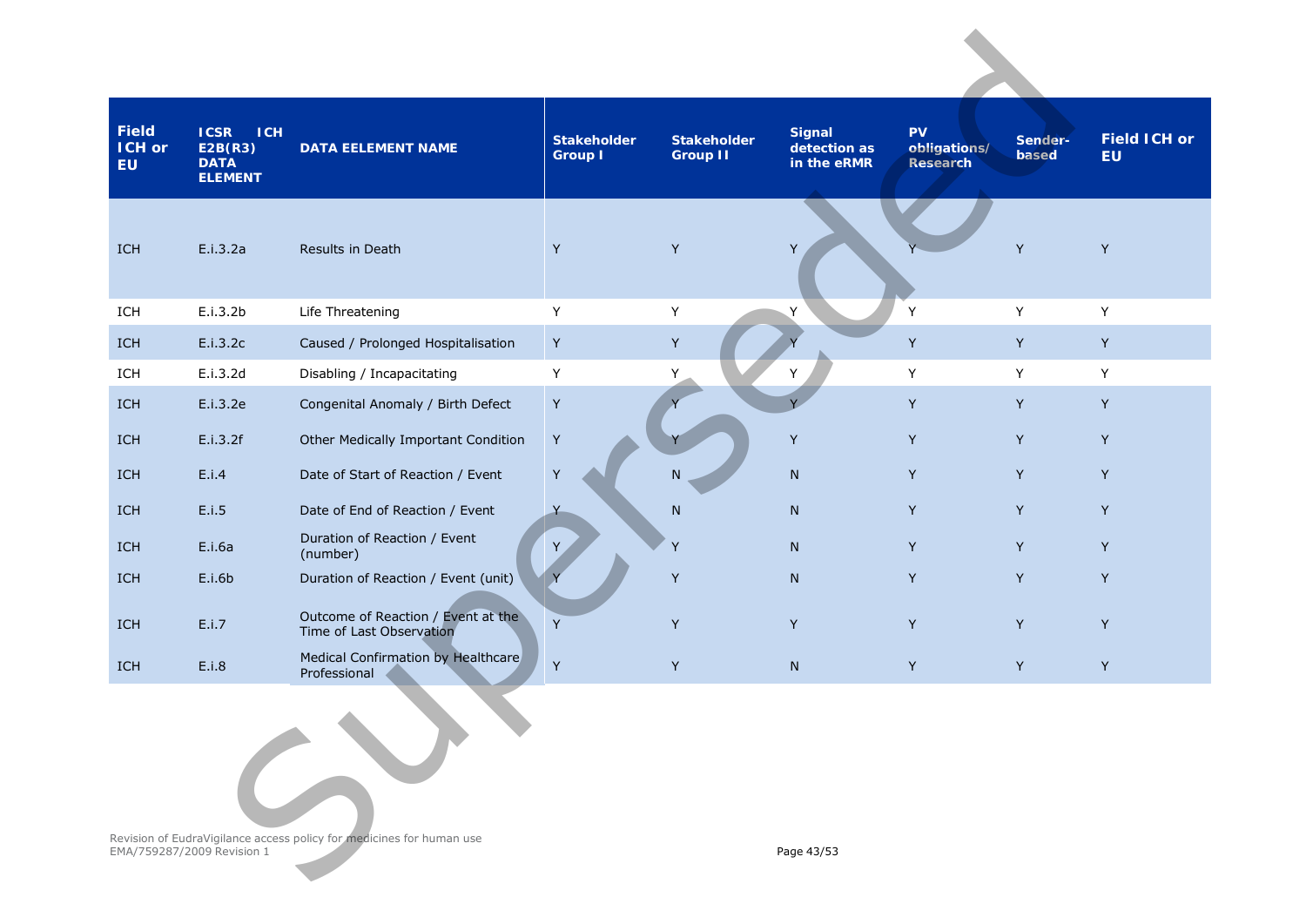| Field ICH or EU | ICSR ICH E2B(R3) DATA ELEMENT | DATA EELEMENT NAME | Stakeholder Group I | Stakeholder Group II | Signal detection as in the eRMR | PV obligations/ Research | Sender-based | Field ICH or EU |
|---|---|---|---|---|---|---|---|---|
| ICH | E.i.3.2a | Results in Death | Y | Y | Y | Y | Y | Y |
| ICH | E.i.3.2b | Life Threatening | Y | Y | Y | Y | Y | Y |
| ICH | E.i.3.2c | Caused / Prolonged Hospitalisation | Y | Y | Y | Y | Y | Y |
| ICH | E.i.3.2d | Disabling / Incapacitating | Y | Y | Y | Y | Y | Y |
| ICH | E.i.3.2e | Congenital Anomaly / Birth Defect | Y | Y | Y | Y | Y | Y |
| ICH | E.i.3.2f | Other Medically Important Condition | Y | Y | Y | Y | Y | Y |
| ICH | E.i.4 | Date of Start of Reaction / Event | Y | N | N | Y | Y | Y |
| ICH | E.i.5 | Date of End of Reaction / Event | Y | N | N | Y | Y | Y |
| ICH | E.i.6a | Duration of Reaction / Event (number) | Y | Y | N | Y | Y | Y |
| ICH | E.i.6b | Duration of Reaction / Event (unit) | Y | Y | N | Y | Y | Y |
| ICH | E.i.7 | Outcome of Reaction / Event at the Time of Last Observation | Y | Y | Y | Y | Y | Y |
| ICH | E.i.8 | Medical Confirmation by Healthcare Professional | Y | Y | N | Y | Y | Y |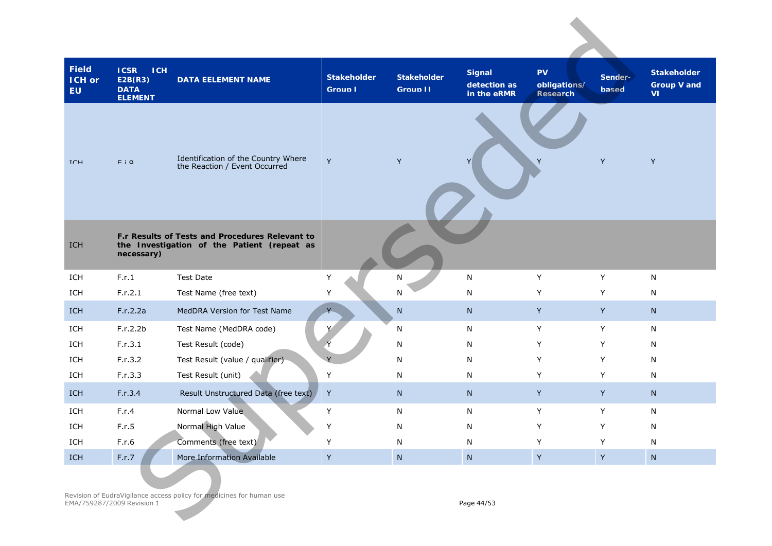| Field ICH or EU | ICSR ICH E2B(R3) DATA ELEMENT | DATA EELEMENT NAME | Stakeholder Group I | Stakeholder Group II | Signal detection as in the eRMR | PV obligations/ Research | Sender-based | Stakeholder Group V and VI |
|---|---|---|---|---|---|---|---|---|
| ICH | E.i.9 | Identification of the Country Where the Reaction / Event Occurred | Y | Y | Y | Y | Y | Y |
| ICH | **F.r Results of Tests and Procedures Relevant to the Investigation of the Patient (repeat as necessary)** | | | | | | | |
| ICH | F.r.1 | Test Date | Y | N | N | Y | Y | N |
| ICH | F.r.2.1 | Test Name (free text) | Y | N | N | Y | Y | N |
| ICH | F.r.2.2a | MedDRA Version for Test Name | Y | N | N | Y | Y | N |
| ICH | F.r.2.2b | Test Name (MedDRA code) | Y | N | N | Y | Y | N |
| ICH | F.r.3.1 | Test Result (code) | Y | N | N | Y | Y | N |
| ICH | F.r.3.2 | Test Result (value / qualifier) | Y | N | N | Y | Y | N |
| ICH | F.r.3.3 | Test Result (unit) | Y | N | N | Y | Y | N |
| ICH | F.r.3.4 | Result Unstructured Data (free text) | Y | N | N | Y | Y | N |
| ICH | F.r.4 | Normal Low Value | Y | N | N | Y | Y | N |
| ICH | F.r.5 | Normal High Value | Y | N | N | Y | Y | N |
| ICH | F.r.6 | Comments (free text) | Y | N | N | Y | Y | N |
| ICH | F.r.7 | More Information Available | Y | N | N | Y | Y | N |

Revision of EudraVigilance access policy for medicines for human use
EMA/759287/2009 Revision 1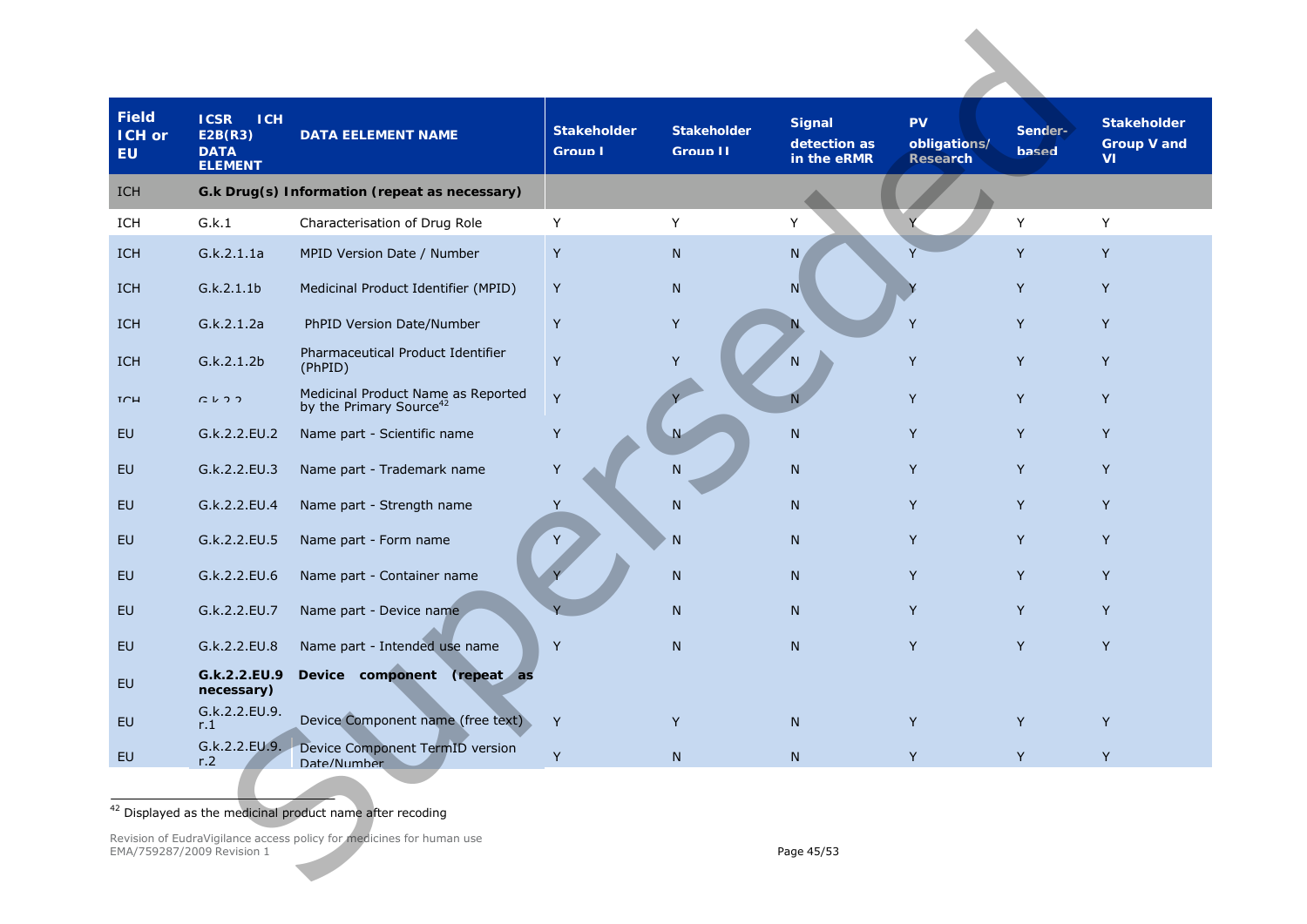| Field ICH or EU | ICSR ICH E2B(R3) DATA ELEMENT | DATA EELEMENT NAME | Stakeholder Group I | Stakeholder Group II | Signal detection as in the eRMR | PV obligations/ Research | Sender-based | Stakeholder Group V and VI |
|---|---|---|---|---|---|---|---|---|
| ICH | **G.k Drug(s) Information (repeat as necessary)** | | | | | | | |
| ICH | G.k.1 | Characterisation of Drug Role | Y | Y | Y | Y | Y | Y |
| ICH | G.k.2.1.1a | MPID Version Date / Number | Y | N | N | Y | Y | Y |
| ICH | G.k.2.1.1b | Medicinal Product Identifier (MPID) | Y | N | N | Y | Y | Y |
| ICH | G.k.2.1.2a | PhPID Version Date/Number | Y | Y | N | Y | Y | Y |
| ICH | G.k.2.1.2b | Pharmaceutical Product Identifier (PhPID) | Y | Y | N | Y | Y | Y |
| ICH | G.k.2.2 | Medicinal Product Name as Reported by the Primary Source[42] | Y | Y | N | Y | Y | Y |
| EU | G.k.2.2.EU.2 | Name part - Scientific name | Y | N | N | Y | Y | Y |
| EU | G.k.2.2.EU.3 | Name part - Trademark name | Y | N | N | Y | Y | Y |
| EU | G.k.2.2.EU.4 | Name part - Strength name | Y | N | N | Y | Y | Y |
| EU | G.k.2.2.EU.5 | Name part - Form name | Y | N | N | Y | Y | Y |
| EU | G.k.2.2.EU.6 | Name part - Container name | Y | N | N | Y | Y | Y |
| EU | G.k.2.2.EU.7 | Name part - Device name | Y | N | N | Y | Y | Y |
| EU | G.k.2.2.EU.8 | Name part - Intended use name | Y | N | N | Y | Y | Y |
| EU | **G.k.2.2.EU.9** | **Device component (repeat as necessary)** | | | | | | |
| EU | G.k.2.2.EU.9.r.1 | Device Component name (free text) | Y | Y | N | Y | Y | Y |
| EU | G.k.2.2.EU.9.r.2 | Device Component TermID version Date/Number | Y | N | N | Y | Y | Y |

[42] Displayed as the medicinal product name after recoding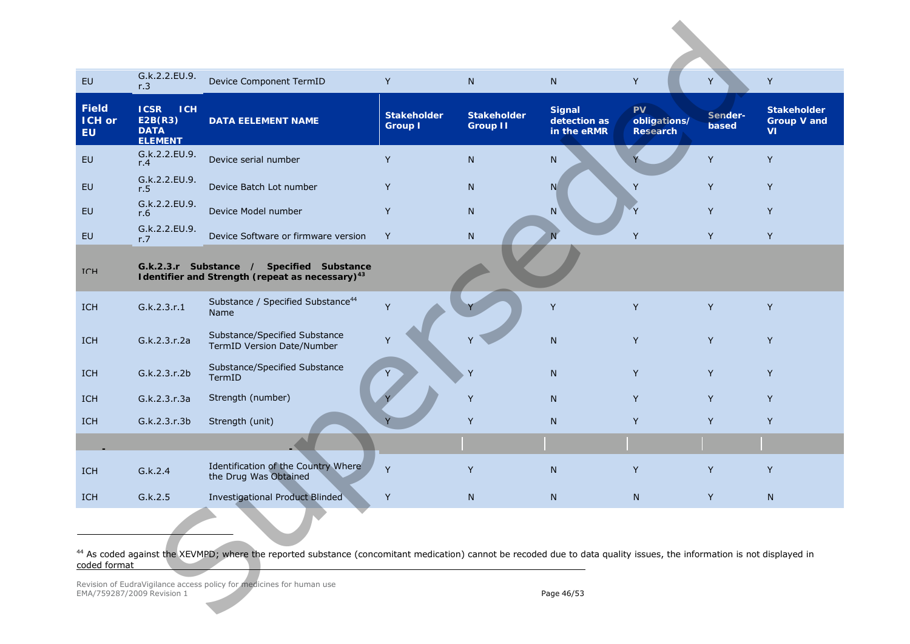| Field ICH or EU | ICSR ICH E2B(R3) DATA ELEMENT | DATA EELEMENT NAME | Stakeholder Group I | Stakeholder Group II | Signal detection as in the eRMR | PV obligations/ Research | Sender-based | Stakeholder Group V and VI |
|---|---|---|---|---|---|---|---|---|
| EU | G.k.2.2.EU.9.r.3 | Device Component TermID | Y | N | N | Y | Y | Y |
| EU | G.k.2.2.EU.9.r.4 | Device serial number | Y | N | N | Y | Y | Y |
| EU | G.k.2.2.EU.9.r.5 | Device Batch Lot number | Y | N | N | Y | Y | Y |
| EU | G.k.2.2.EU.9.r.6 | Device Model number | Y | N | N | Y | Y | Y |
| EU | G.k.2.2.EU.9.r.7 | Device Software or firmware version | Y | N | N | Y | Y | Y |
| ICH | **G.k.2.3.r Substance / Specified Substance Identifier and Strength (repeat as necessary)[43]** | | | | | | | |
| ICH | G.k.2.3.r.1 | Substance / Specified Substance[44] Name | Y | Y | Y | Y | Y | Y |
| ICH | G.k.2.3.r.2a | Substance/Specified Substance TermID Version Date/Number | Y | Y | N | Y | Y | Y |
| ICH | G.k.2.3.r.2b | Substance/Specified Substance TermID | Y | Y | N | Y | Y | Y |
| ICH | G.k.2.3.r.3a | Strength (number) | Y | Y | N | Y | Y | Y |
| ICH | G.k.2.3.r.3b | Strength (unit) | Y | Y | N | Y | Y | Y |
| | | | | | | | | |
| ICH | G.k.2.4 | Identification of the Country Where the Drug Was Obtained | Y | Y | N | Y | Y | Y |
| ICH | G.k.2.5 | Investigational Product Blinded | Y | N | N | N | Y | N |

[44] As coded against the XEVMPD; where the reported substance (concomitant medication) cannot be recoded due to data quality issues, the information is not displayed in coded format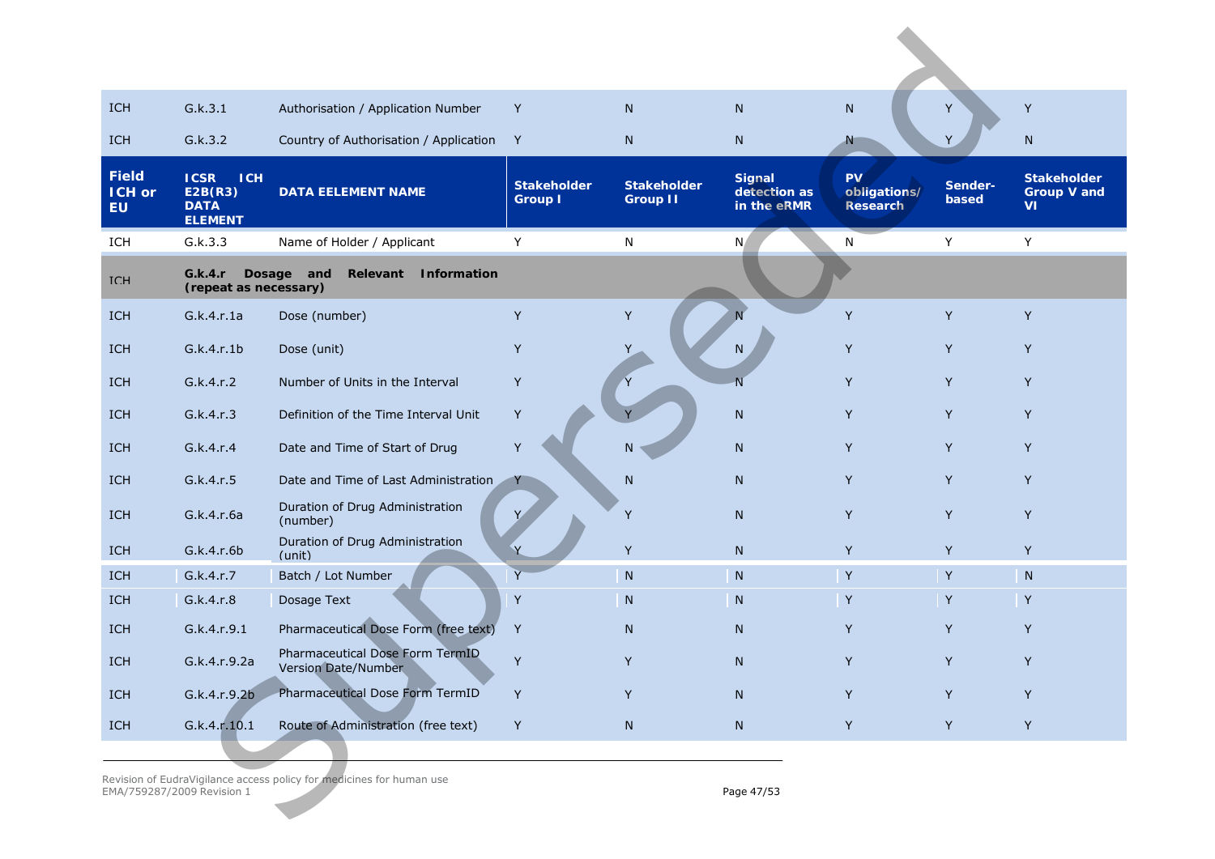| ICH | G.k.3.1 | Authorisation / Application Number | Y | N | N | N | Y | Y |
|---|---|---|---|---|---|---|---|---|
| ICH | G.k.3.2 | Country of Authorisation / Application | Y | N | N | N | Y | N |
| **Field ICH or EU** | **ICSR ICH E2B(R3) DATA ELEMENT** | **DATA EELEMENT NAME** | **Stakeholder Group I** | **Stakeholder Group II** | **Signal detection as in the eRMR** | **PV obligations/ Research** | **Sender-based** | **Stakeholder Group V and VI** |
| ICH | G.k.3.3 | Name of Holder / Applicant | Y | N | N | N | Y | Y |
| ICH | **G.k.4.r Dosage and Relevant Information (repeat as necessary)** | | | | | | | |
| ICH | G.k.4.r.1a | Dose (number) | Y | Y | N | Y | Y | Y |
| ICH | G.k.4.r.1b | Dose (unit) | Y | Y | N | Y | Y | Y |
| ICH | G.k.4.r.2 | Number of Units in the Interval | Y | Y | N | Y | Y | Y |
| ICH | G.k.4.r.3 | Definition of the Time Interval Unit | Y | Y | N | Y | Y | Y |
| ICH | G.k.4.r.4 | Date and Time of Start of Drug | Y | N | N | Y | Y | Y |
| ICH | G.k.4.r.5 | Date and Time of Last Administration | Y | N | N | Y | Y | Y |
| ICH | G.k.4.r.6a | Duration of Drug Administration (number) | Y | Y | N | Y | Y | Y |
| ICH | G.k.4.r.6b | Duration of Drug Administration (unit) | Y | Y | N | Y | Y | Y |
| ICH | G.k.4.r.7 | Batch / Lot Number | Y | N | N | Y | Y | N |
| ICH | G.k.4.r.8 | Dosage Text | Y | N | N | Y | Y | Y |
| ICH | G.k.4.r.9.1 | Pharmaceutical Dose Form (free text) | Y | N | N | Y | Y | Y |
| ICH | G.k.4.r.9.2a | Pharmaceutical Dose Form TermID Version Date/Number | Y | Y | N | Y | Y | Y |
| ICH | G.k.4.r.9.2b | Pharmaceutical Dose Form TermID | Y | Y | N | Y | Y | Y |
| ICH | G.k.4.r.10.1 | Route of Administration (free text) | Y | N | N | Y | Y | Y |

Revision of EudraVigilance access policy for medicines for human use
EMA/759287/2009 Revision 1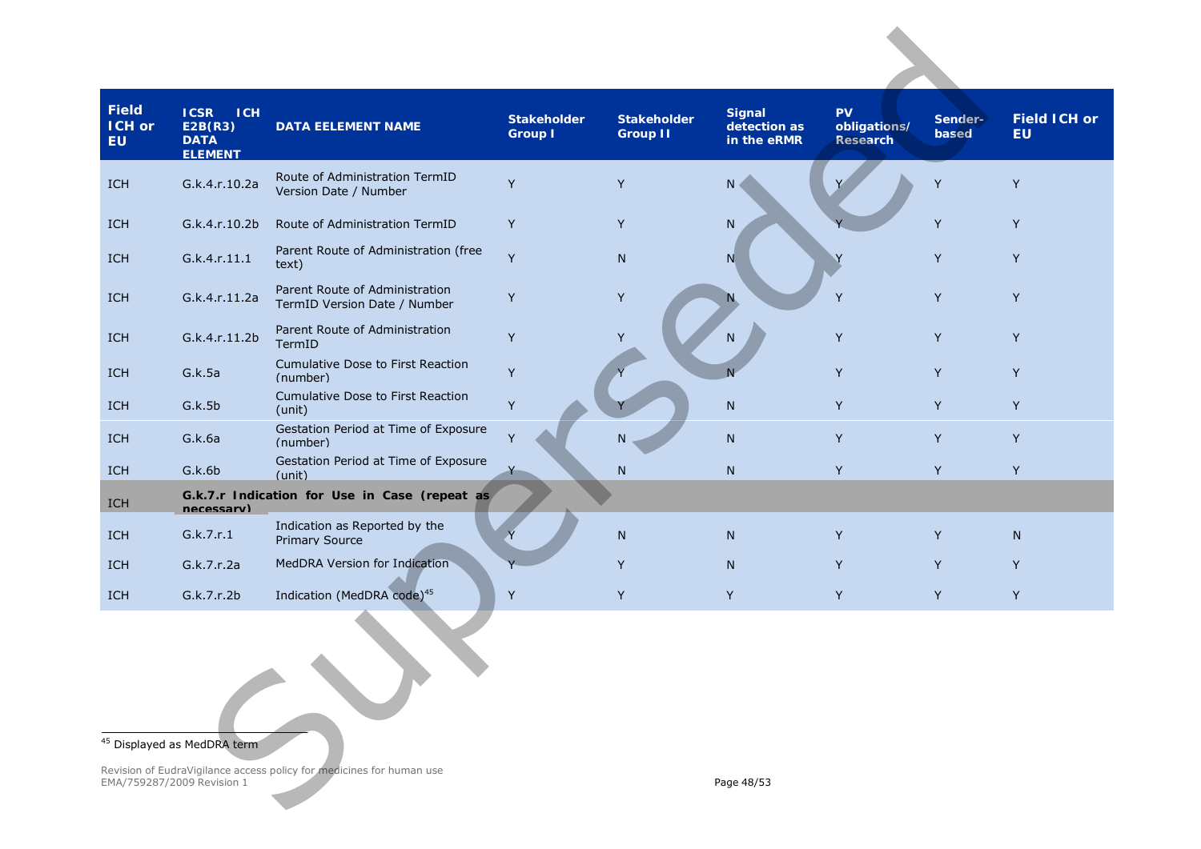| Field ICH or EU | ICSR ICH E2B(R3) DATA ELEMENT | DATA EELEMENT NAME | Stakeholder Group I | Stakeholder Group II | Signal detection as in the eRMR | PV obligations/ Research | Sender-based | Field ICH or EU |
|---|---|---|---|---|---|---|---|---|
| ICH | G.k.4.r.10.2a | Route of Administration TermID Version Date / Number | Y | Y | N | Y | Y | Y |
| ICH | G.k.4.r.10.2b | Route of Administration TermID | Y | Y | N | Y | Y | Y |
| ICH | G.k.4.r.11.1 | Parent Route of Administration (free text) | Y | N | N | Y | Y | Y |
| ICH | G.k.4.r.11.2a | Parent Route of Administration TermID Version Date / Number | Y | Y | N | Y | Y | Y |
| ICH | G.k.4.r.11.2b | Parent Route of Administration TermID | Y | Y | N | Y | Y | Y |
| ICH | G.k.5a | Cumulative Dose to First Reaction (number) | Y | Y | N | Y | Y | Y |
| ICH | G.k.5b | Cumulative Dose to First Reaction (unit) | Y | Y | N | Y | Y | Y |
| ICH | G.k.6a | Gestation Period at Time of Exposure (number) | Y | N | N | Y | Y | Y |
| ICH | G.k.6b | Gestation Period at Time of Exposure (unit) | Y | N | N | Y | Y | Y |
| ICH | **G.k.7.r Indication for Use in Case (repeat as necessary)** | | | | | | | |
| ICH | G.k.7.r.1 | Indication as Reported by the Primary Source | Y | N | N | Y | Y | N |
| ICH | G.k.7.r.2a | MedDRA Version for Indication | Y | Y | N | Y | Y | Y |
| ICH | G.k.7.r.2b | Indication (MedDRA code)[45] | Y | Y | Y | Y | Y | Y |

[45] Displayed as MedDRA term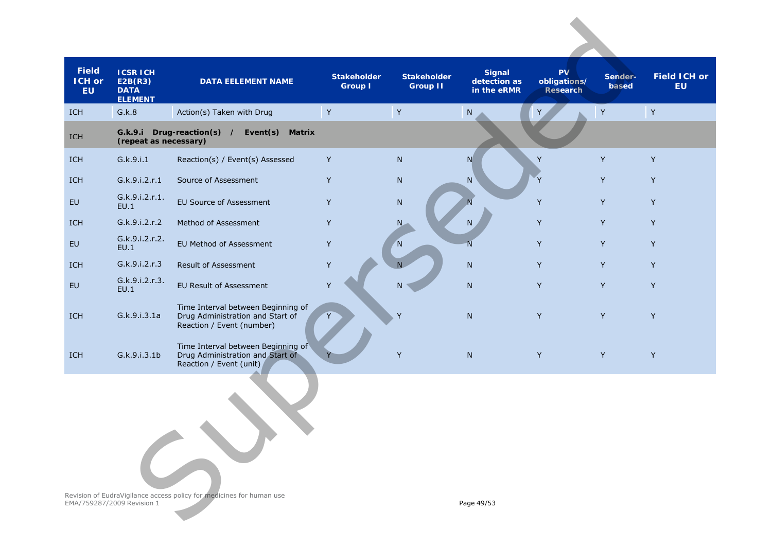| Field ICH or EU | ICSR ICH E2B(R3) DATA ELEMENT | DATA EELEMENT NAME | Stakeholder Group I | Stakeholder Group II | Signal detection as in the eRMR | PV obligations/ Research | Sender-based | Field ICH or EU |
|---|---|---|---|---|---|---|---|---|
| ICH | G.k.8 | Action(s) Taken with Drug | Y | Y | N | Y | Y | Y |
| ICH | **G.k.9.i Drug-reaction(s) / Event(s) Matrix (repeat as necessary)** | | | | | | | |
| ICH | G.k.9.i.1 | Reaction(s) / Event(s) Assessed | Y | N | N | Y | Y | Y |
| ICH | G.k.9.i.2.r.1 | Source of Assessment | Y | N | N | Y | Y | Y |
| EU | G.k.9.i.2.r.1.EU.1 | EU Source of Assessment | Y | N | N | Y | Y | Y |
| ICH | G.k.9.i.2.r.2 | Method of Assessment | Y | N | N | Y | Y | Y |
| EU | G.k.9.i.2.r.2.EU.1 | EU Method of Assessment | Y | N | N | Y | Y | Y |
| ICH | G.k.9.i.2.r.3 | Result of Assessment | Y | N | N | Y | Y | Y |
| EU | G.k.9.i.2.r.3.EU.1 | EU Result of Assessment | Y | N | N | Y | Y | Y |
| ICH | G.k.9.i.3.1a | Time Interval between Beginning of Drug Administration and Start of Reaction / Event (number) | Y | Y | N | Y | Y | Y |
| ICH | G.k.9.i.3.1b | Time Interval between Beginning of Drug Administration and Start of Reaction / Event (unit) | Y | Y | N | Y | Y | Y |

Revision of EudraVigilance access policy for medicines for human use
EMA/759287/2009 Revision 1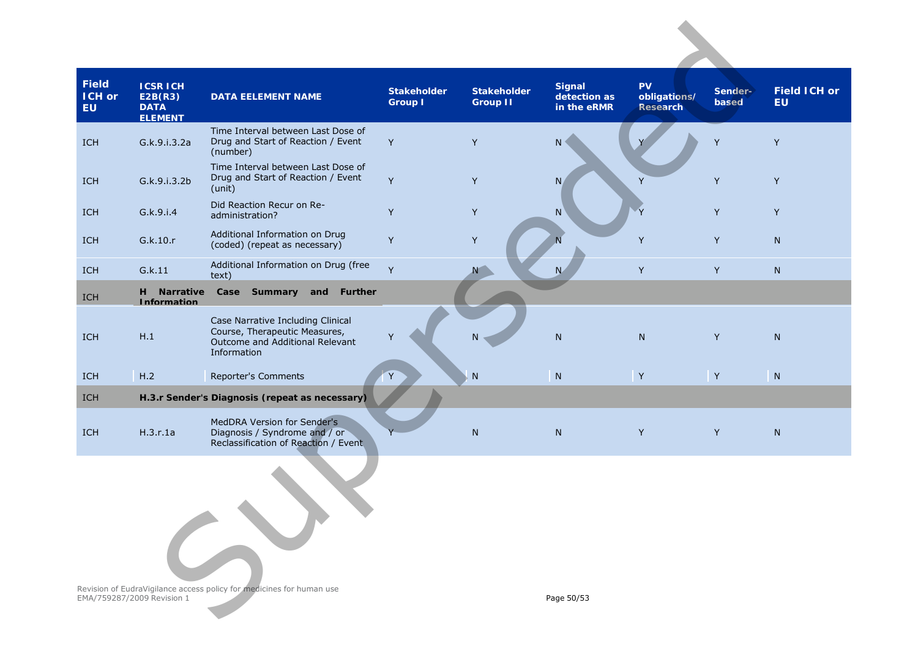| Field ICH or EU | ICSR ICH E2B(R3) DATA ELEMENT | DATA EELEMENT NAME | Stakeholder Group I | Stakeholder Group II | Signal detection as in the eRMR | PV obligations/ Research | Sender-based | Field ICH or EU |
|---|---|---|---|---|---|---|---|---|
| ICH | G.k.9.i.3.2a | Time Interval between Last Dose of Drug and Start of Reaction / Event (number) | Y | Y | N | Y | Y | Y |
| ICH | G.k.9.i.3.2b | Time Interval between Last Dose of Drug and Start of Reaction / Event (unit) | Y | Y | N | Y | Y | Y |
| ICH | G.k.9.i.4 | Did Reaction Recur on Re-administration? | Y | Y | N | Y | Y | Y |
| ICH | G.k.10.r | Additional Information on Drug (coded) (repeat as necessary) | Y | Y | N | Y | Y | N |
| ICH | G.k.11 | Additional Information on Drug (free text) | Y | N | N | Y | Y | N |
| ICH | **H Narrative Case Summary and Further Information** | | | | | | | |
| ICH | H.1 | Case Narrative Including Clinical Course, Therapeutic Measures, Outcome and Additional Relevant Information | Y | N | N | N | Y | N |
| ICH | H.2 | Reporter's Comments | Y | N | N | Y | Y | N |
| ICH | **H.3.r Sender's Diagnosis (repeat as necessary)** | | | | | | | |
| ICH | H.3.r.1a | MedDRA Version for Sender's Diagnosis / Syndrome and / or Reclassification of Reaction / Event | Y | N | N | Y | Y | N |

Revision of EudraVigilance access policy for medicines for human use
EMA/759287/2009 Revision 1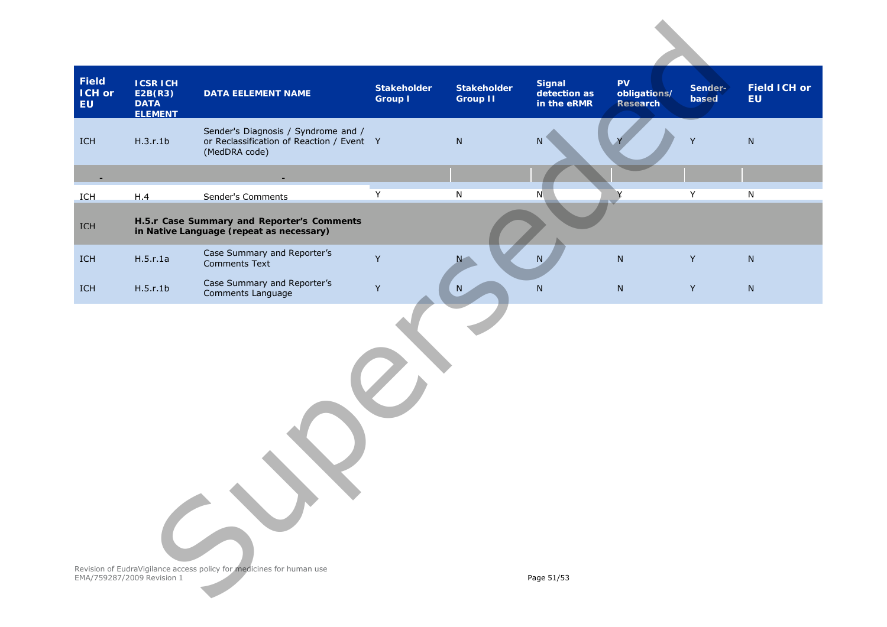| Field ICH or EU | ICSR ICH E2B(R3) DATA ELEMENT | DATA EELEMENT NAME | Stakeholder Group I | Stakeholder Group II | Signal detection as in the eRMR | PV obligations/ Research | Sender-based | Field ICH or EU |
|---|---|---|---|---|---|---|---|---|
| ICH | H.3.r.1b | Sender's Diagnosis / Syndrome and / or Reclassification of Reaction / Event (MedDRA code) | Y | N | N | Y | Y | N |
| - | | - | | | | | | |
| ICH | H.4 | Sender's Comments | Y | N | N | Y | Y | N |
| ICH | **H.5.r Case Summary and Reporter's Comments in Native Language (repeat as necessary)** | | | | | | | |
| ICH | H.5.r.1a | Case Summary and Reporter's Comments Text | Y | N | N | N | Y | N |
| ICH | H.5.r.1b | Case Summary and Reporter's Comments Language | Y | N | N | N | Y | N |

Superseded

Revision of EudraVigilance access policy for medicines for human use
EMA/759287/2009 Revision 1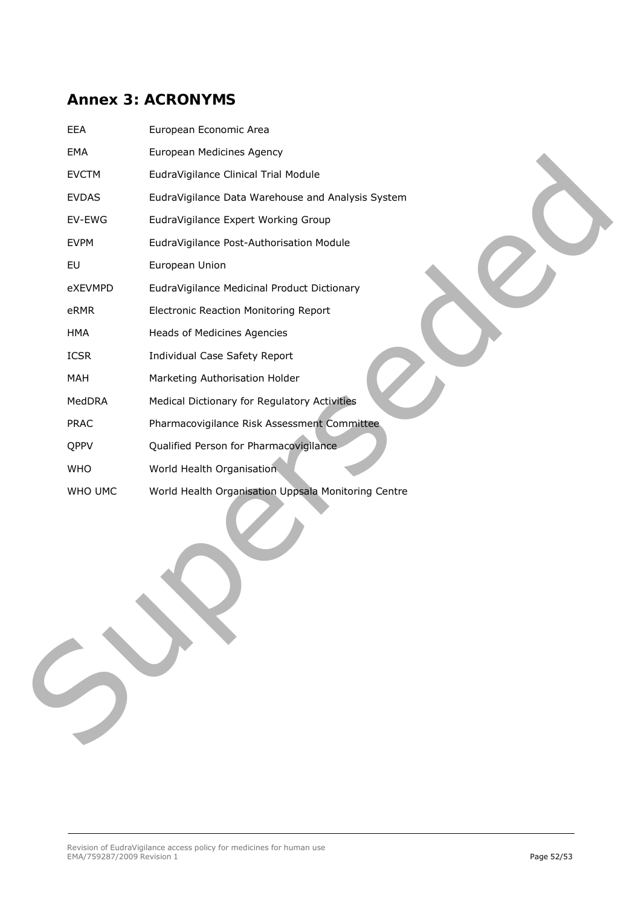## Annex 3: ACRONYMS

| | |
|---|---|
| EEA | European Economic Area |
| EMA | European Medicines Agency |
| EVCTM | EudraVigilance Clinical Trial Module |
| EVDAS | EudraVigilance Data Warehouse and Analysis System |
| EV-EWG | EudraVigilance Expert Working Group |
| EVPM | EudraVigilance Post-Authorisation Module |
| EU | European Union |
| eXEVMPD | EudraVigilance Medicinal Product Dictionary |
| eRMR | Electronic Reaction Monitoring Report |
| HMA | Heads of Medicines Agencies |
| ICSR | Individual Case Safety Report |
| MAH | Marketing Authorisation Holder |
| MedDRA | Medical Dictionary for Regulatory Activities |
| PRAC | Pharmacovigilance Risk Assessment Committee |
| QPPV | Qualified Person for Pharmacovigilance |
| WHO | World Health Organisation |
| WHO UMC | World Health Organisation Uppsala Monitoring Centre |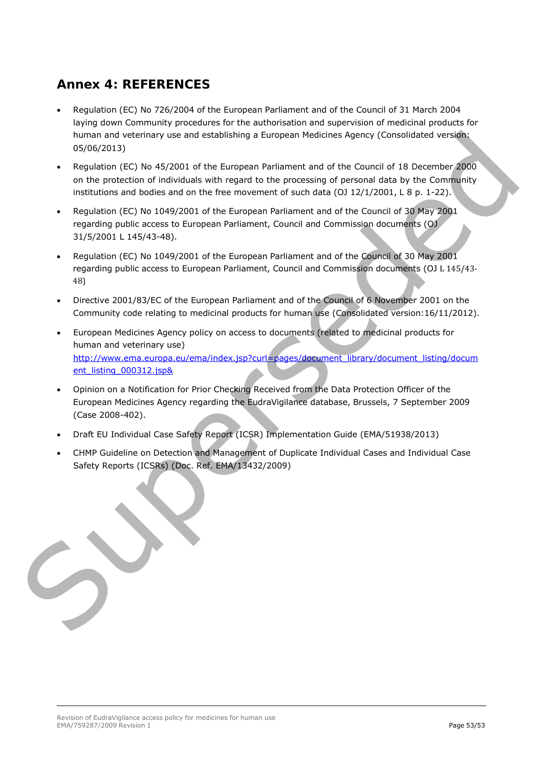## Annex 4: REFERENCES

- Regulation (EC) No 726/2004 of the European Parliament and of the Council of 31 March 2004 laying down Community procedures for the authorisation and supervision of medicinal products for human and veterinary use and establishing a European Medicines Agency (Consolidated version: 05/06/2013)
- Regulation (EC) No 45/2001 of the European Parliament and of the Council of 18 December 2000 on the protection of individuals with regard to the processing of personal data by the Community institutions and bodies and on the free movement of such data (OJ 12/1/2001, L 8 p. 1-22).
- Regulation (EC) No 1049/2001 of the European Parliament and of the Council of 30 May 2001 regarding public access to European Parliament, Council and Commission documents (OJ 31/5/2001 L 145/43-48).
- Regulation (EC) No 1049/2001 of the European Parliament and of the Council of 30 May 2001 regarding public access to European Parliament, Council and Commission documents (OJ L 145/43-48)
- Directive 2001/83/EC of the European Parliament and of the Council of 6 November 2001 on the Community code relating to medicinal products for human use (Consolidated version:16/11/2012).
- European Medicines Agency policy on access to documents (related to medicinal products for human and veterinary use) [http://www.ema.europa.eu/ema/index.jsp?curl=pages/document_library/document_listing/document_listing_000312.jsp&](http://www.ema.europa.eu/ema/index.jsp?curl=pages/document_library/document_listing/document_listing_000312.jsp&)
- Opinion on a Notification for Prior Checking Received from the Data Protection Officer of the European Medicines Agency regarding the EudraVigilance database, Brussels, 7 September 2009 (Case 2008-402).
- Draft EU Individual Case Safety Report (ICSR) Implementation Guide (EMA/51938/2013)
- CHMP Guideline on Detection and Management of Duplicate Individual Cases and Individual Case Safety Reports (ICSRs) (Doc. Ref. EMA/13432/2009)